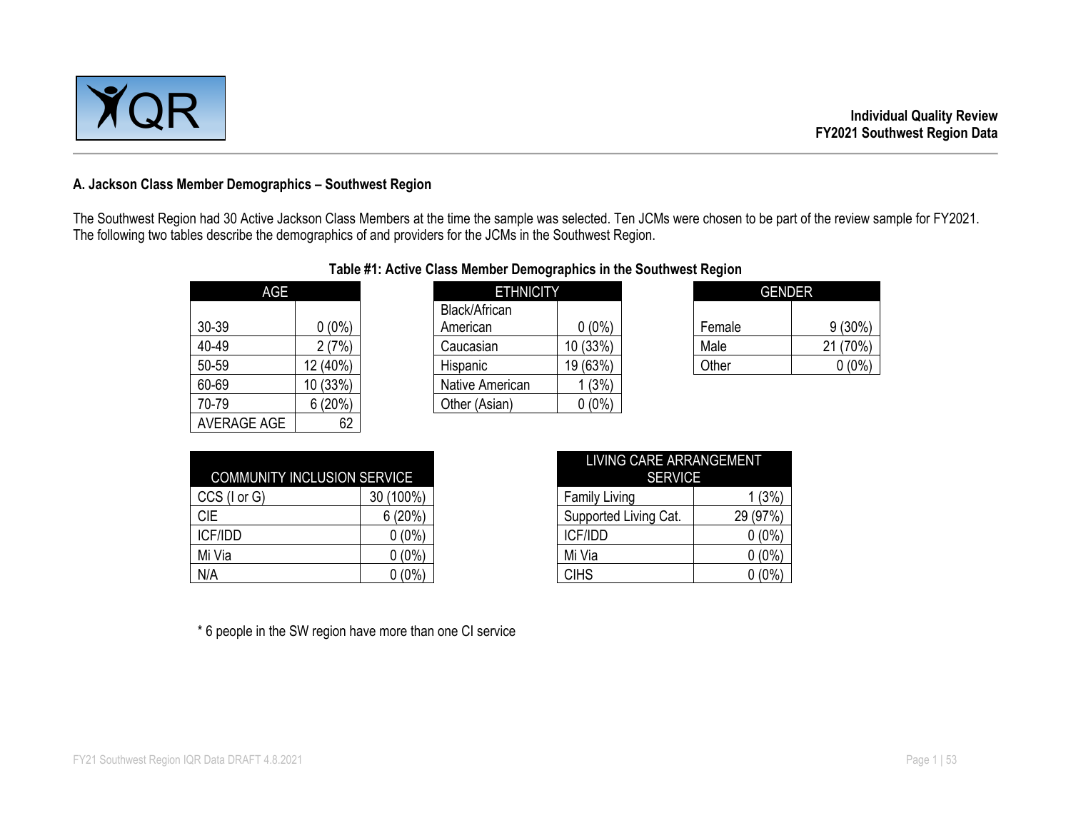**Individual Quality Review**
**FY2021 Southwest Region Data**

### A. Jackson Class Member Demographics – Southwest Region

The Southwest Region had 30 Active Jackson Class Members at the time the sample was selected. Ten JCMs were chosen to be part of the review sample for FY2021. The following two tables describe the demographics of and providers for the JCMs in the Southwest Region.

**Table #1: Active Class Member Demographics in the Southwest Region**

| AGE | |
|---|---|
| 30-39 | 0 (0%) |
| 40-49 | 2 (7%) |
| 50-59 | 12 (40%) |
| 60-69 | 10 (33%) |
| 70-79 | 6 (20%) |
| AVERAGE AGE | 62 |

| ETHNICITY | |
|---|---|
| Black/African American | 0 (0%) |
| Caucasian | 10 (33%) |
| Hispanic | 19 (63%) |
| Native American | 1 (3%) |
| Other (Asian) | 0 (0%) |

| GENDER | |
|---|---|
| Female | 9 (30%) |
| Male | 21 (70%) |
| Other | 0 (0%) |

| COMMUNITY INCLUSION SERVICE | |
|---|---|
| CCS (I or G) | 30 (100%) |
| CIE | 6 (20%) |
| ICF/IDD | 0 (0%) |
| Mi Via | 0 (0%) |
| N/A | 0 (0%) |

| LIVING CARE ARRANGEMENT SERVICE | |
|---|---|
| Family Living | 1 (3%) |
| Supported Living Cat. | 29 (97%) |
| ICF/IDD | 0 (0%) |
| Mi Via | 0 (0%) |
| CIHS | 0 (0%) |

* 6 people in the SW region have more than one CI service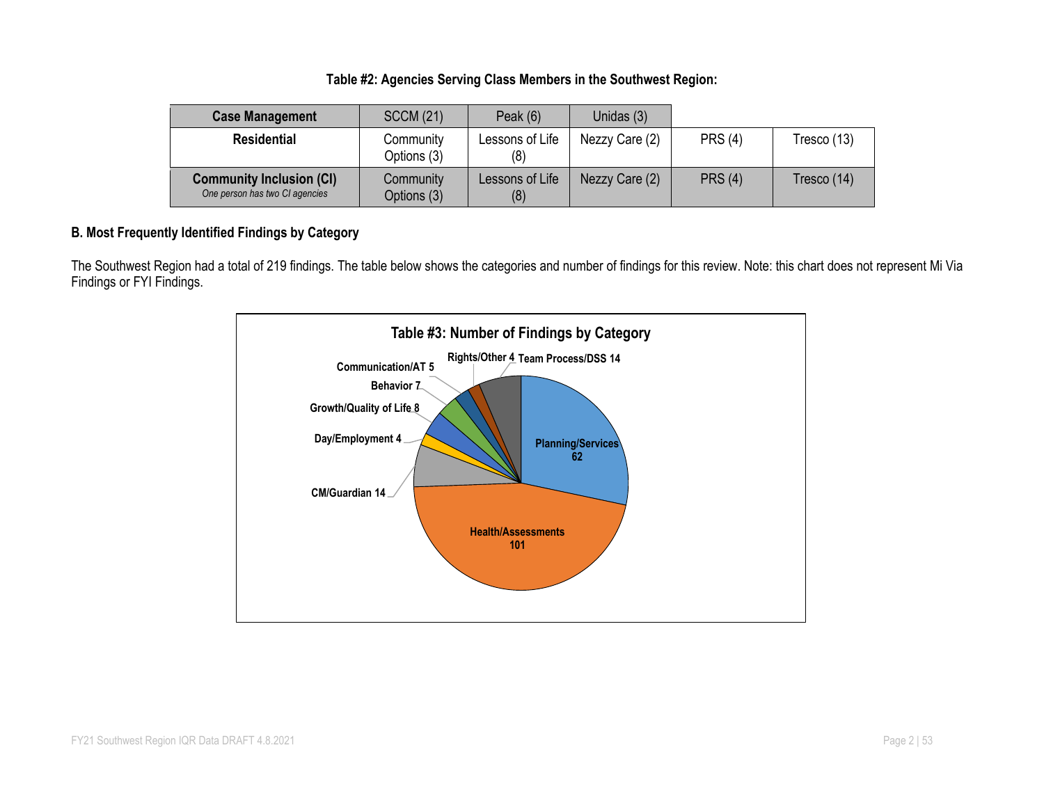**Table #2: Agencies Serving Class Members in the Southwest Region:**

| Case Management | SCCM (21) | Peak (6) | Unidas (3) | | |
|---|---|---|---|---|---|
| **Residential** | Community Options (3) | Lessons of Life (8) | Nezzy Care (2) | PRS (4) | Tresco (13) |
| **Community Inclusion (CI)** *One person has two CI agencies* | Community Options (3) | Lessons of Life (8) | Nezzy Care (2) | PRS (4) | Tresco (14) |

**B. Most Frequently Identified Findings by Category**

The Southwest Region had a total of 219 findings. The table below shows the categories and number of findings for this review. Note: this chart does not represent Mi Via Findings or FYI Findings.

**Table #3: Number of Findings by Category**

| Category | Number of Findings |
|---|---|
| Planning/Services | 62 |
| Health/Assessments | 101 |
| CM/Guardian | 14 |
| Day/Employment | 4 |
| Growth/Quality of Life | 8 |
| Behavior | 7 |
| Communication/AT | 5 |
| Rights/Other | 4 |
| Team Process/DSS | 14 |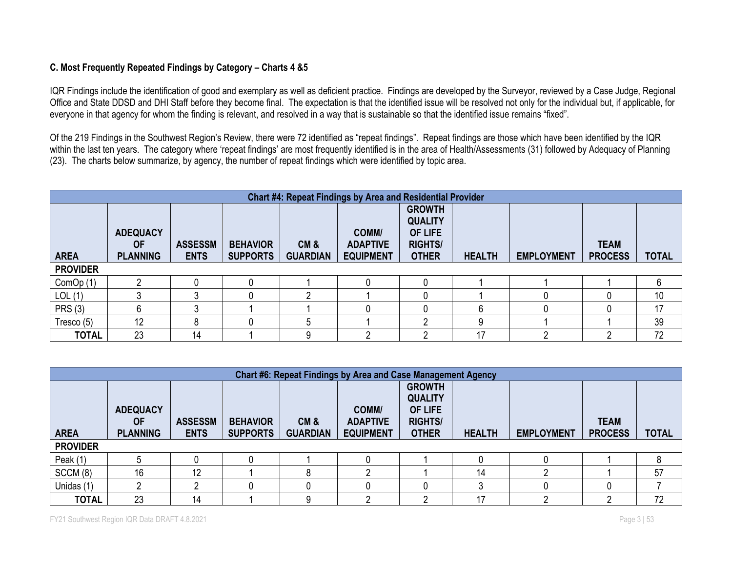### C. Most Frequently Repeated Findings by Category – Charts 4 &5

IQR Findings include the identification of good and exemplary as well as deficient practice. Findings are developed by the Surveyor, reviewed by a Case Judge, Regional Office and State DDSD and DHI Staff before they become final. The expectation is that the identified issue will be resolved not only for the individual but, if applicable, for everyone in that agency for whom the finding is relevant, and resolved in a way that is sustainable so that the identified issue remains "fixed".

Of the 219 Findings in the Southwest Region's Review, there were 72 identified as "repeat findings". Repeat findings are those which have been identified by the IQR within the last ten years. The category where 'repeat findings' are most frequently identified is in the area of Health/Assessments (31) followed by Adequacy of Planning (23). The charts below summarize, by agency, the number of repeat findings which were identified by topic area.

| Chart #4: Repeat Findings by Area and Residential Provider | | | | | | | | | | |
|---|---|---|---|---|---|---|---|---|---|---|
| **AREA** | **ADEQUACY OF PLANNING** | **ASSESSMENTS** | **BEHAVIOR SUPPORTS** | **CM & GUARDIAN** | **COMM/ ADAPTIVE EQUIPMENT** | **GROWTH QUALITY OF LIFE RIGHTS/ OTHER** | **HEALTH** | **EMPLOYMENT** | **TEAM PROCESS** | **TOTAL** |
| **PROVIDER** | | | | | | | | | | |
| ComOp (1) | 2 | 0 | 0 | 1 | 0 | 0 | 1 | 1 | 1 | 6 |
| LOL (1) | 3 | 3 | 0 | 2 | 1 | 0 | 1 | 0 | 0 | 10 |
| PRS (3) | 6 | 3 | 1 | 1 | 0 | 0 | 6 | 0 | 0 | 17 |
| Tresco (5) | 12 | 8 | 0 | 5 | 1 | 2 | 9 | 1 | 1 | 39 |
| **TOTAL** | 23 | 14 | 1 | 9 | 2 | 2 | 17 | 2 | 2 | 72 |

| Chart #6: Repeat Findings by Area and Case Management Agency | | | | | | | | | | |
|---|---|---|---|---|---|---|---|---|---|---|
| **AREA** | **ADEQUACY OF PLANNING** | **ASSESSMENTS** | **BEHAVIOR SUPPORTS** | **CM & GUARDIAN** | **COMM/ ADAPTIVE EQUIPMENT** | **GROWTH QUALITY OF LIFE RIGHTS/ OTHER** | **HEALTH** | **EMPLOYMENT** | **TEAM PROCESS** | **TOTAL** |
| **PROVIDER** | | | | | | | | | | |
| Peak (1) | 5 | 0 | 0 | 1 | 0 | 1 | 0 | 0 | 1 | 8 |
| SCCM (8) | 16 | 12 | 1 | 8 | 2 | 1 | 14 | 2 | 1 | 57 |
| Unidas (1) | 2 | 2 | 0 | 0 | 0 | 0 | 3 | 0 | 0 | 7 |
| **TOTAL** | 23 | 14 | 1 | 9 | 2 | 2 | 17 | 2 | 2 | 72 |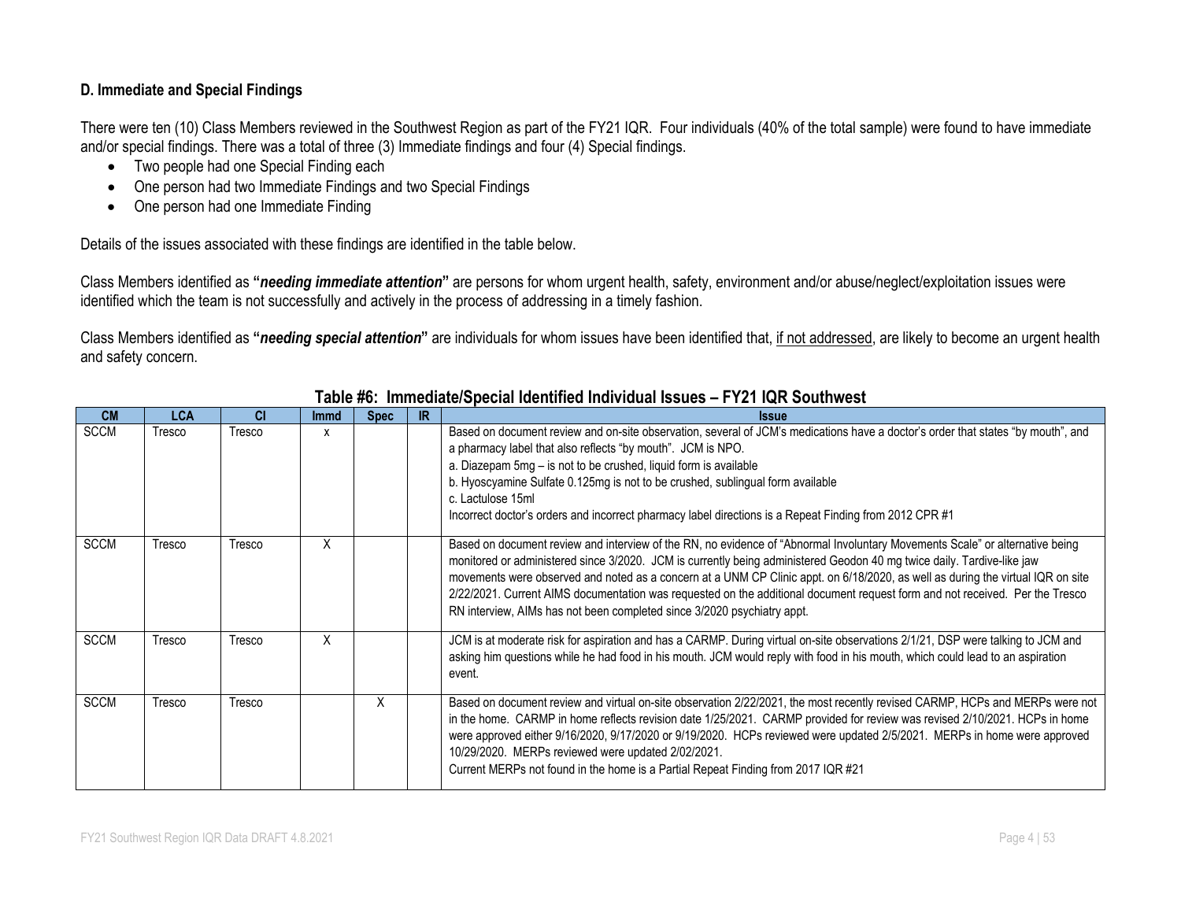### D. Immediate and Special Findings

There were ten (10) Class Members reviewed in the Southwest Region as part of the FY21 IQR. Four individuals (40% of the total sample) were found to have immediate and/or special findings. There was a total of three (3) Immediate findings and four (4) Special findings.

- Two people had one Special Finding each
- One person had two Immediate Findings and two Special Findings
- One person had one Immediate Finding

Details of the issues associated with these findings are identified in the table below.

Class Members identified as **"*needing immediate attention*"** are persons for whom urgent health, safety, environment and/or abuse/neglect/exploitation issues were identified which the team is not successfully and actively in the process of addressing in a timely fashion.

Class Members identified as **"*needing special attention*"** are individuals for whom issues have been identified that, <u>if not addressed</u>, are likely to become an urgent health and safety concern.

**Table #6: Immediate/Special Identified Individual Issues – FY21 IQR Southwest**

| CM | LCA | CI | Immd | Spec | IR | Issue |
|---|---|---|---|---|---|---|
| SCCM | Tresco | Tresco | x | | | Based on document review and on-site observation, several of JCM's medications have a doctor's order that states "by mouth", and a pharmacy label that also reflects "by mouth". JCM is NPO.<br>a. Diazepam 5mg – is not to be crushed, liquid form is available<br>b. Hyoscyamine Sulfate 0.125mg is not to be crushed, sublingual form available<br>c. Lactulose 15ml<br>Incorrect doctor's orders and incorrect pharmacy label directions is a Repeat Finding from 2012 CPR #1 |
| SCCM | Tresco | Tresco | X | | | Based on document review and interview of the RN, no evidence of "Abnormal Involuntary Movements Scale" or alternative being monitored or administered since 3/2020. JCM is currently being administered Geodon 40 mg twice daily. Tardive-like jaw movements were observed and noted as a concern at a UNM CP Clinic appt. on 6/18/2020, as well as during the virtual IQR on site 2/22/2021. Current AIMS documentation was requested on the additional document request form and not received. Per the Tresco RN interview, AIMs has not been completed since 3/2020 psychiatry appt. |
| SCCM | Tresco | Tresco | X | | | JCM is at moderate risk for aspiration and has a CARMP. During virtual on-site observations 2/1/21, DSP were talking to JCM and asking him questions while he had food in his mouth. JCM would reply with food in his mouth, which could lead to an aspiration event. |
| SCCM | Tresco | Tresco | | X | | Based on document review and virtual on-site observation 2/22/2021, the most recently revised CARMP, HCPs and MERPs were not in the home. CARMP in home reflects revision date 1/25/2021. CARMP provided for review was revised 2/10/2021. HCPs in home were approved either 9/16/2020, 9/17/2020 or 9/19/2020. HCPs reviewed were updated 2/5/2021. MERPs in home were approved 10/29/2020. MERPs reviewed were updated 2/02/2021.<br>Current MERPs not found in the home is a Partial Repeat Finding from 2017 IQR #21 |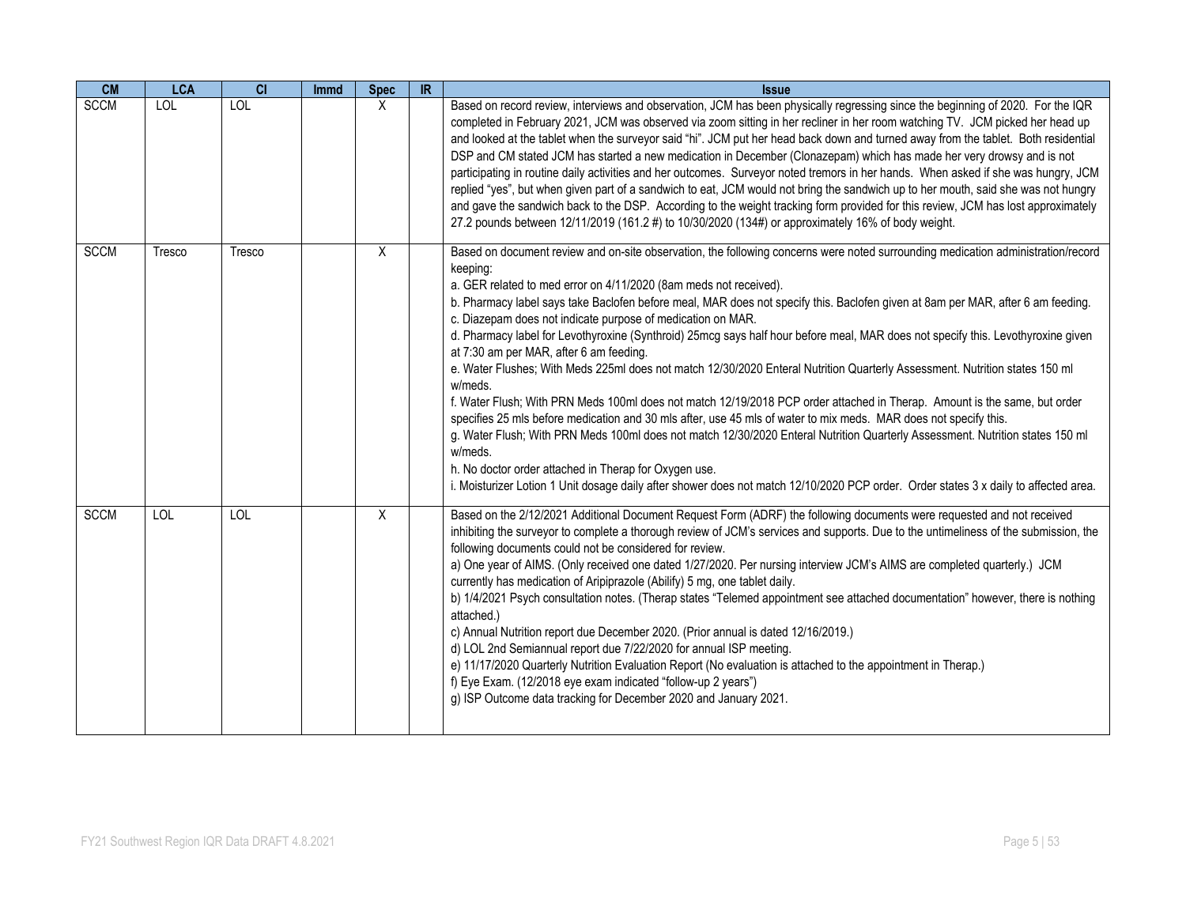| CM | LCA | CI | Immd | Spec | IR | Issue |
|---|---|---|---|---|---|---|
| SCCM | LOL | LOL | | X | | Based on record review, interviews and observation, JCM has been physically regressing since the beginning of 2020. For the IQR completed in February 2021, JCM was observed via zoom sitting in her recliner in her room watching TV. JCM picked her head up and looked at the tablet when the surveyor said "hi". JCM put her head back down and turned away from the tablet. Both residential DSP and CM stated JCM has started a new medication in December (Clonazepam) which has made her very drowsy and is not participating in routine daily activities and her outcomes. Surveyor noted tremors in her hands. When asked if she was hungry, JCM replied "yes", but when given part of a sandwich to eat, JCM would not bring the sandwich up to her mouth, said she was not hungry and gave the sandwich back to the DSP. According to the weight tracking form provided for this review, JCM has lost approximately 27.2 pounds between 12/11/2019 (161.2 #) to 10/30/2020 (134#) or approximately 16% of body weight. |
| SCCM | Tresco | Tresco | | X | | Based on document review and on-site observation, the following concerns were noted surrounding medication administration/record keeping:<br>a. GER related to med error on 4/11/2020 (8am meds not received).<br>b. Pharmacy label says take Baclofen before meal, MAR does not specify this. Baclofen given at 8am per MAR, after 6 am feeding.<br>c. Diazepam does not indicate purpose of medication on MAR.<br>d. Pharmacy label for Levothyroxine (Synthroid) 25mcg says half hour before meal, MAR does not specify this. Levothyroxine given at 7:30 am per MAR, after 6 am feeding.<br>e. Water Flushes; With Meds 225ml does not match 12/30/2020 Enteral Nutrition Quarterly Assessment. Nutrition states 150 ml w/meds.<br>f. Water Flush; With PRN Meds 100ml does not match 12/19/2018 PCP order attached in Therap. Amount is the same, but order specifies 25 mls before medication and 30 mls after, use 45 mls of water to mix meds. MAR does not specify this.<br>g. Water Flush; With PRN Meds 100ml does not match 12/30/2020 Enteral Nutrition Quarterly Assessment. Nutrition states 150 ml w/meds.<br>h. No doctor order attached in Therap for Oxygen use.<br>i. Moisturizer Lotion 1 Unit dosage daily after shower does not match 12/10/2020 PCP order. Order states 3 x daily to affected area. |
| SCCM | LOL | LOL | | X | | Based on the 2/12/2021 Additional Document Request Form (ADRF) the following documents were requested and not received inhibiting the surveyor to complete a thorough review of JCM's services and supports. Due to the untimeliness of the submission, the following documents could not be considered for review.<br>a) One year of AIMS. (Only received one dated 1/27/2020. Per nursing interview JCM's AIMS are completed quarterly.) JCM currently has medication of Aripiprazole (Abilify) 5 mg, one tablet daily.<br>b) 1/4/2021 Psych consultation notes. (Therap states "Telemed appointment see attached documentation" however, there is nothing attached.)<br>c) Annual Nutrition report due December 2020. (Prior annual is dated 12/16/2019.)<br>d) LOL 2nd Semiannual report due 7/22/2020 for annual ISP meeting.<br>e) 11/17/2020 Quarterly Nutrition Evaluation Report (No evaluation is attached to the appointment in Therap.)<br>f) Eye Exam. (12/2018 eye exam indicated "follow-up 2 years")<br>g) ISP Outcome data tracking for December 2020 and January 2021. |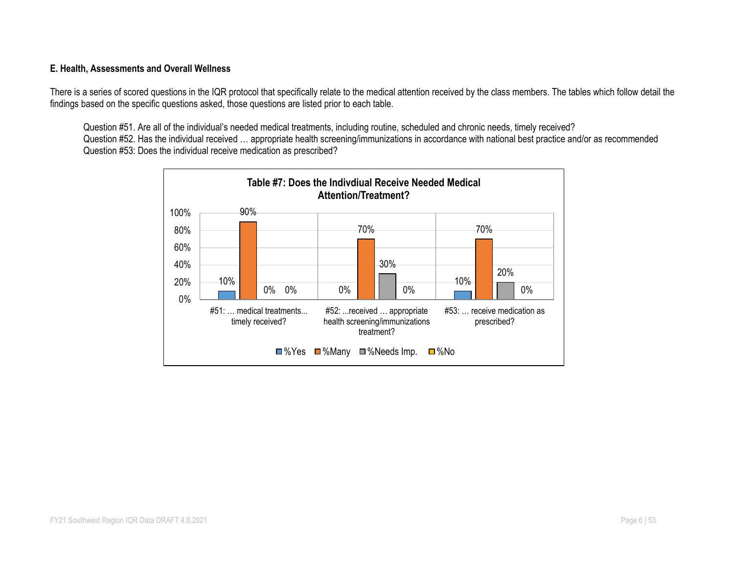**E. Health, Assessments and Overall Wellness**

There is a series of scored questions in the IQR protocol that specifically relate to the medical attention received by the class members. The tables which follow detail the findings based on the specific questions asked, those questions are listed prior to each table.

Question #51. Are all of the individual's needed medical treatments, including routine, scheduled and chronic needs, timely received?
Question #52. Has the individual received … appropriate health screening/immunizations in accordance with national best practice and/or as recommended
Question #53: Does the individual receive medication as prescribed?

**Table #7: Does the Indivdiual Receive Needed Medical Attention/Treatment?**

| | %Yes | %Many | %Needs Imp. | %No |
|---|---|---|---|---|
| #51: … medical treatments... timely received? | 10% | 90% | 0% | 0% |
| #52: ...received … appropriate health screening/immunizations treatment? | 0% | 70% | 30% | 0% |
| #53: … receive medication as prescribed? | 10% | 70% | 20% | 0% |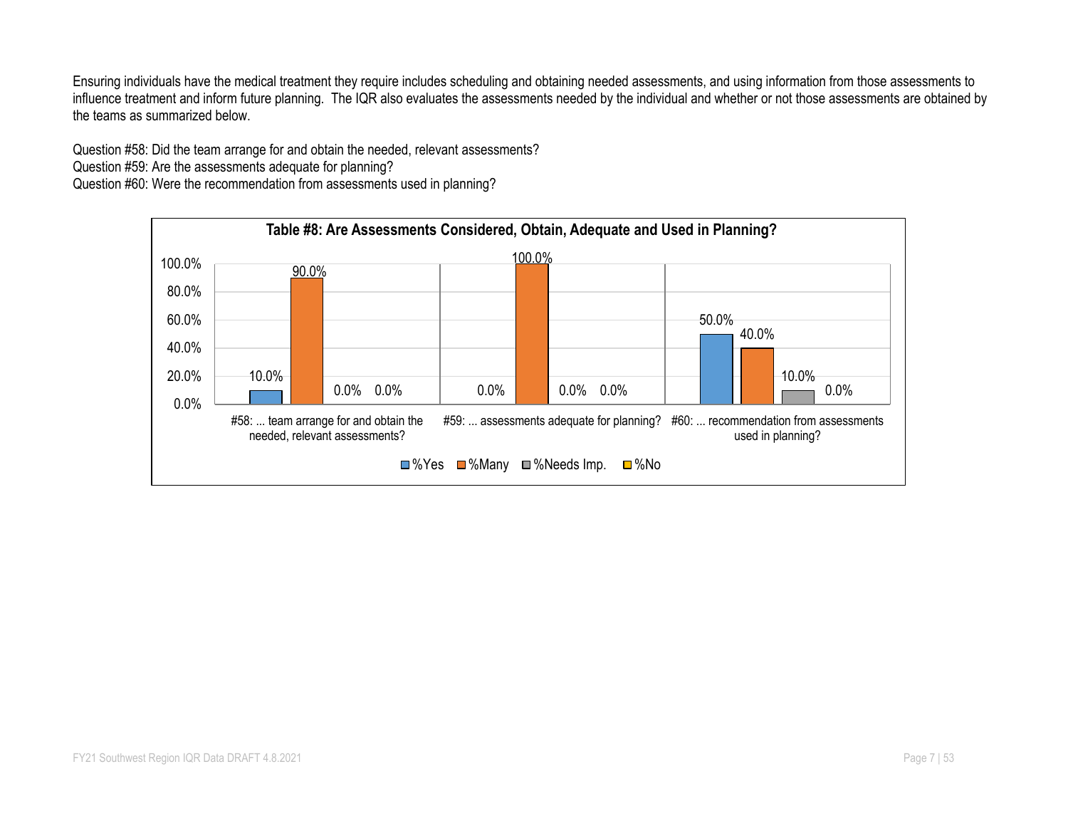Ensuring individuals have the medical treatment they require includes scheduling and obtaining needed assessments, and using information from those assessments to influence treatment and inform future planning. The IQR also evaluates the assessments needed by the individual and whether or not those assessments are obtained by the teams as summarized below.

Question #58: Did the team arrange for and obtain the needed, relevant assessments?
Question #59: Are the assessments adequate for planning?
Question #60: Were the recommendation from assessments used in planning?

**Table #8: Are Assessments Considered, Obtain, Adequate and Used in Planning?**

| | %Yes | %Many | %Needs Imp. | %No |
|---|---|---|---|---|
| #58: ... team arrange for and obtain the needed, relevant assessments? | 10.0% | 90.0% | 0.0% | 0.0% |
| #59: ... assessments adequate for planning? | 0.0% | 100.0% | 0.0% | 0.0% |
| #60: ... recommendation from assessments used in planning? | 50.0% | 40.0% | 10.0% | 0.0% |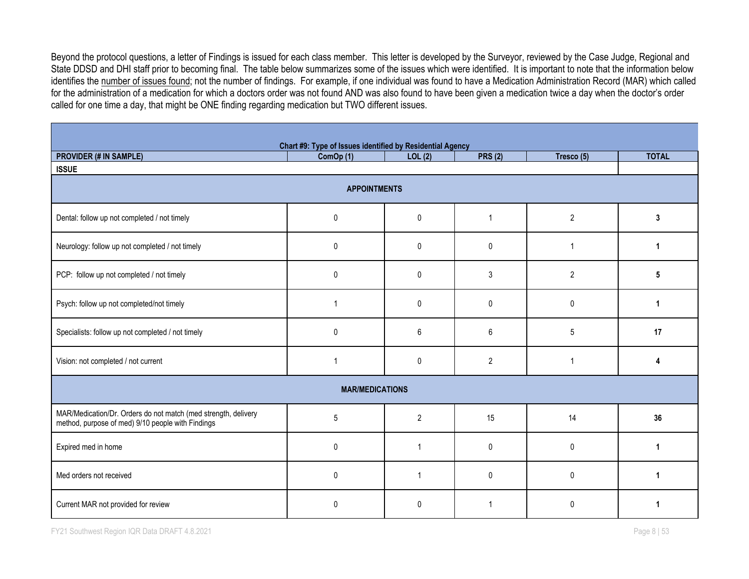Beyond the protocol questions, a letter of Findings is issued for each class member. This letter is developed by the Surveyor, reviewed by the Case Judge, Regional and State DDSD and DHI staff prior to becoming final. The table below summarizes some of the issues which were identified. It is important to note that the information below identifies the number of issues found; not the number of findings. For example, if one individual was found to have a Medication Administration Record (MAR) which called for the administration of a medication for which a doctors order was not found AND was also found to have been given a medication twice a day when the doctor's order called for one time a day, that might be ONE finding regarding medication but TWO different issues.

**Chart #9: Type of Issues identified by Residential Agency**

| PROVIDER (# IN SAMPLE) | ComOp (1) | LOL (2) | PRS (2) | Tresco (5) | TOTAL |
|---|---|---|---|---|---|
| **ISSUE** | | | | | |
| **APPOINTMENTS** | | | | | |
| Dental: follow up not completed / not timely | 0 | 0 | 1 | 2 | **3** |
| Neurology: follow up not completed / not timely | 0 | 0 | 0 | 1 | **1** |
| PCP: follow up not completed / not timely | 0 | 0 | 3 | 2 | **5** |
| Psych: follow up not completed/not timely | 1 | 0 | 0 | 0 | **1** |
| Specialists: follow up not completed / not timely | 0 | 6 | 6 | 5 | **17** |
| Vision: not completed / not current | 1 | 0 | 2 | 1 | **4** |
| **MAR/MEDICATIONS** | | | | | |
| MAR/Medication/Dr. Orders do not match (med strength, delivery method, purpose of med) 9/10 people with Findings | 5 | 2 | 15 | 14 | **36** |
| Expired med in home | 0 | 1 | 0 | 0 | **1** |
| Med orders not received | 0 | 1 | 0 | 0 | **1** |
| Current MAR not provided for review | 0 | 0 | 1 | 0 | **1** |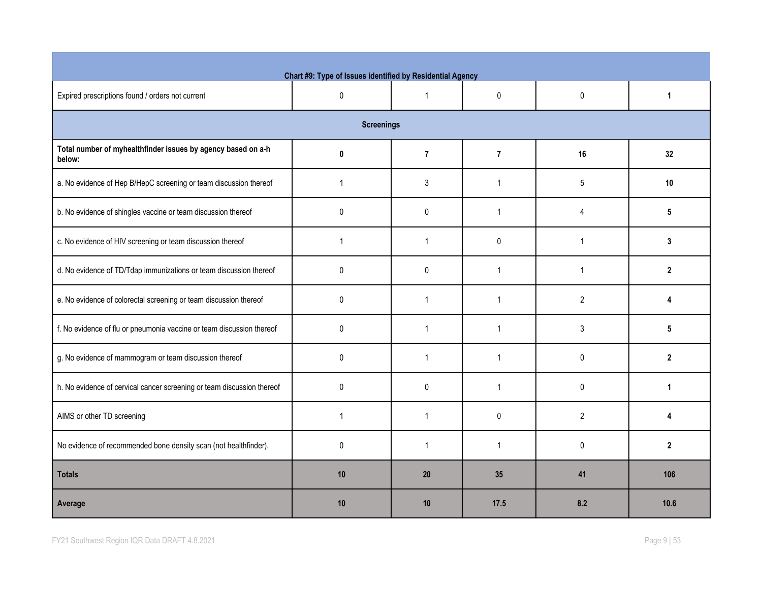| Chart #9: Type of Issues identified by Residential Agency | | | | | |
|---|---|---|---|---|---|
| Expired prescriptions found / orders not current | 0 | 1 | 0 | 0 | **1** |
| **Screenings** | | | | | |
| **Total number of myhealthfinder issues by agency based on a-h below:** | **0** | **7** | **7** | **16** | **32** |
| a. No evidence of Hep B/HepC screening or team discussion thereof | 1 | 3 | 1 | 5 | **10** |
| b. No evidence of shingles vaccine or team discussion thereof | 0 | 0 | 1 | 4 | **5** |
| c. No evidence of HIV screening or team discussion thereof | 1 | 1 | 0 | 1 | **3** |
| d. No evidence of TD/Tdap immunizations or team discussion thereof | 0 | 0 | 1 | 1 | **2** |
| e. No evidence of colorectal screening or team discussion thereof | 0 | 1 | 1 | 2 | **4** |
| f. No evidence of flu or pneumonia vaccine or team discussion thereof | 0 | 1 | 1 | 3 | **5** |
| g. No evidence of mammogram or team discussion thereof | 0 | 1 | 1 | 0 | **2** |
| h. No evidence of cervical cancer screening or team discussion thereof | 0 | 0 | 1 | 0 | **1** |
| AIMS or other TD screening | 1 | 1 | 0 | 2 | **4** |
| No evidence of recommended bone density scan (not healthfinder). | 0 | 1 | 1 | 0 | **2** |
| **Totals** | **10** | **20** | **35** | **41** | **106** |
| **Average** | **10** | **10** | **17.5** | **8.2** | **10.6** |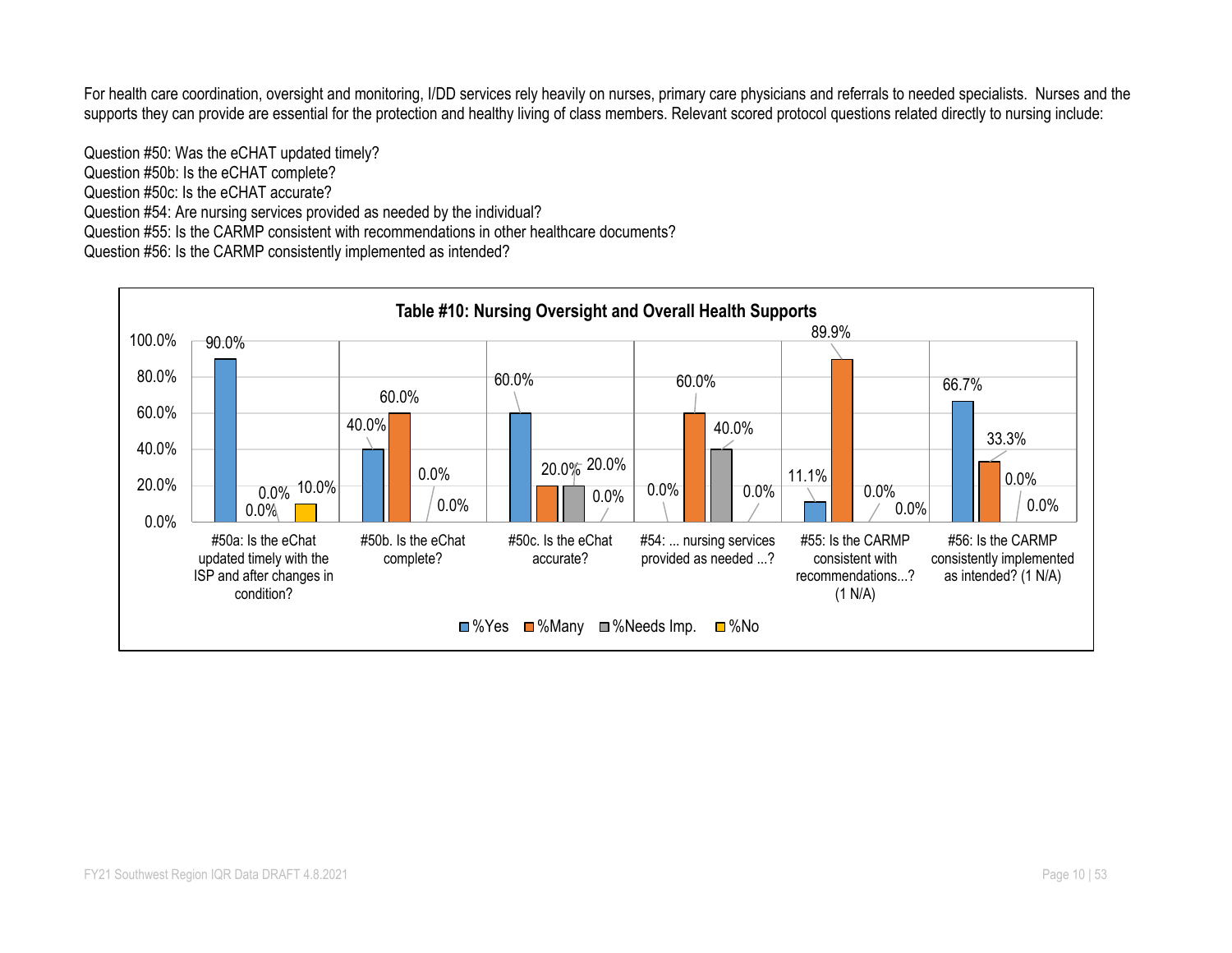For health care coordination, oversight and monitoring, I/DD services rely heavily on nurses, primary care physicians and referrals to needed specialists. Nurses and the supports they can provide are essential for the protection and healthy living of class members. Relevant scored protocol questions related directly to nursing include:

Question #50: Was the eCHAT updated timely?
Question #50b: Is the eCHAT complete?
Question #50c: Is the eCHAT accurate?
Question #54: Are nursing services provided as needed by the individual?
Question #55: Is the CARMP consistent with recommendations in other healthcare documents?
Question #56: Is the CARMP consistently implemented as intended?

**Table #10: Nursing Oversight and Overall Health Supports**

| Question | %Yes | %Many | %Needs Imp. | %No |
|---|---|---|---|---|
| #50a: Is the eChat updated timely with the ISP and after changes in condition? | 90.0% | 0.0% | 0.0% | 10.0% |
| #50b. Is the eChat complete? | 40.0% | 60.0% | 0.0% | 0.0% |
| #50c. Is the eChat accurate? | 60.0% | 20.0% | 20.0% | 0.0% |
| #54: ... nursing services provided as needed ...? | 0.0% | 60.0% | 40.0% | 0.0% |
| #55: Is the CARMP consistent with recommendations...? (1 N/A) | 11.1% | 89.9% | 0.0% | 0.0% |
| #56: Is the CARMP consistently implemented as intended? (1 N/A) | 66.7% | 33.3% | 0.0% | 0.0% |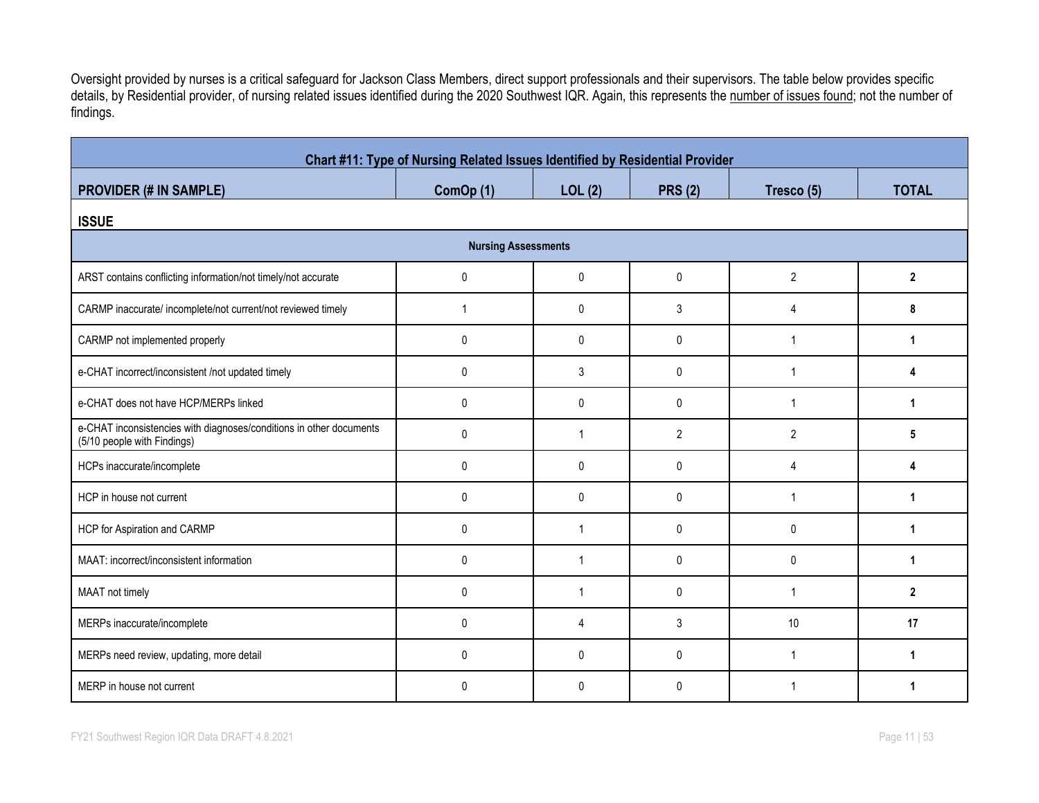Oversight provided by nurses is a critical safeguard for Jackson Class Members, direct support professionals and their supervisors. The table below provides specific details, by Residential provider, of nursing related issues identified during the 2020 Southwest IQR. Again, this represents the number of issues found; not the number of findings.

**Chart #11: Type of Nursing Related Issues Identified by Residential Provider**

| PROVIDER (# IN SAMPLE) | ComOp (1) | LOL (2) | PRS (2) | Tresco (5) | TOTAL |
|---|---|---|---|---|---|
| **ISSUE** | | | | | |
| **Nursing Assessments** | | | | | |
| ARST contains conflicting information/not timely/not accurate | 0 | 0 | 0 | 2 | **2** |
| CARMP inaccurate/ incomplete/not current/not reviewed timely | 1 | 0 | 3 | 4 | **8** |
| CARMP not implemented properly | 0 | 0 | 0 | 1 | **1** |
| e-CHAT incorrect/inconsistent /not updated timely | 0 | 3 | 0 | 1 | **4** |
| e-CHAT does not have HCP/MERPs linked | 0 | 0 | 0 | 1 | **1** |
| e-CHAT inconsistencies with diagnoses/conditions in other documents (5/10 people with Findings) | 0 | 1 | 2 | 2 | **5** |
| HCPs inaccurate/incomplete | 0 | 0 | 0 | 4 | **4** |
| HCP in house not current | 0 | 0 | 0 | 1 | **1** |
| HCP for Aspiration and CARMP | 0 | 1 | 0 | 0 | **1** |
| MAAT: incorrect/inconsistent information | 0 | 1 | 0 | 0 | **1** |
| MAAT not timely | 0 | 1 | 0 | 1 | **2** |
| MERPs inaccurate/incomplete | 0 | 4 | 3 | 10 | **17** |
| MERPs need review, updating, more detail | 0 | 0 | 0 | 1 | **1** |
| MERP in house not current | 0 | 0 | 0 | 1 | **1** |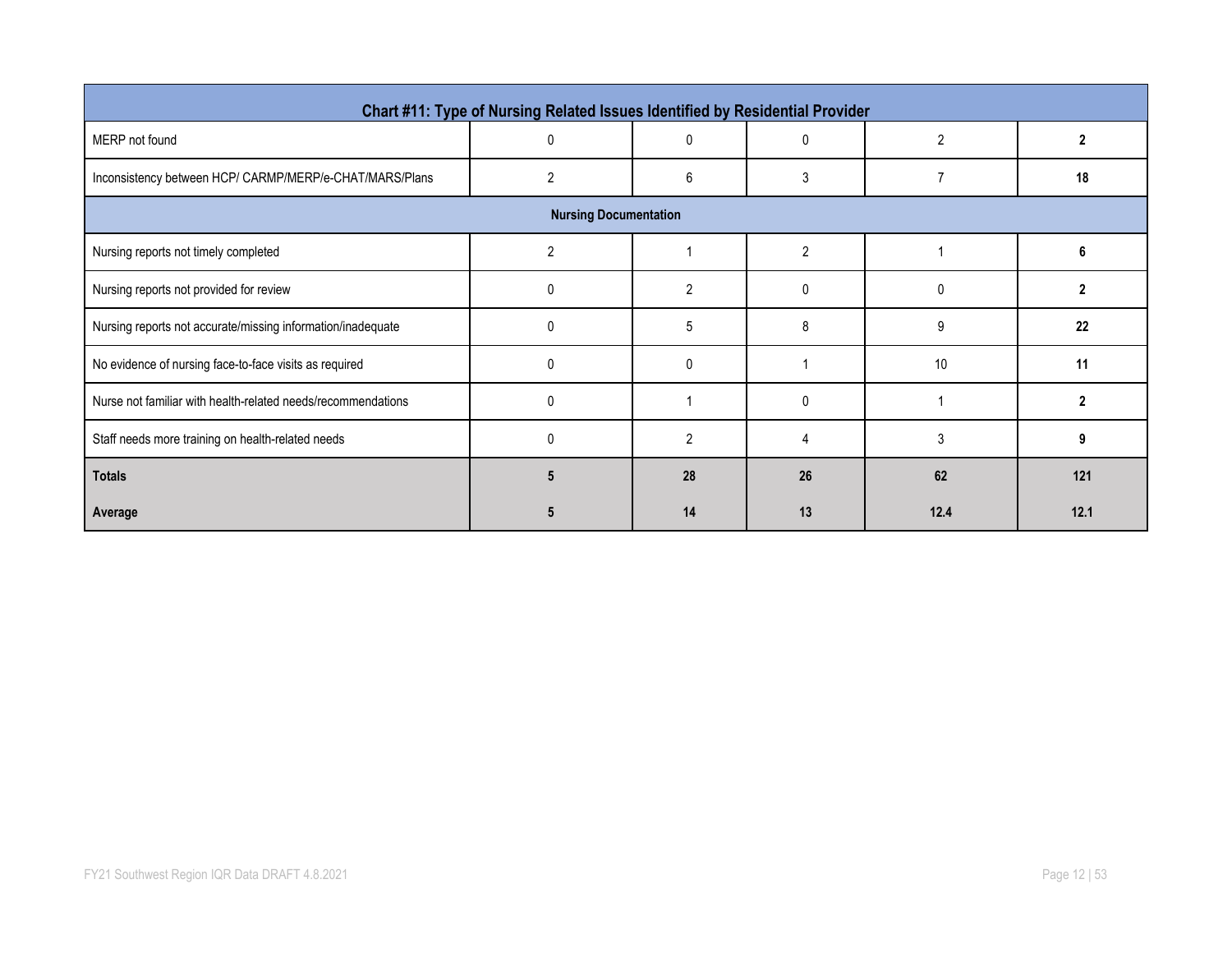| Chart #11: Type of Nursing Related Issues Identified by Residential Provider | | | | | |
|---|---|---|---|---|---|
| MERP not found | 0 | 0 | 0 | 2 | **2** |
| Inconsistency between HCP/ CARMP/MERP/e-CHAT/MARS/Plans | 2 | 6 | 3 | 7 | **18** |
| **Nursing Documentation** | | | | | |
| Nursing reports not timely completed | 2 | 1 | 2 | 1 | **6** |
| Nursing reports not provided for review | 0 | 2 | 0 | 0 | **2** |
| Nursing reports not accurate/missing information/inadequate | 0 | 5 | 8 | 9 | **22** |
| No evidence of nursing face-to-face visits as required | 0 | 0 | 1 | 10 | **11** |
| Nurse not familiar with health-related needs/recommendations | 0 | 1 | 0 | 1 | **2** |
| Staff needs more training on health-related needs | 0 | 2 | 4 | 3 | **9** |
| **Totals** | **5** | **28** | **26** | **62** | **121** |
| **Average** | **5** | **14** | **13** | **12.4** | **12.1** |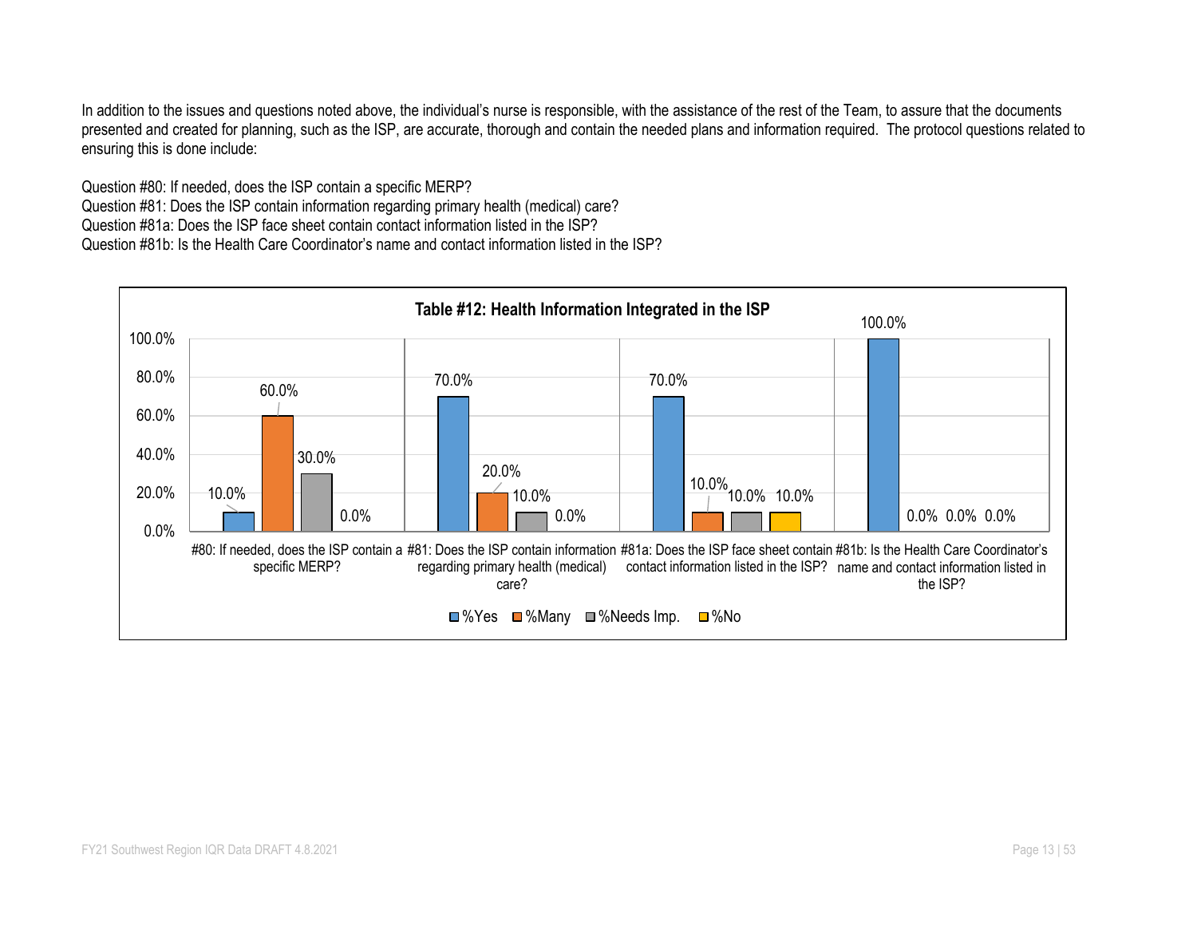In addition to the issues and questions noted above, the individual's nurse is responsible, with the assistance of the rest of the Team, to assure that the documents presented and created for planning, such as the ISP, are accurate, thorough and contain the needed plans and information required. The protocol questions related to ensuring this is done include:

Question #80: If needed, does the ISP contain a specific MERP?
Question #81: Does the ISP contain information regarding primary health (medical) care?
Question #81a: Does the ISP face sheet contain contact information listed in the ISP?
Question #81b: Is the Health Care Coordinator's name and contact information listed in the ISP?

**Table #12: Health Information Integrated in the ISP**

| | %Yes | %Many | %Needs Imp. | %No |
|---|---|---|---|---|
| #80: If needed, does the ISP contain a specific MERP? | 10.0% | 60.0% | 30.0% | 0.0% |
| #81: Does the ISP contain information regarding primary health (medical) care? | 70.0% | 20.0% | 10.0% | 0.0% |
| #81a: Does the ISP face sheet contain contact information listed in the ISP? | 70.0% | 10.0% | 10.0% | 10.0% |
| #81b: Is the Health Care Coordinator's name and contact information listed in the ISP? | 100.0% | 0.0% | 0.0% | 0.0% |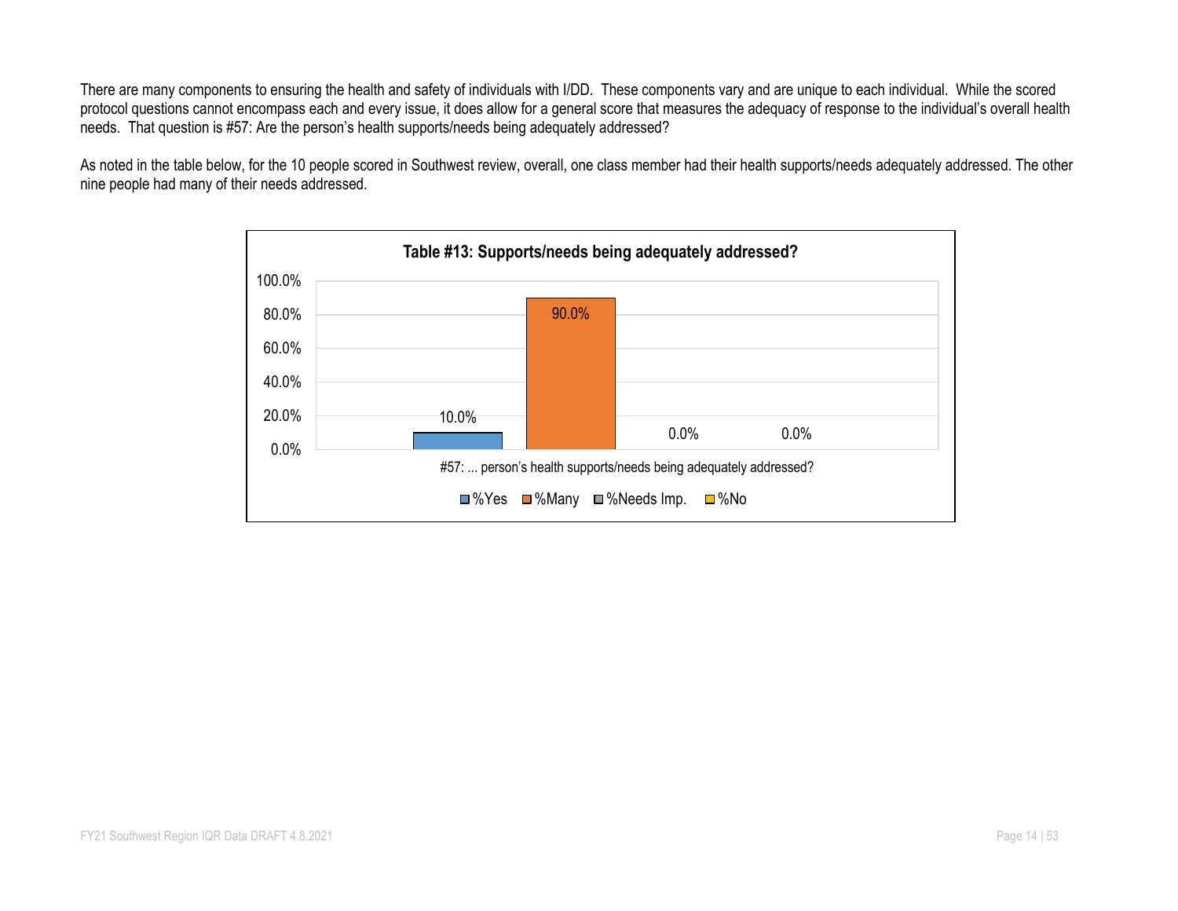There are many components to ensuring the health and safety of individuals with I/DD. These components vary and are unique to each individual. While the scored protocol questions cannot encompass each and every issue, it does allow for a general score that measures the adequacy of response to the individual's overall health needs. That question is #57: Are the person's health supports/needs being adequately addressed?

As noted in the table below, for the 10 people scored in Southwest review, overall, one class member had their health supports/needs adequately addressed. The other nine people had many of their needs addressed.

**Table #13: Supports/needs being adequately addressed?**

| | %Yes | %Many | %Needs Imp. | %No |
|---|---|---|---|---|
| #57: ... person's health supports/needs being adequately addressed? | 10.0% | 90.0% | 0.0% | 0.0% |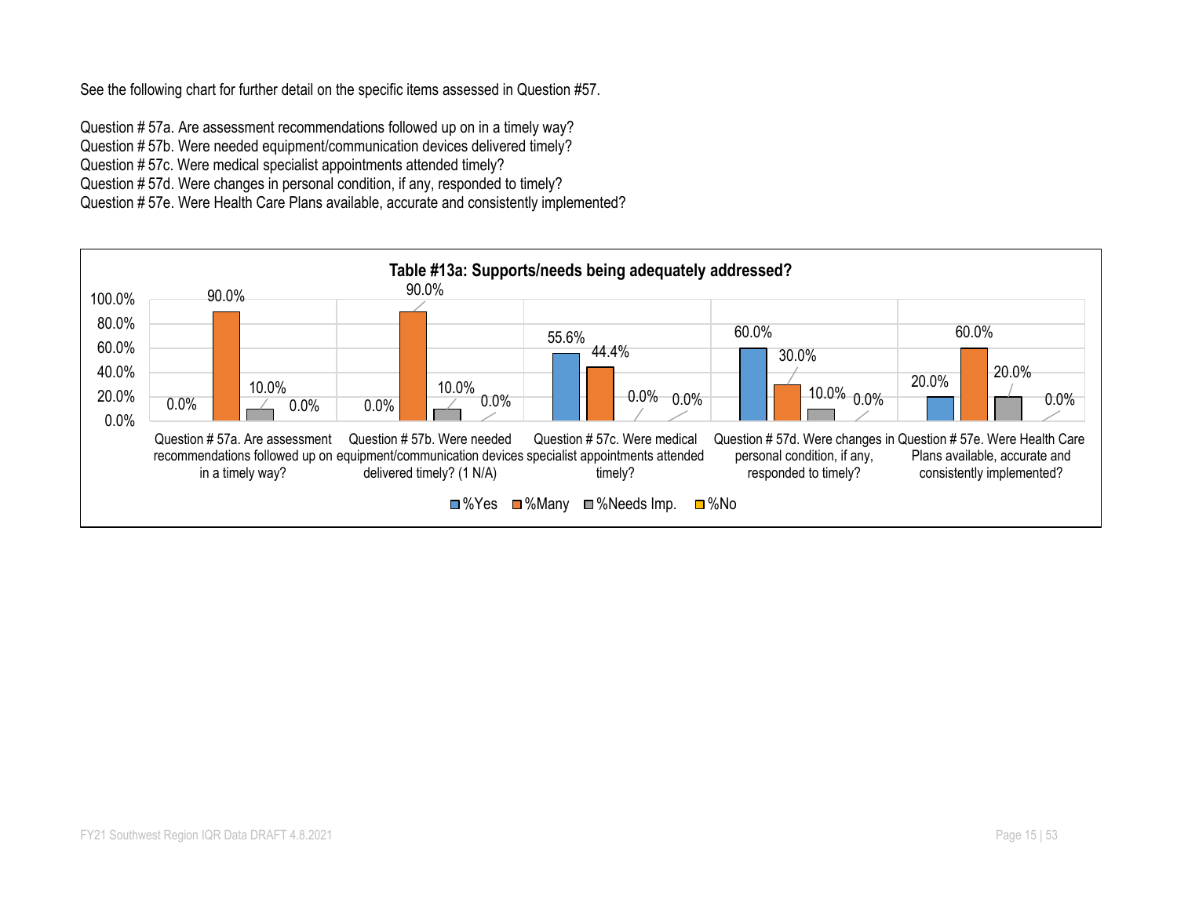See the following chart for further detail on the specific items assessed in Question #57.

Question # 57a. Are assessment recommendations followed up on in a timely way?
Question # 57b. Were needed equipment/communication devices delivered timely?
Question # 57c. Were medical specialist appointments attended timely?
Question # 57d. Were changes in personal condition, if any, responded to timely?
Question # 57e. Were Health Care Plans available, accurate and consistently implemented?

**Table #13a: Supports/needs being adequately addressed?**

| | %Yes | %Many | %Needs Imp. | %No |
|---|---|---|---|---|
| Question # 57a. Are assessment recommendations followed up on in a timely way? | 0.0% | 90.0% | 10.0% | 0.0% |
| Question # 57b. Were needed equipment/communication devices delivered timely? (1 N/A) | 0.0% | 90.0% | 10.0% | 0.0% |
| Question # 57c. Were medical specialist appointments attended timely? | 55.6% | 44.4% | 0.0% | 0.0% |
| Question # 57d. Were changes in personal condition, if any, responded to timely? | 60.0% | 30.0% | 10.0% | 0.0% |
| Question # 57e. Were Health Care Plans available, accurate and consistently implemented? | 20.0% | 60.0% | 20.0% | 0.0% |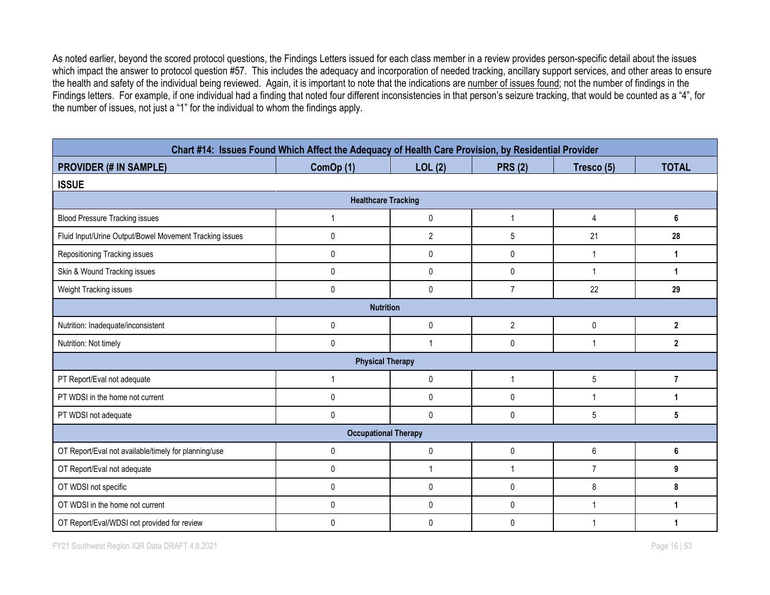As noted earlier, beyond the scored protocol questions, the Findings Letters issued for each class member in a review provides person-specific detail about the issues which impact the answer to protocol question #57. This includes the adequacy and incorporation of needed tracking, ancillary support services, and other areas to ensure the health and safety of the individual being reviewed. Again, it is important to note that the indications are number of issues found; not the number of findings in the Findings letters. For example, if one individual had a finding that noted four different inconsistencies in that person's seizure tracking, that would be counted as a "4", for the number of issues, not just a "1" for the individual to whom the findings apply.

| Chart #14: Issues Found Which Affect the Adequacy of Health Care Provision, by Residential Provider | | | | | |
|---|---|---|---|---|---|
| **PROVIDER (# IN SAMPLE)** | **ComOp (1)** | **LOL (2)** | **PRS (2)** | **Tresco (5)** | **TOTAL** |
| **ISSUE** | | | | | |
| **Healthcare Tracking** | | | | | |
| Blood Pressure Tracking issues | 1 | 0 | 1 | 4 | **6** |
| Fluid Input/Urine Output/Bowel Movement Tracking issues | 0 | 2 | 5 | 21 | **28** |
| Repositioning Tracking issues | 0 | 0 | 0 | 1 | **1** |
| Skin & Wound Tracking issues | 0 | 0 | 0 | 1 | **1** |
| Weight Tracking issues | 0 | 0 | 7 | 22 | **29** |
| **Nutrition** | | | | | |
| Nutrition: Inadequate/inconsistent | 0 | 0 | 2 | 0 | **2** |
| Nutrition: Not timely | 0 | 1 | 0 | 1 | **2** |
| **Physical Therapy** | | | | | |
| PT Report/Eval not adequate | 1 | 0 | 1 | 5 | **7** |
| PT WDSI in the home not current | 0 | 0 | 0 | 1 | **1** |
| PT WDSI not adequate | 0 | 0 | 0 | 5 | **5** |
| **Occupational Therapy** | | | | | |
| OT Report/Eval not available/timely for planning/use | 0 | 0 | 0 | 6 | **6** |
| OT Report/Eval not adequate | 0 | 1 | 1 | 7 | **9** |
| OT WDSI not specific | 0 | 0 | 0 | 8 | **8** |
| OT WDSI in the home not current | 0 | 0 | 0 | 1 | **1** |
| OT Report/Eval/WDSI not provided for review | 0 | 0 | 0 | 1 | **1** |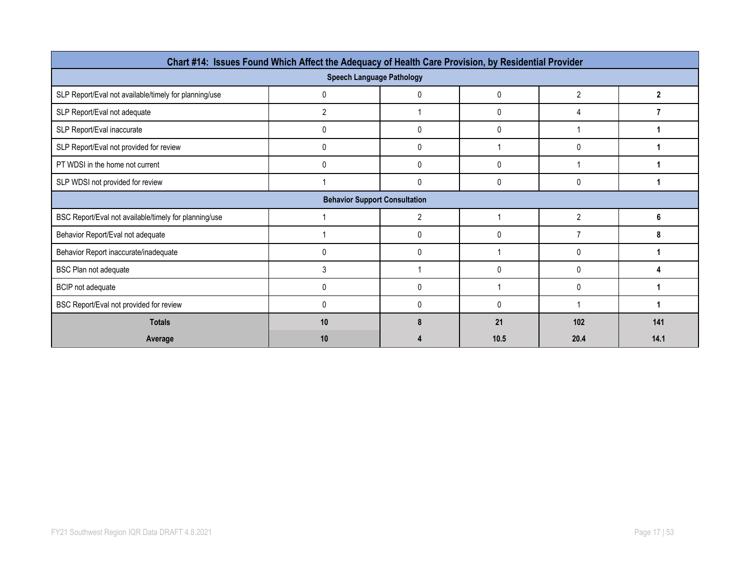| Chart #14: Issues Found Which Affect the Adequacy of Health Care Provision, by Residential Provider | | | | | |
|---|---|---|---|---|---|
| **Speech Language Pathology** | | | | | |
| SLP Report/Eval not available/timely for planning/use | 0 | 0 | 0 | 2 | **2** |
| SLP Report/Eval not adequate | 2 | 1 | 0 | 4 | **7** |
| SLP Report/Eval inaccurate | 0 | 0 | 0 | 1 | **1** |
| SLP Report/Eval not provided for review | 0 | 0 | 1 | 0 | **1** |
| PT WDSI in the home not current | 0 | 0 | 0 | 1 | **1** |
| SLP WDSI not provided for review | 1 | 0 | 0 | 0 | **1** |
| **Behavior Support Consultation** | | | | | |
| BSC Report/Eval not available/timely for planning/use | 1 | 2 | 1 | 2 | **6** |
| Behavior Report/Eval not adequate | 1 | 0 | 0 | 7 | **8** |
| Behavior Report inaccurate/inadequate | 0 | 0 | 1 | 0 | **1** |
| BSC Plan not adequate | 3 | 1 | 0 | 0 | **4** |
| BCIP not adequate | 0 | 0 | 1 | 0 | **1** |
| BSC Report/Eval not provided for review | 0 | 0 | 0 | 1 | **1** |
| **Totals** | **10** | **8** | **21** | **102** | **141** |
| **Average** | **10** | **4** | **10.5** | **20.4** | **14.1** |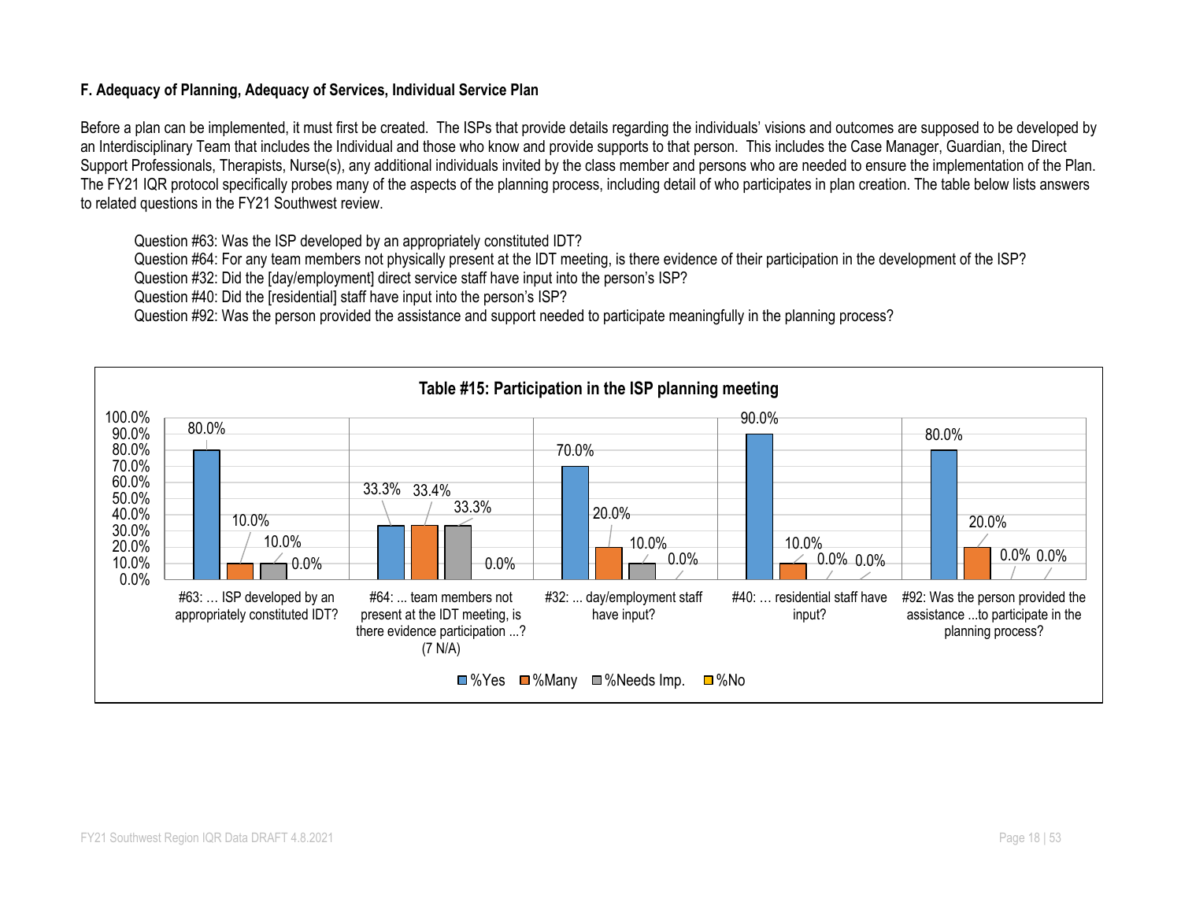**F. Adequacy of Planning, Adequacy of Services, Individual Service Plan**

Before a plan can be implemented, it must first be created. The ISPs that provide details regarding the individuals' visions and outcomes are supposed to be developed by an Interdisciplinary Team that includes the Individual and those who know and provide supports to that person. This includes the Case Manager, Guardian, the Direct Support Professionals, Therapists, Nurse(s), any additional individuals invited by the class member and persons who are needed to ensure the implementation of the Plan. The FY21 IQR protocol specifically probes many of the aspects of the planning process, including detail of who participates in plan creation. The table below lists answers to related questions in the FY21 Southwest review.

Question #63: Was the ISP developed by an appropriately constituted IDT?
Question #64: For any team members not physically present at the IDT meeting, is there evidence of their participation in the development of the ISP?
Question #32: Did the [day/employment] direct service staff have input into the person's ISP?
Question #40: Did the [residential] staff have input into the person's ISP?
Question #92: Was the person provided the assistance and support needed to participate meaningfully in the planning process?

**Table #15: Participation in the ISP planning meeting**

| Question | %Yes | %Many | %Needs Imp. | %No |
|---|---|---|---|---|
| #63: … ISP developed by an appropriately constituted IDT? | 80.0% | 10.0% | 10.0% | 0.0% |
| #64: ... team members not present at the IDT meeting, is there evidence participation ...? (7 N/A) | 33.3% | 33.4% | 33.3% | 0.0% |
| #32: ... day/employment staff have input? | 70.0% | 20.0% | 10.0% | 0.0% |
| #40: … residential staff have input? | 90.0% | 10.0% | 0.0% | 0.0% |
| #92: Was the person provided the assistance ...to participate in the planning process? | 80.0% | 20.0% | 0.0% | 0.0% |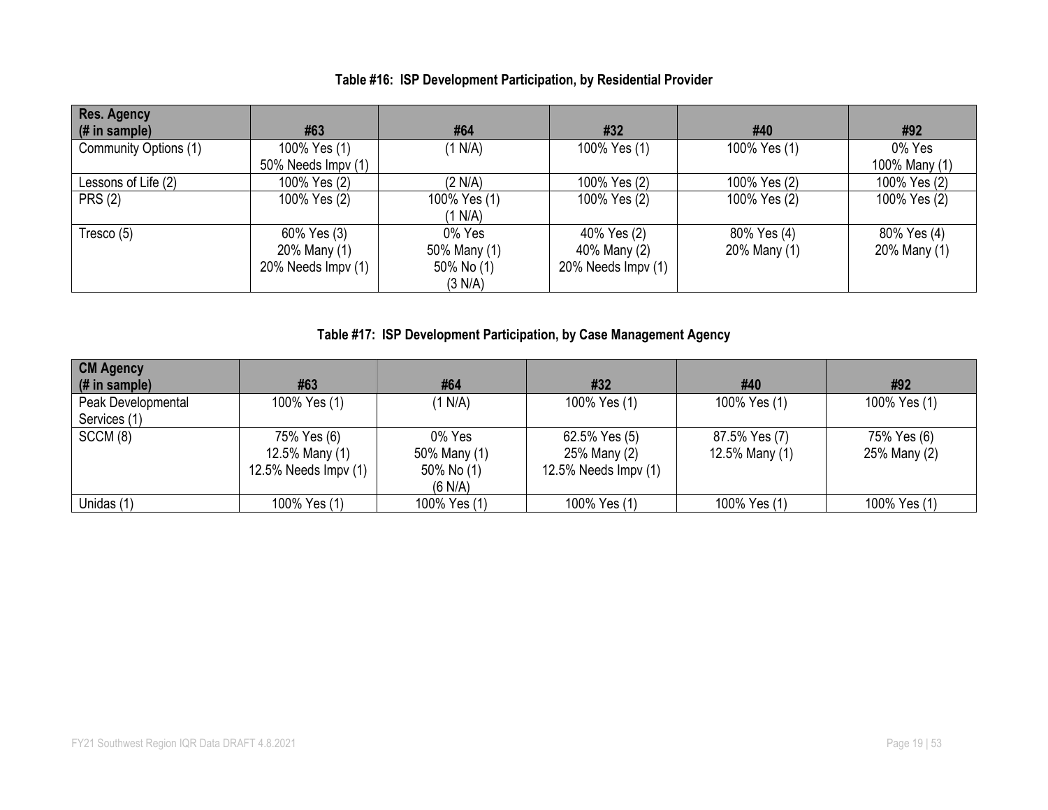### Table #16: ISP Development Participation, by Residential Provider

| Res. Agency (# in sample) | #63 | #64 | #32 | #40 | #92 |
|---|---|---|---|---|---|
| Community Options (1) | 100% Yes (1)<br>50% Needs Impv (1) | (1 N/A) | 100% Yes (1) | 100% Yes (1) | 0% Yes<br>100% Many (1) |
| Lessons of Life (2) | 100% Yes (2) | (2 N/A) | 100% Yes (2) | 100% Yes (2) | 100% Yes (2) |
| PRS (2) | 100% Yes (2) | 100% Yes (1)<br>(1 N/A) | 100% Yes (2) | 100% Yes (2) | 100% Yes (2) |
| Tresco (5) | 60% Yes (3)<br>20% Many (1)<br>20% Needs Impv (1) | 0% Yes<br>50% Many (1)<br>50% No (1)<br>(3 N/A) | 40% Yes (2)<br>40% Many (2)<br>20% Needs Impv (1) | 80% Yes (4)<br>20% Many (1) | 80% Yes (4)<br>20% Many (1) |

### Table #17: ISP Development Participation, by Case Management Agency

| CM Agency (# in sample) | #63 | #64 | #32 | #40 | #92 |
|---|---|---|---|---|---|
| Peak Developmental Services (1) | 100% Yes (1) | (1 N/A) | 100% Yes (1) | 100% Yes (1) | 100% Yes (1) |
| SCCM (8) | 75% Yes (6)<br>12.5% Many (1)<br>12.5% Needs Impv (1) | 0% Yes<br>50% Many (1)<br>50% No (1)<br>(6 N/A) | 62.5% Yes (5)<br>25% Many (2)<br>12.5% Needs Impv (1) | 87.5% Yes (7)<br>12.5% Many (1) | 75% Yes (6)<br>25% Many (2) |
| Unidas (1) | 100% Yes (1) | 100% Yes (1) | 100% Yes (1) | 100% Yes (1) | 100% Yes (1) |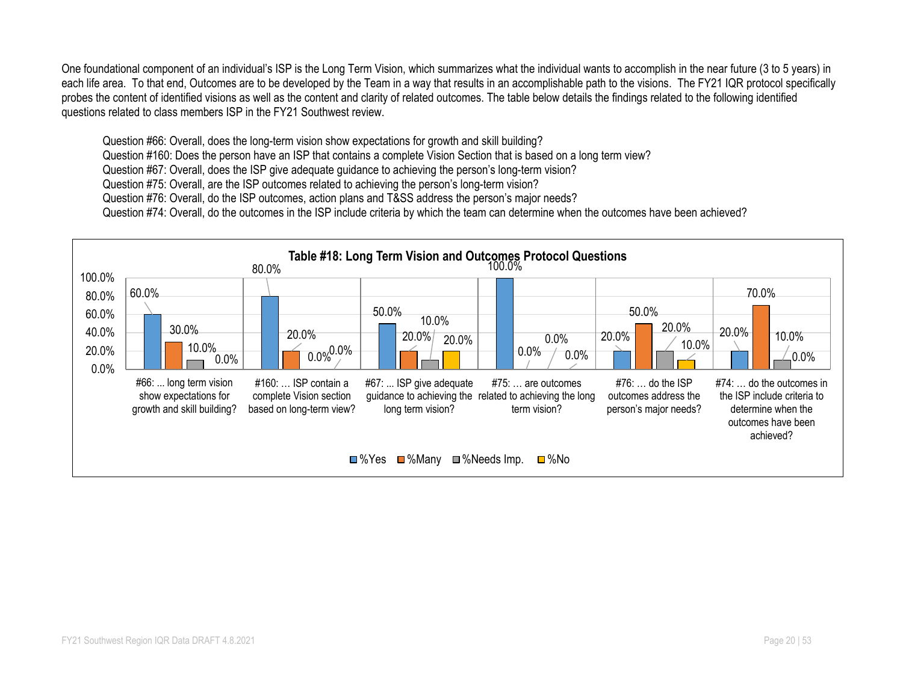One foundational component of an individual's ISP is the Long Term Vision, which summarizes what the individual wants to accomplish in the near future (3 to 5 years) in each life area. To that end, Outcomes are to be developed by the Team in a way that results in an accomplishable path to the visions. The FY21 IQR protocol specifically probes the content of identified visions as well as the content and clarity of related outcomes. The table below details the findings related to the following identified questions related to class members ISP in the FY21 Southwest review.

Question #66: Overall, does the long-term vision show expectations for growth and skill building?
Question #160: Does the person have an ISP that contains a complete Vision Section that is based on a long term view?
Question #67: Overall, does the ISP give adequate guidance to achieving the person's long-term vision?
Question #75: Overall, are the ISP outcomes related to achieving the person's long-term vision?
Question #76: Overall, do the ISP outcomes, action plans and T&SS address the person's major needs?
Question #74: Overall, do the outcomes in the ISP include criteria by which the team can determine when the outcomes have been achieved?

**Table #18: Long Term Vision and Outcomes Protocol Questions**

| Question | %Yes | %Many | %Needs Imp. | %No |
|---|---|---|---|---|
| #66: ... long term vision show expectations for growth and skill building? | 60.0% | 30.0% | 10.0% | 0.0% |
| #160: … ISP contain a complete Vision section based on long-term view? | 80.0% | 20.0% | 0.0% | 0.0% |
| #67: ... ISP give adequate guidance to achieving the long term vision? | 50.0% | 20.0% | 10.0% | 20.0% |
| #75: … are outcomes related to achieving the long term vision? | 100.0% | 0.0% | 0.0% | 0.0% |
| #76: … do the ISP outcomes address the person's major needs? | 20.0% | 50.0% | 20.0% | 10.0% |
| #74: … do the outcomes in the ISP include criteria to determine when the outcomes have been achieved? | 20.0% | 70.0% | 10.0% | 0.0% |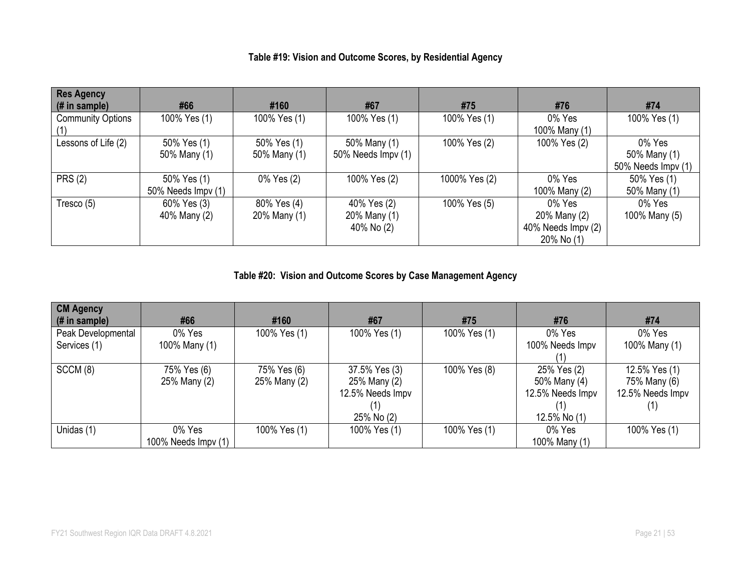**Table #19: Vision and Outcome Scores, by Residential Agency**

| Res Agency (# in sample) | #66 | #160 | #67 | #75 | #76 | #74 |
|---|---|---|---|---|---|---|
| Community Options (1) | 100% Yes (1) | 100% Yes (1) | 100% Yes (1) | 100% Yes (1) | 0% Yes<br>100% Many (1) | 100% Yes (1) |
| Lessons of Life (2) | 50% Yes (1)<br>50% Many (1) | 50% Yes (1)<br>50% Many (1) | 50% Many (1)<br>50% Needs Impv (1) | 100% Yes (2) | 100% Yes (2) | 0% Yes<br>50% Many (1)<br>50% Needs Impv (1) |
| PRS (2) | 50% Yes (1)<br>50% Needs Impv (1) | 0% Yes (2) | 100% Yes (2) | 1000% Yes (2) | 0% Yes<br>100% Many (2) | 50% Yes (1)<br>50% Many (1) |
| Tresco (5) | 60% Yes (3)<br>40% Many (2) | 80% Yes (4)<br>20% Many (1) | 40% Yes (2)<br>20% Many (1)<br>40% No (2) | 100% Yes (5) | 0% Yes<br>20% Many (2)<br>40% Needs Impv (2)<br>20% No (1) | 0% Yes<br>100% Many (5) |

**Table #20: Vision and Outcome Scores by Case Management Agency**

| CM Agency (# in sample) | #66 | #160 | #67 | #75 | #76 | #74 |
|---|---|---|---|---|---|---|
| Peak Developmental Services (1) | 0% Yes<br>100% Many (1) | 100% Yes (1) | 100% Yes (1) | 100% Yes (1) | 0% Yes<br>100% Needs Impv (1) | 0% Yes<br>100% Many (1) |
| SCCM (8) | 75% Yes (6)<br>25% Many (2) | 75% Yes (6)<br>25% Many (2) | 37.5% Yes (3)<br>25% Many (2)<br>12.5% Needs Impv (1)<br>25% No (2) | 100% Yes (8) | 25% Yes (2)<br>50% Many (4)<br>12.5% Needs Impv (1)<br>12.5% No (1) | 12.5% Yes (1)<br>75% Many (6)<br>12.5% Needs Impv (1) |
| Unidas (1) | 0% Yes<br>100% Needs Impv (1) | 100% Yes (1) | 100% Yes (1) | 100% Yes (1) | 0% Yes<br>100% Many (1) | 100% Yes (1) |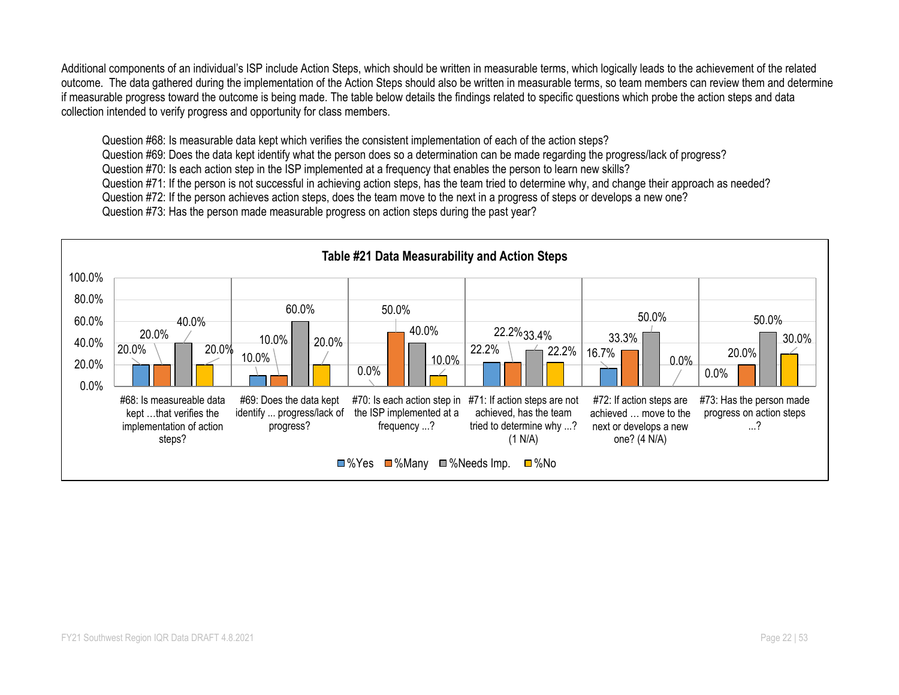Additional components of an individual's ISP include Action Steps, which should be written in measurable terms, which logically leads to the achievement of the related outcome. The data gathered during the implementation of the Action Steps should also be written in measurable terms, so team members can review them and determine if measurable progress toward the outcome is being made. The table below details the findings related to specific questions which probe the action steps and data collection intended to verify progress and opportunity for class members.

Question #68: Is measurable data kept which verifies the consistent implementation of each of the action steps?
Question #69: Does the data kept identify what the person does so a determination can be made regarding the progress/lack of progress?
Question #70: Is each action step in the ISP implemented at a frequency that enables the person to learn new skills?
Question #71: If the person is not successful in achieving action steps, has the team tried to determine why, and change their approach as needed?
Question #72: If the person achieves action steps, does the team move to the next in a progress of steps or develops a new one?
Question #73: Has the person made measurable progress on action steps during the past year?

**Table #21 Data Measurability and Action Steps**

| Question | %Yes | %Many | %Needs Imp. | %No |
|---|---|---|---|---|
| #68: Is measureable data kept …that verifies the implementation of action steps? | 20.0% | 20.0% | 40.0% | 20.0% |
| #69: Does the data kept identify ... progress/lack of progress? | 10.0% | 10.0% | 60.0% | 20.0% |
| #70: Is each action step in the ISP implemented at a frequency ...? | 0.0% | 50.0% | 40.0% | 10.0% |
| #71: If action steps are not achieved, has the team tried to determine why ...? (1 N/A) | 22.2% | 22.2% | 33.4% | 22.2% |
| #72: If action steps are achieved … move to the next or develops a new one? (4 N/A) | 16.7% | 33.3% | 50.0% | 0.0% |
| #73: Has the person made progress on action steps ...? | 0.0% | 20.0% | 50.0% | 30.0% |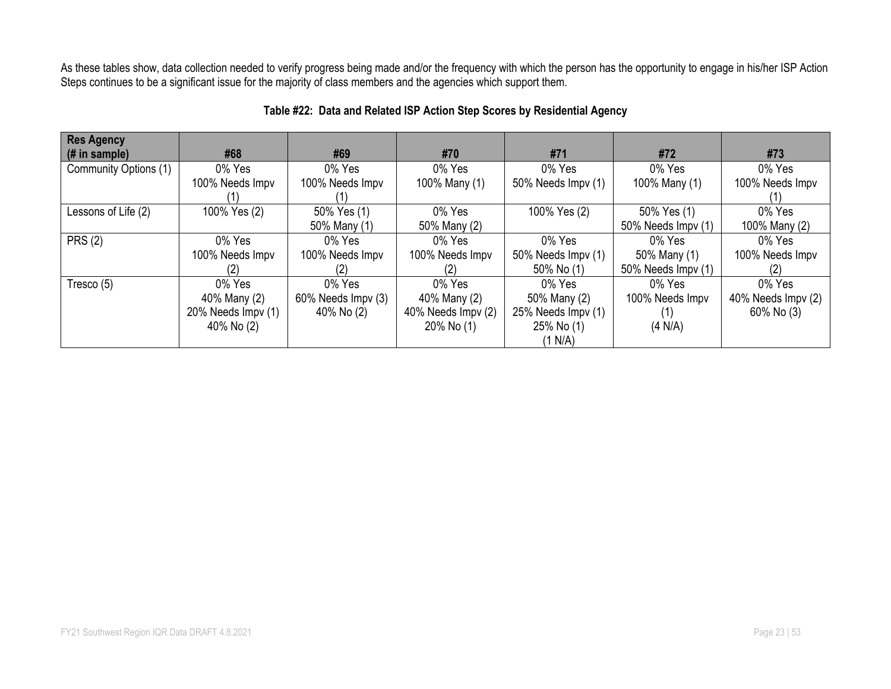As these tables show, data collection needed to verify progress being made and/or the frequency with which the person has the opportunity to engage in his/her ISP Action Steps continues to be a significant issue for the majority of class members and the agencies which support them.

**Table #22: Data and Related ISP Action Step Scores by Residential Agency**

| Res Agency (# in sample) | #68 | #69 | #70 | #71 | #72 | #73 |
|---|---|---|---|---|---|---|
| Community Options (1) | 0% Yes<br>100% Needs Impv (1) | 0% Yes<br>100% Needs Impv (1) | 0% Yes<br>100% Many (1) | 0% Yes<br>50% Needs Impv (1) | 0% Yes<br>100% Many (1) | 0% Yes<br>100% Needs Impv (1) |
| Lessons of Life (2) | 100% Yes (2) | 50% Yes (1)<br>50% Many (1) | 0% Yes<br>50% Many (2) | 100% Yes (2) | 50% Yes (1)<br>50% Needs Impv (1) | 0% Yes<br>100% Many (2) |
| PRS (2) | 0% Yes<br>100% Needs Impv (2) | 0% Yes<br>100% Needs Impv (2) | 0% Yes<br>100% Needs Impv (2) | 0% Yes<br>50% Needs Impv (1)<br>50% No (1) | 0% Yes<br>50% Many (1)<br>50% Needs Impv (1) | 0% Yes<br>100% Needs Impv (2) |
| Tresco (5) | 0% Yes<br>40% Many (2)<br>20% Needs Impv (1)<br>40% No (2) | 0% Yes<br>60% Needs Impv (3)<br>40% No (2) | 0% Yes<br>40% Many (2)<br>40% Needs Impv (2)<br>20% No (1) | 0% Yes<br>50% Many (2)<br>25% Needs Impv (1)<br>25% No (1)<br>(1 N/A) | 0% Yes<br>100% Needs Impv (1)<br>(4 N/A) | 0% Yes<br>40% Needs Impv (2)<br>60% No (3) |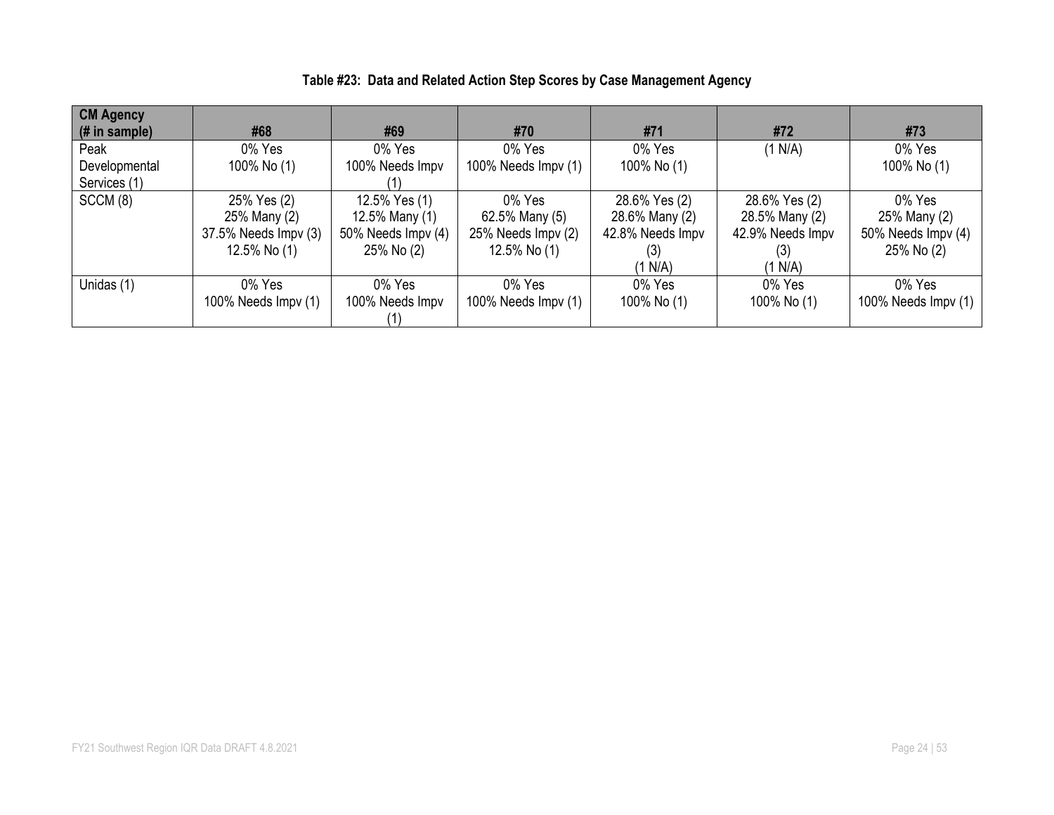**Table #23: Data and Related Action Step Scores by Case Management Agency**

| CM Agency (# in sample) | #68 | #69 | #70 | #71 | #72 | #73 |
|---|---|---|---|---|---|---|
| Peak Developmental Services (1) | 0% Yes<br>100% No (1) | 0% Yes<br>100% Needs Impv (1) | 0% Yes<br>100% Needs Impv (1) | 0% Yes<br>100% No (1) | (1 N/A) | 0% Yes<br>100% No (1) |
| SCCM (8) | 25% Yes (2)<br>25% Many (2)<br>37.5% Needs Impv (3)<br>12.5% No (1) | 12.5% Yes (1)<br>12.5% Many (1)<br>50% Needs Impv (4)<br>25% No (2) | 0% Yes<br>62.5% Many (5)<br>25% Needs Impv (2)<br>12.5% No (1) | 28.6% Yes (2)<br>28.6% Many (2)<br>42.8% Needs Impv (3)<br>(1 N/A) | 28.6% Yes (2)<br>28.5% Many (2)<br>42.9% Needs Impv (3)<br>(1 N/A) | 0% Yes<br>25% Many (2)<br>50% Needs Impv (4)<br>25% No (2) |
| Unidas (1) | 0% Yes<br>100% Needs Impv (1) | 0% Yes<br>100% Needs Impv (1) | 0% Yes<br>100% Needs Impv (1) | 0% Yes<br>100% No (1) | 0% Yes<br>100% No (1) | 0% Yes<br>100% Needs Impv (1) |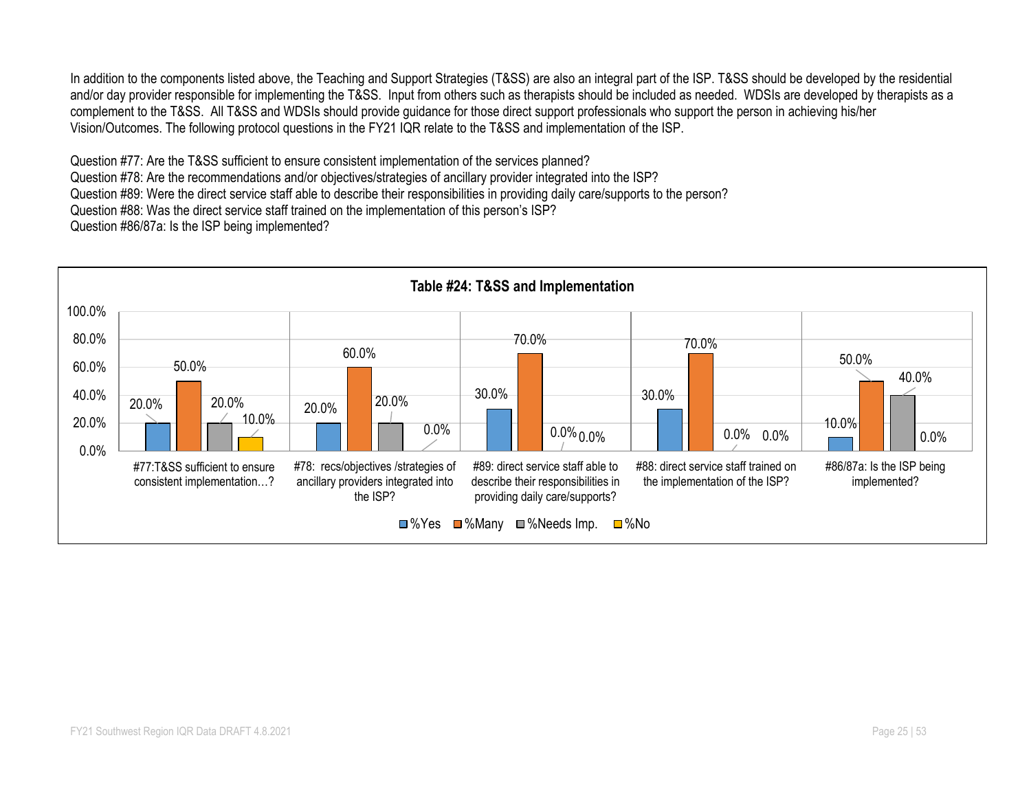In addition to the components listed above, the Teaching and Support Strategies (T&SS) are also an integral part of the ISP. T&SS should be developed by the residential and/or day provider responsible for implementing the T&SS. Input from others such as therapists should be included as needed. WDSIs are developed by therapists as a complement to the T&SS. All T&SS and WDSIs should provide guidance for those direct support professionals who support the person in achieving his/her Vision/Outcomes. The following protocol questions in the FY21 IQR relate to the T&SS and implementation of the ISP.

Question #77: Are the T&SS sufficient to ensure consistent implementation of the services planned?
Question #78: Are the recommendations and/or objectives/strategies of ancillary provider integrated into the ISP?
Question #89: Were the direct service staff able to describe their responsibilities in providing daily care/supports to the person?
Question #88: Was the direct service staff trained on the implementation of this person's ISP?
Question #86/87a: Is the ISP being implemented?

**Table #24: T&SS and Implementation**

| | %Yes | %Many | %Needs Imp. | %No |
|---|---|---|---|---|
| #77:T&SS sufficient to ensure consistent implementation…? | 20.0% | 50.0% | 20.0% | 10.0% |
| #78: recs/objectives /strategies of ancillary providers integrated into the ISP? | 20.0% | 60.0% | 20.0% | 0.0% |
| #89: direct service staff able to describe their responsibilities in providing daily care/supports? | 30.0% | 70.0% | 0.0% | 0.0% |
| #88: direct service staff trained on the implementation of the ISP? | 30.0% | 70.0% | 0.0% | 0.0% |
| #86/87a: Is the ISP being implemented? | 10.0% | 50.0% | 40.0% | 0.0% |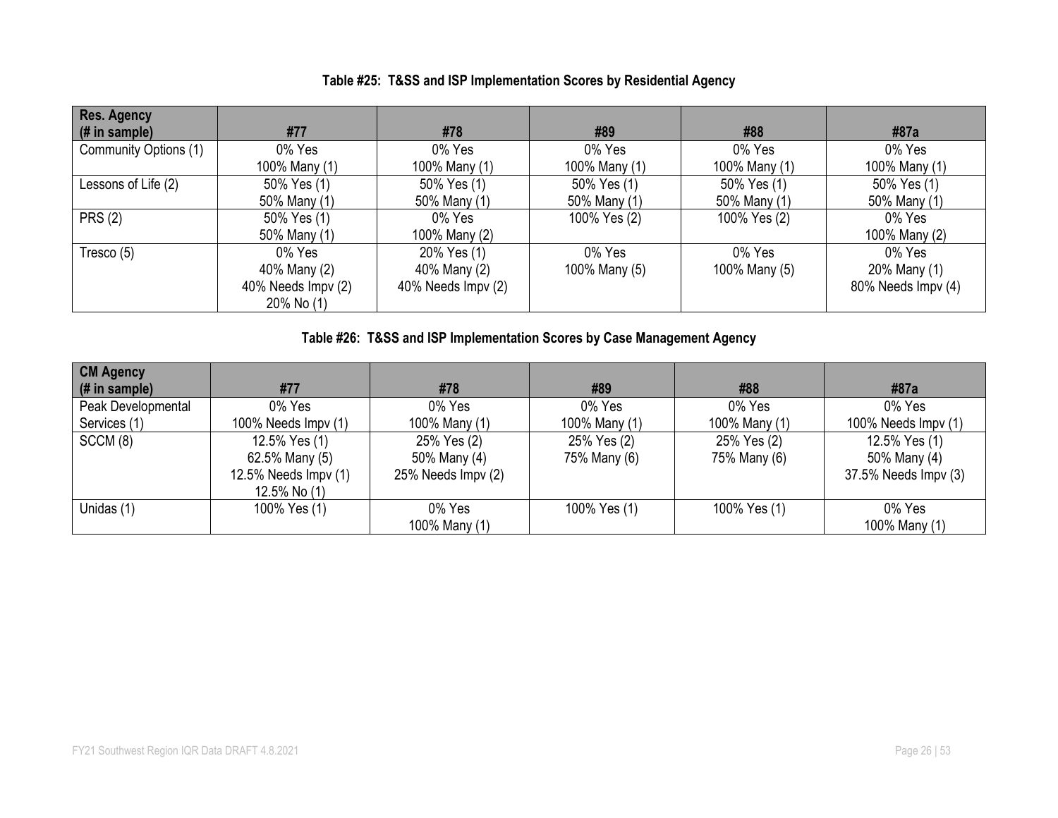**Table #25: T&SS and ISP Implementation Scores by Residential Agency**

| Res. Agency (# in sample) | #77 | #78 | #89 | #88 | #87a |
|---|---|---|---|---|---|
| Community Options (1) | 0% Yes<br>100% Many (1) | 0% Yes<br>100% Many (1) | 0% Yes<br>100% Many (1) | 0% Yes<br>100% Many (1) | 0% Yes<br>100% Many (1) |
| Lessons of Life (2) | 50% Yes (1)<br>50% Many (1) | 50% Yes (1)<br>50% Many (1) | 50% Yes (1)<br>50% Many (1) | 50% Yes (1)<br>50% Many (1) | 50% Yes (1)<br>50% Many (1) |
| PRS (2) | 50% Yes (1)<br>50% Many (1) | 0% Yes<br>100% Many (2) | 100% Yes (2) | 100% Yes (2) | 0% Yes<br>100% Many (2) |
| Tresco (5) | 0% Yes<br>40% Many (2)<br>40% Needs Impv (2)<br>20% No (1) | 20% Yes (1)<br>40% Many (2)<br>40% Needs Impv (2) | 0% Yes<br>100% Many (5) | 0% Yes<br>100% Many (5) | 0% Yes<br>20% Many (1)<br>80% Needs Impv (4) |

**Table #26: T&SS and ISP Implementation Scores by Case Management Agency**

| CM Agency (# in sample) | #77 | #78 | #89 | #88 | #87a |
|---|---|---|---|---|---|
| Peak Developmental Services (1) | 0% Yes<br>100% Needs Impv (1) | 0% Yes<br>100% Many (1) | 0% Yes<br>100% Many (1) | 0% Yes<br>100% Many (1) | 0% Yes<br>100% Needs Impv (1) |
| SCCM (8) | 12.5% Yes (1)<br>62.5% Many (5)<br>12.5% Needs Impv (1)<br>12.5% No (1) | 25% Yes (2)<br>50% Many (4)<br>25% Needs Impv (2) | 25% Yes (2)<br>75% Many (6) | 25% Yes (2)<br>75% Many (6) | 12.5% Yes (1)<br>50% Many (4)<br>37.5% Needs Impv (3) |
| Unidas (1) | 100% Yes (1) | 0% Yes<br>100% Many (1) | 100% Yes (1) | 100% Yes (1) | 0% Yes<br>100% Many (1) |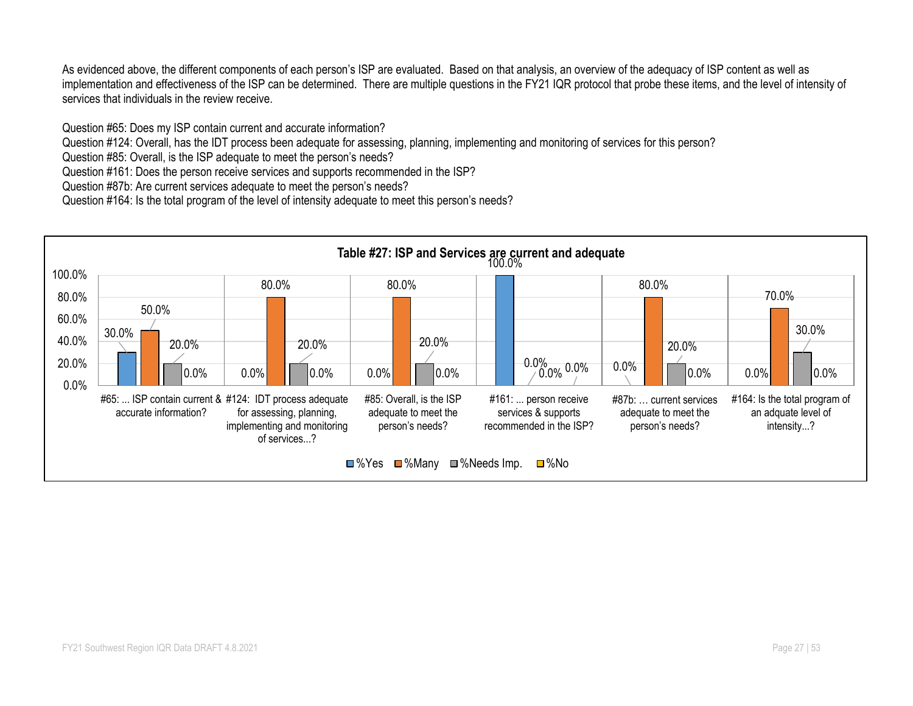As evidenced above, the different components of each person's ISP are evaluated. Based on that analysis, an overview of the adequacy of ISP content as well as implementation and effectiveness of the ISP can be determined. There are multiple questions in the FY21 IQR protocol that probe these items, and the level of intensity of services that individuals in the review receive.

Question #65: Does my ISP contain current and accurate information?
Question #124: Overall, has the IDT process been adequate for assessing, planning, implementing and monitoring of services for this person?
Question #85: Overall, is the ISP adequate to meet the person's needs?
Question #161: Does the person receive services and supports recommended in the ISP?
Question #87b: Are current services adequate to meet the person's needs?
Question #164: Is the total program of the level of intensity adequate to meet this person's needs?

**Table #27: ISP and Services are current and adequate**

| Question | %Yes | %Many | %Needs Imp. | %No |
|---|---|---|---|---|
| #65: ... ISP contain current & accurate information? | 30.0% | 50.0% | 20.0% | 0.0% |
| #124: IDT process adequate for assessing, planning, implementing and monitoring of services...? | 0.0% | 80.0% | 20.0% | 0.0% |
| #85: Overall, is the ISP adequate to meet the person's needs? | 0.0% | 80.0% | 20.0% | 0.0% |
| #161: ... person receive services & supports recommended in the ISP? | 100.0% | 0.0% | 0.0% | 0.0% |
| #87b: … current services adequate to meet the person's needs? | 0.0% | 80.0% | 20.0% | 0.0% |
| #164: Is the total program of an adquate level of intensity...? | 0.0% | 70.0% | 30.0% | 0.0% |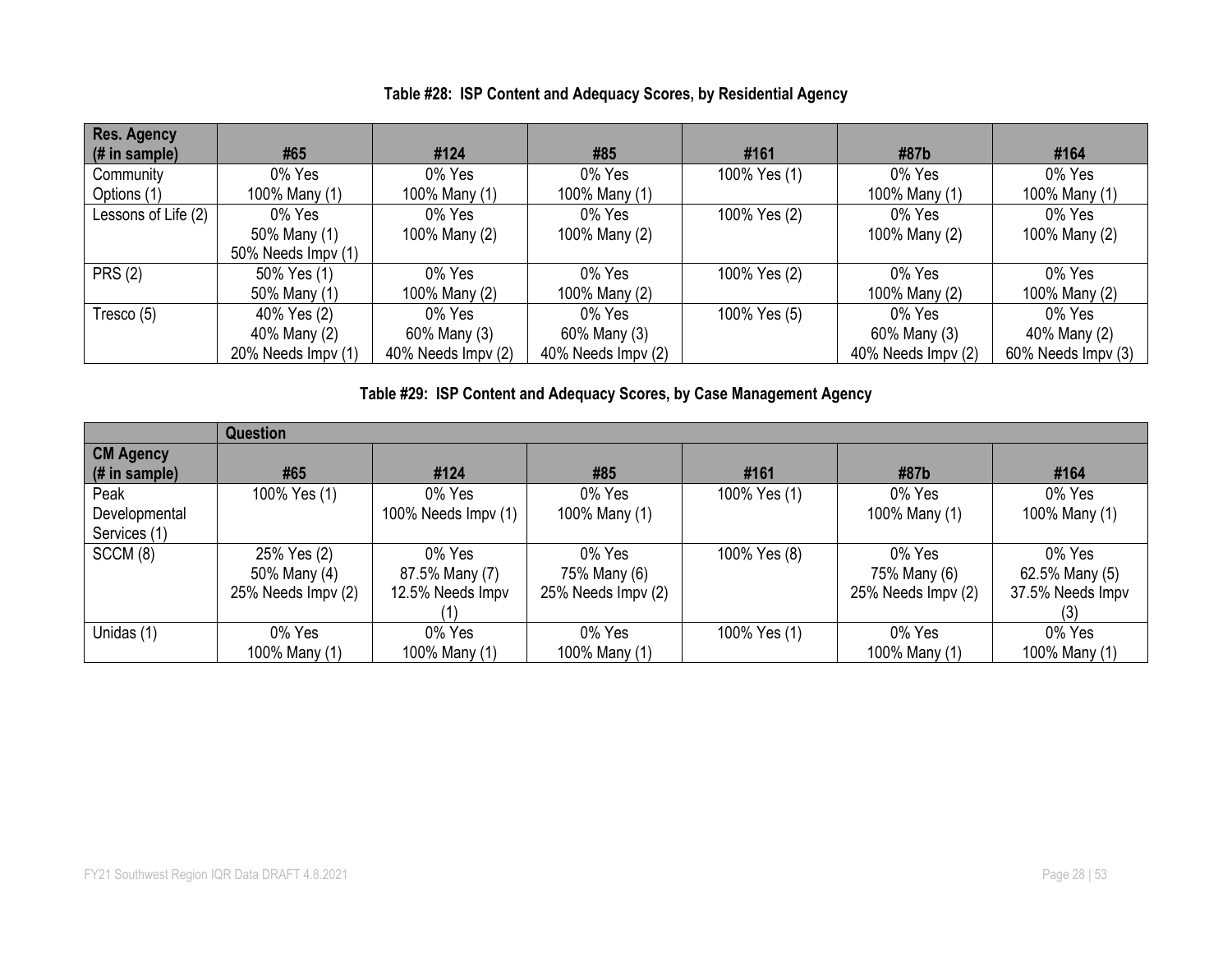**Table #28: ISP Content and Adequacy Scores, by Residential Agency**

| Res. Agency (# in sample) | #65 | #124 | #85 | #161 | #87b | #164 |
|---|---|---|---|---|---|---|
| Community Options (1) | 0% Yes<br>100% Many (1) | 0% Yes<br>100% Many (1) | 0% Yes<br>100% Many (1) | 100% Yes (1) | 0% Yes<br>100% Many (1) | 0% Yes<br>100% Many (1) |
| Lessons of Life (2) | 0% Yes<br>50% Many (1)<br>50% Needs Impv (1) | 0% Yes<br>100% Many (2) | 0% Yes<br>100% Many (2) | 100% Yes (2) | 0% Yes<br>100% Many (2) | 0% Yes<br>100% Many (2) |
| PRS (2) | 50% Yes (1)<br>50% Many (1) | 0% Yes<br>100% Many (2) | 0% Yes<br>100% Many (2) | 100% Yes (2) | 0% Yes<br>100% Many (2) | 0% Yes<br>100% Many (2) |
| Tresco (5) | 40% Yes (2)<br>40% Many (2)<br>20% Needs Impv (1) | 0% Yes<br>60% Many (3)<br>40% Needs Impv (2) | 0% Yes<br>60% Many (3)<br>40% Needs Impv (2) | 100% Yes (5) | 0% Yes<br>60% Many (3)<br>40% Needs Impv (2) | 0% Yes<br>40% Many (2)<br>60% Needs Impv (3) |

**Table #29: ISP Content and Adequacy Scores, by Case Management Agency**

| | Question | | | | | |
|---|---|---|---|---|---|---|
| CM Agency (# in sample) | #65 | #124 | #85 | #161 | #87b | #164 |
| Peak Developmental Services (1) | 100% Yes (1) | 0% Yes<br>100% Needs Impv (1) | 0% Yes<br>100% Many (1) | 100% Yes (1) | 0% Yes<br>100% Many (1) | 0% Yes<br>100% Many (1) |
| SCCM (8) | 25% Yes (2)<br>50% Many (4)<br>25% Needs Impv (2) | 0% Yes<br>87.5% Many (7)<br>12.5% Needs Impv (1) | 0% Yes<br>75% Many (6)<br>25% Needs Impv (2) | 100% Yes (8) | 0% Yes<br>75% Many (6)<br>25% Needs Impv (2) | 0% Yes<br>62.5% Many (5)<br>37.5% Needs Impv (3) |
| Unidas (1) | 0% Yes<br>100% Many (1) | 0% Yes<br>100% Many (1) | 0% Yes<br>100% Many (1) | 100% Yes (1) | 0% Yes<br>100% Many (1) | 0% Yes<br>100% Many (1) |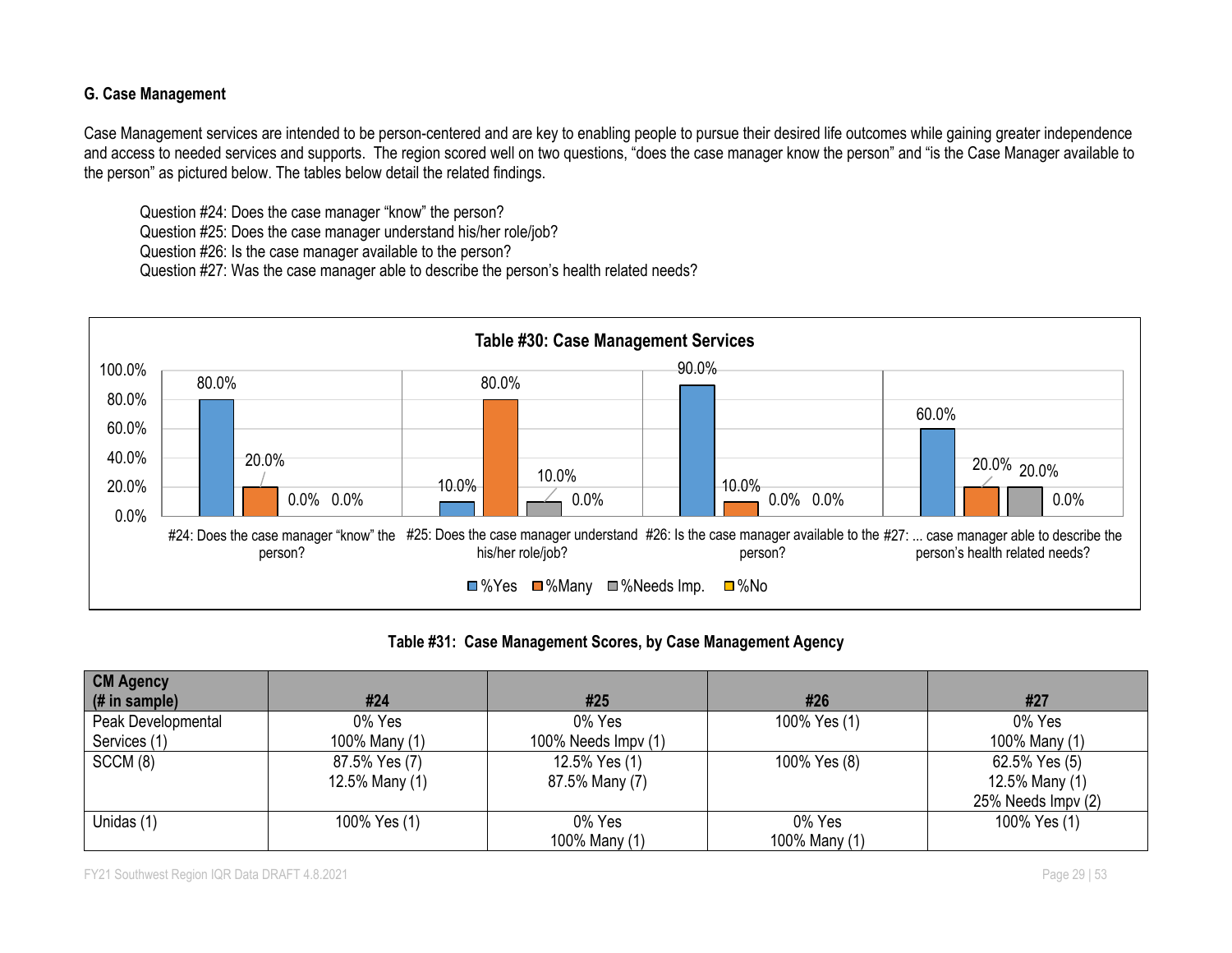### G. Case Management

Case Management services are intended to be person-centered and are key to enabling people to pursue their desired life outcomes while gaining greater independence and access to needed services and supports. The region scored well on two questions, "does the case manager know the person" and "is the Case Manager available to the person" as pictured below. The tables below detail the related findings.

Question #24: Does the case manager "know" the person?
Question #25: Does the case manager understand his/her role/job?
Question #26: Is the case manager available to the person?
Question #27: Was the case manager able to describe the person's health related needs?

**Table #30: Case Management Services**

| | %Yes | %Many | %Needs Imp. | %No |
|---|---|---|---|---|
| #24: Does the case manager "know" the person? | 80.0% | 20.0% | 0.0% | 0.0% |
| #25: Does the case manager understand his/her role/job? | 10.0% | 80.0% | 10.0% | 0.0% |
| #26: Is the case manager available to the person? | 90.0% | 10.0% | 0.0% | 0.0% |
| #27: ... case manager able to describe the person's health related needs? | 60.0% | 20.0% | 20.0% | 0.0% |

**Table #31: Case Management Scores, by Case Management Agency**

| CM Agency (# in sample) | #24 | #25 | #26 | #27 |
|---|---|---|---|---|
| Peak Developmental Services (1) | 0% Yes<br>100% Many (1) | 0% Yes<br>100% Needs Impv (1) | 100% Yes (1) | 0% Yes<br>100% Many (1) |
| SCCM (8) | 87.5% Yes (7)<br>12.5% Many (1) | 12.5% Yes (1)<br>87.5% Many (7) | 100% Yes (8) | 62.5% Yes (5)<br>12.5% Many (1)<br>25% Needs Impv (2) |
| Unidas (1) | 100% Yes (1) | 0% Yes<br>100% Many (1) | 0% Yes<br>100% Many (1) | 100% Yes (1) |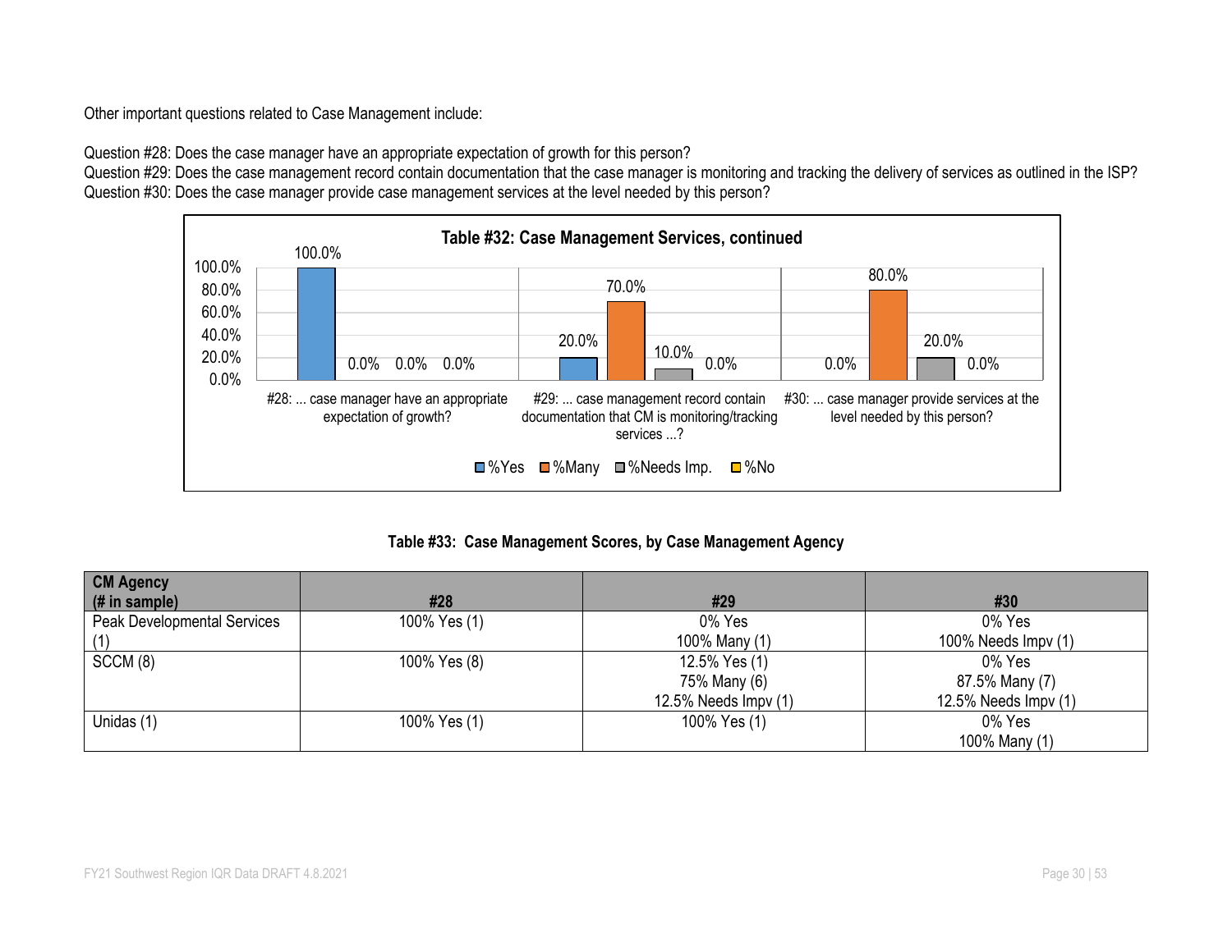Other important questions related to Case Management include:

Question #28: Does the case manager have an appropriate expectation of growth for this person?
Question #29: Does the case management record contain documentation that the case manager is monitoring and tracking the delivery of services as outlined in the ISP?
Question #30: Does the case manager provide case management services at the level needed by this person?

**Table #32: Case Management Services, continued**

| | %Yes | %Many | %Needs Imp. | %No |
|---|---|---|---|---|
| #28: ... case manager have an appropriate expectation of growth? | 100.0% | 0.0% | 0.0% | 0.0% |
| #29: ... case management record contain documentation that CM is monitoring/tracking services ...? | 20.0% | 70.0% | 10.0% | 0.0% |
| #30: ... case manager provide services at the level needed by this person? | 0.0% | 80.0% | 20.0% | 0.0% |

**Table #33: Case Management Scores, by Case Management Agency**

| CM Agency (# in sample) | #28 | #29 | #30 |
|---|---|---|---|
| Peak Developmental Services (1) | 100% Yes (1) | 0% Yes<br>100% Many (1) | 0% Yes<br>100% Needs Impv (1) |
| SCCM (8) | 100% Yes (8) | 12.5% Yes (1)<br>75% Many (6)<br>12.5% Needs Impv (1) | 0% Yes<br>87.5% Many (7)<br>12.5% Needs Impv (1) |
| Unidas (1) | 100% Yes (1) | 100% Yes (1) | 0% Yes<br>100% Many (1) |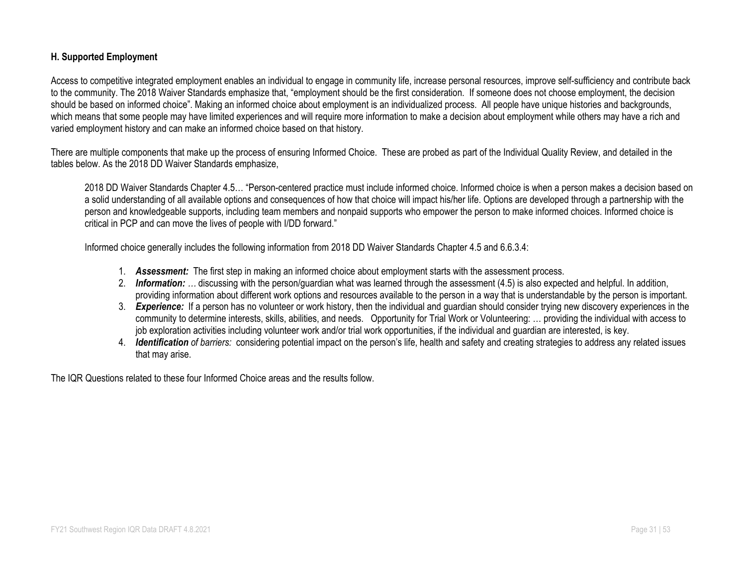**H. Supported Employment**

Access to competitive integrated employment enables an individual to engage in community life, increase personal resources, improve self-sufficiency and contribute back to the community. The 2018 Waiver Standards emphasize that, "employment should be the first consideration. If someone does not choose employment, the decision should be based on informed choice". Making an informed choice about employment is an individualized process. All people have unique histories and backgrounds, which means that some people may have limited experiences and will require more information to make a decision about employment while others may have a rich and varied employment history and can make an informed choice based on that history.

There are multiple components that make up the process of ensuring Informed Choice. These are probed as part of the Individual Quality Review, and detailed in the tables below. As the 2018 DD Waiver Standards emphasize,

> 2018 DD Waiver Standards Chapter 4.5… "Person-centered practice must include informed choice. Informed choice is when a person makes a decision based on a solid understanding of all available options and consequences of how that choice will impact his/her life. Options are developed through a partnership with the person and knowledgeable supports, including team members and nonpaid supports who empower the person to make informed choices. Informed choice is critical in PCP and can move the lives of people with I/DD forward."
>
> Informed choice generally includes the following information from 2018 DD Waiver Standards Chapter 4.5 and 6.6.3.4:
>
> 1. ***Assessment:*** The first step in making an informed choice about employment starts with the assessment process.
> 2. ***Information:*** … discussing with the person/guardian what was learned through the assessment (4.5) is also expected and helpful. In addition, providing information about different work options and resources available to the person in a way that is understandable by the person is important.
> 3. ***Experience:*** If a person has no volunteer or work history, then the individual and guardian should consider trying new discovery experiences in the community to determine interests, skills, abilities, and needs. Opportunity for Trial Work or Volunteering: … providing the individual with access to job exploration activities including volunteer work and/or trial work opportunities, if the individual and guardian are interested, is key.
> 4. ***Identification*** *of barriers:* considering potential impact on the person's life, health and safety and creating strategies to address any related issues that may arise.

The IQR Questions related to these four Informed Choice areas and the results follow.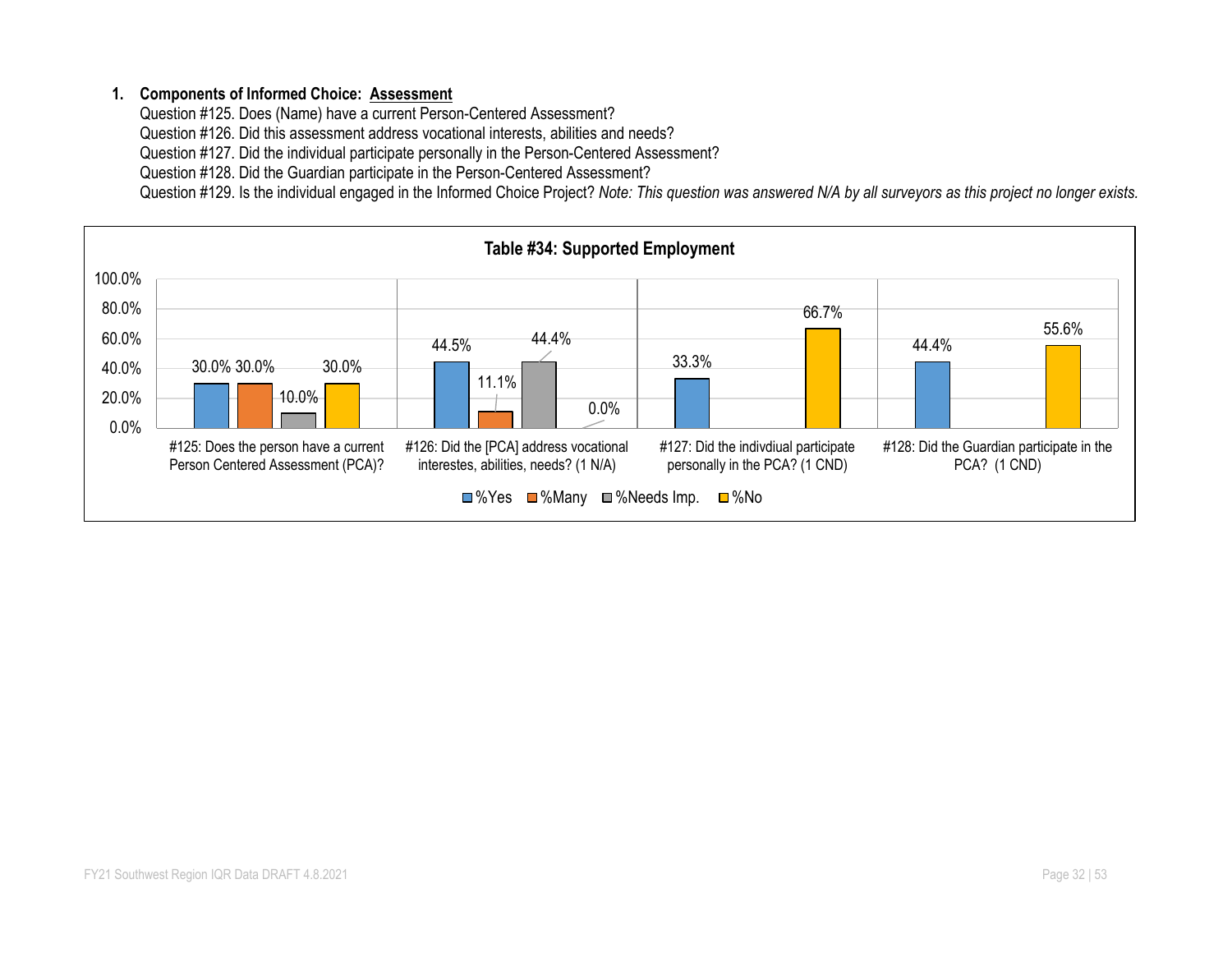1. **Components of Informed Choice: <u>Assessment</u>**

   Question #125. Does (Name) have a current Person-Centered Assessment?
   Question #126. Did this assessment address vocational interests, abilities and needs?
   Question #127. Did the individual participate personally in the Person-Centered Assessment?
   Question #128. Did the Guardian participate in the Person-Centered Assessment?
   Question #129. Is the individual engaged in the Informed Choice Project? *Note: This question was answered N/A by all surveyors as this project no longer exists.*

**Table #34: Supported Employment**

| Question | %Yes | %Many | %Needs Imp. | %No |
|---|---|---|---|---|
| #125: Does the person have a current Person Centered Assessment (PCA)? | 30.0% | 30.0% | 10.0% | 30.0% |
| #126: Did the [PCA] address vocational interestes, abilities, needs? (1 N/A) | 44.5% | 11.1% | 44.4% | 0.0% |
| #127: Did the indivdiual participate personally in the PCA? (1 CND) | 33.3% | | | 66.7% |
| #128: Did the Guardian participate in the PCA? (1 CND) | 44.4% | | | 55.6% |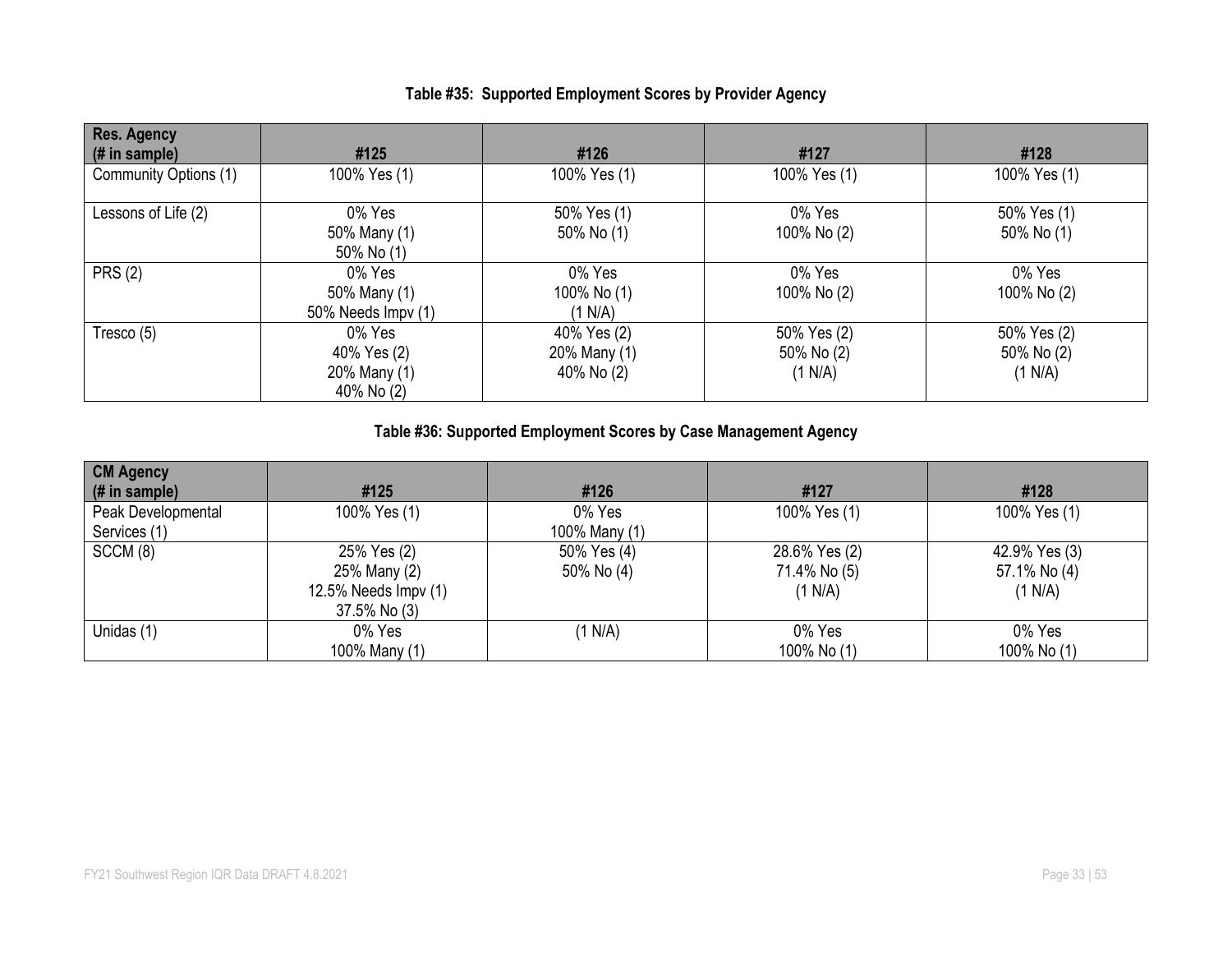**Table #35: Supported Employment Scores by Provider Agency**

| Res. Agency (# in sample) | #125 | #126 | #127 | #128 |
|---|---|---|---|---|
| Community Options (1) | 100% Yes (1) | 100% Yes (1) | 100% Yes (1) | 100% Yes (1) |
| Lessons of Life (2) | 0% Yes<br>50% Many (1)<br>50% No (1) | 50% Yes (1)<br>50% No (1) | 0% Yes<br>100% No (2) | 50% Yes (1)<br>50% No (1) |
| PRS (2) | 0% Yes<br>50% Many (1)<br>50% Needs Impv (1) | 0% Yes<br>100% No (1)<br>(1 N/A) | 0% Yes<br>100% No (2) | 0% Yes<br>100% No (2) |
| Tresco (5) | 0% Yes<br>40% Yes (2)<br>20% Many (1)<br>40% No (2) | 40% Yes (2)<br>20% Many (1)<br>40% No (2) | 50% Yes (2)<br>50% No (2)<br>(1 N/A) | 50% Yes (2)<br>50% No (2)<br>(1 N/A) |

**Table #36: Supported Employment Scores by Case Management Agency**

| CM Agency (# in sample) | #125 | #126 | #127 | #128 |
|---|---|---|---|---|
| Peak Developmental Services (1) | 100% Yes (1) | 0% Yes<br>100% Many (1) | 100% Yes (1) | 100% Yes (1) |
| SCCM (8) | 25% Yes (2)<br>25% Many (2)<br>12.5% Needs Impv (1)<br>37.5% No (3) | 50% Yes (4)<br>50% No (4) | 28.6% Yes (2)<br>71.4% No (5)<br>(1 N/A) | 42.9% Yes (3)<br>57.1% No (4)<br>(1 N/A) |
| Unidas (1) | 0% Yes<br>100% Many (1) | (1 N/A) | 0% Yes<br>100% No (1) | 0% Yes<br>100% No (1) |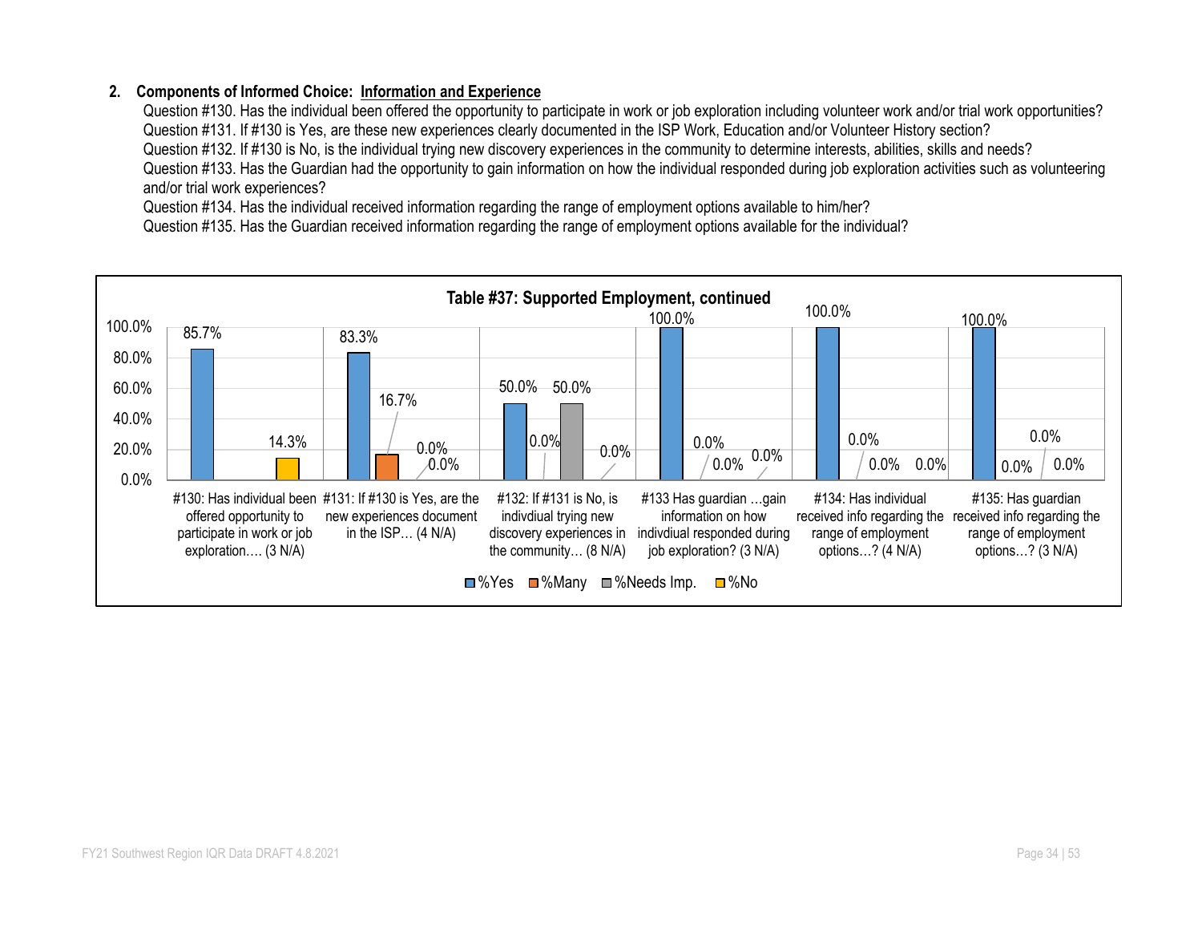2. **Components of Informed Choice: Information and Experience**

Question #130. Has the individual been offered the opportunity to participate in work or job exploration including volunteer work and/or trial work opportunities?
Question #131. If #130 is Yes, are these new experiences clearly documented in the ISP Work, Education and/or Volunteer History section?
Question #132. If #130 is No, is the individual trying new discovery experiences in the community to determine interests, abilities, skills and needs?
Question #133. Has the Guardian had the opportunity to gain information on how the individual responded during job exploration activities such as volunteering and/or trial work experiences?
Question #134. Has the individual received information regarding the range of employment options available to him/her?
Question #135. Has the Guardian received information regarding the range of employment options available for the individual?

**Table #37: Supported Employment, continued**

| Question | %Yes | %Many | %Needs Imp. | %No |
|---|---|---|---|---|
| #130: Has individual been offered opportunity to participate in work or job exploration…. (3 N/A) | 85.7% | | | 14.3% |
| #131: If #130 is Yes, are the new experiences document in the ISP… (4 N/A) | 83.3% | 16.7% | 0.0% | 0.0% |
| #132: If #131 is No, is indivdiual trying new discovery experiences in the community… (8 N/A) | 50.0% | 0.0% | 50.0% | 0.0% |
| #133 Has guardian …gain information on how indivdiual responded during job exploration? (3 N/A) | 100.0% | 0.0% | 0.0% | 0.0% |
| #134: Has individual received info regarding the range of employment options…? (4 N/A) | 100.0% | 0.0% | 0.0% | 0.0% |
| #135: Has guardian received info regarding the range of employment options…? (3 N/A) | 100.0% | 0.0% | 0.0% | 0.0% |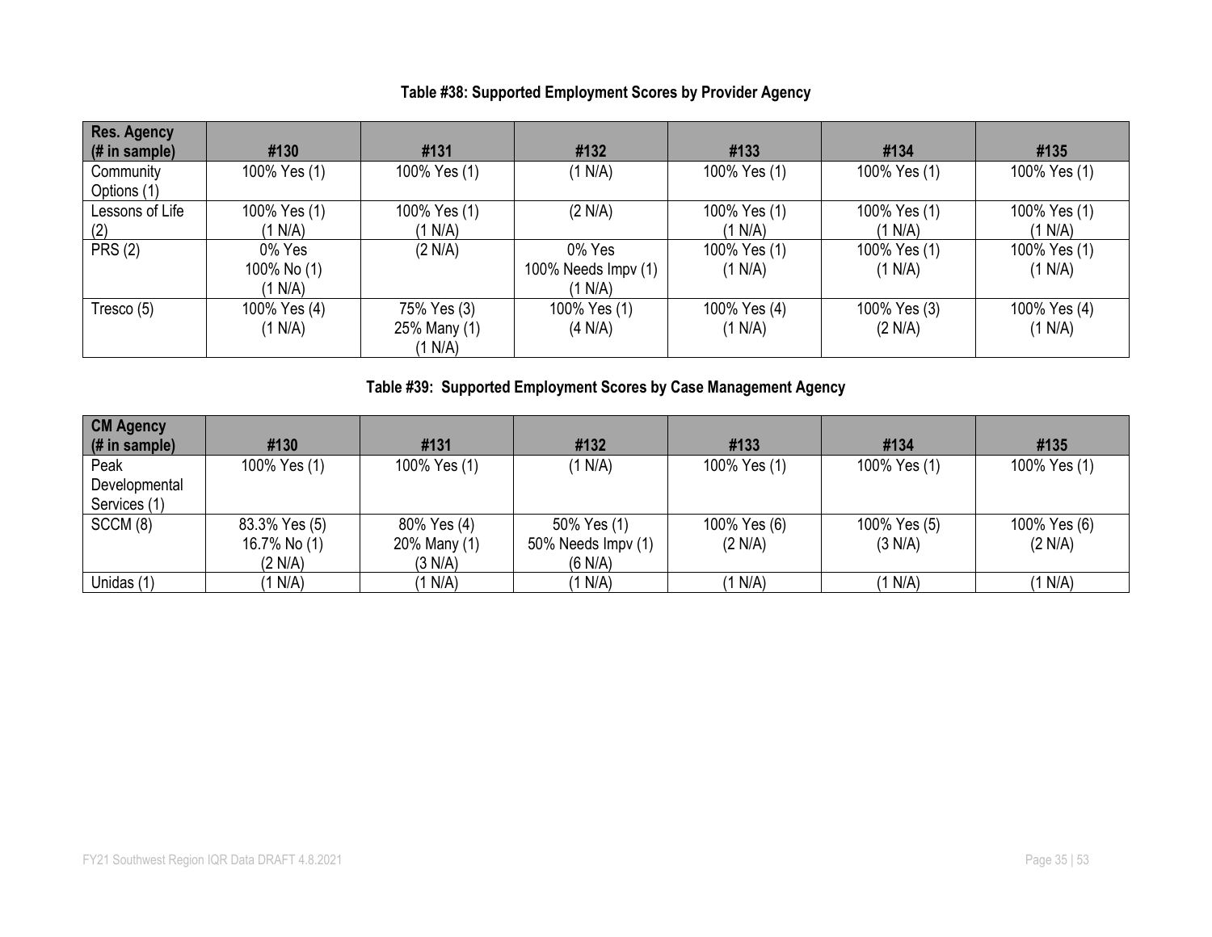**Table #38: Supported Employment Scores by Provider Agency**

| Res. Agency (# in sample) | #130 | #131 | #132 | #133 | #134 | #135 |
|---|---|---|---|---|---|---|
| Community Options (1) | 100% Yes (1) | 100% Yes (1) | (1 N/A) | 100% Yes (1) | 100% Yes (1) | 100% Yes (1) |
| Lessons of Life (2) | 100% Yes (1) (1 N/A) | 100% Yes (1) (1 N/A) | (2 N/A) | 100% Yes (1) (1 N/A) | 100% Yes (1) (1 N/A) | 100% Yes (1) (1 N/A) |
| PRS (2) | 0% Yes 100% No (1) (1 N/A) | (2 N/A) | 0% Yes 100% Needs Impv (1) (1 N/A) | 100% Yes (1) (1 N/A) | 100% Yes (1) (1 N/A) | 100% Yes (1) (1 N/A) |
| Tresco (5) | 100% Yes (4) (1 N/A) | 75% Yes (3) 25% Many (1) (1 N/A) | 100% Yes (1) (4 N/A) | 100% Yes (4) (1 N/A) | 100% Yes (3) (2 N/A) | 100% Yes (4) (1 N/A) |

**Table #39: Supported Employment Scores by Case Management Agency**

| CM Agency (# in sample) | #130 | #131 | #132 | #133 | #134 | #135 |
|---|---|---|---|---|---|---|
| Peak Developmental Services (1) | 100% Yes (1) | 100% Yes (1) | (1 N/A) | 100% Yes (1) | 100% Yes (1) | 100% Yes (1) |
| SCCM (8) | 83.3% Yes (5) 16.7% No (1) (2 N/A) | 80% Yes (4) 20% Many (1) (3 N/A) | 50% Yes (1) 50% Needs Impv (1) (6 N/A) | 100% Yes (6) (2 N/A) | 100% Yes (5) (3 N/A) | 100% Yes (6) (2 N/A) |
| Unidas (1) | (1 N/A) | (1 N/A) | (1 N/A) | (1 N/A) | (1 N/A) | (1 N/A) |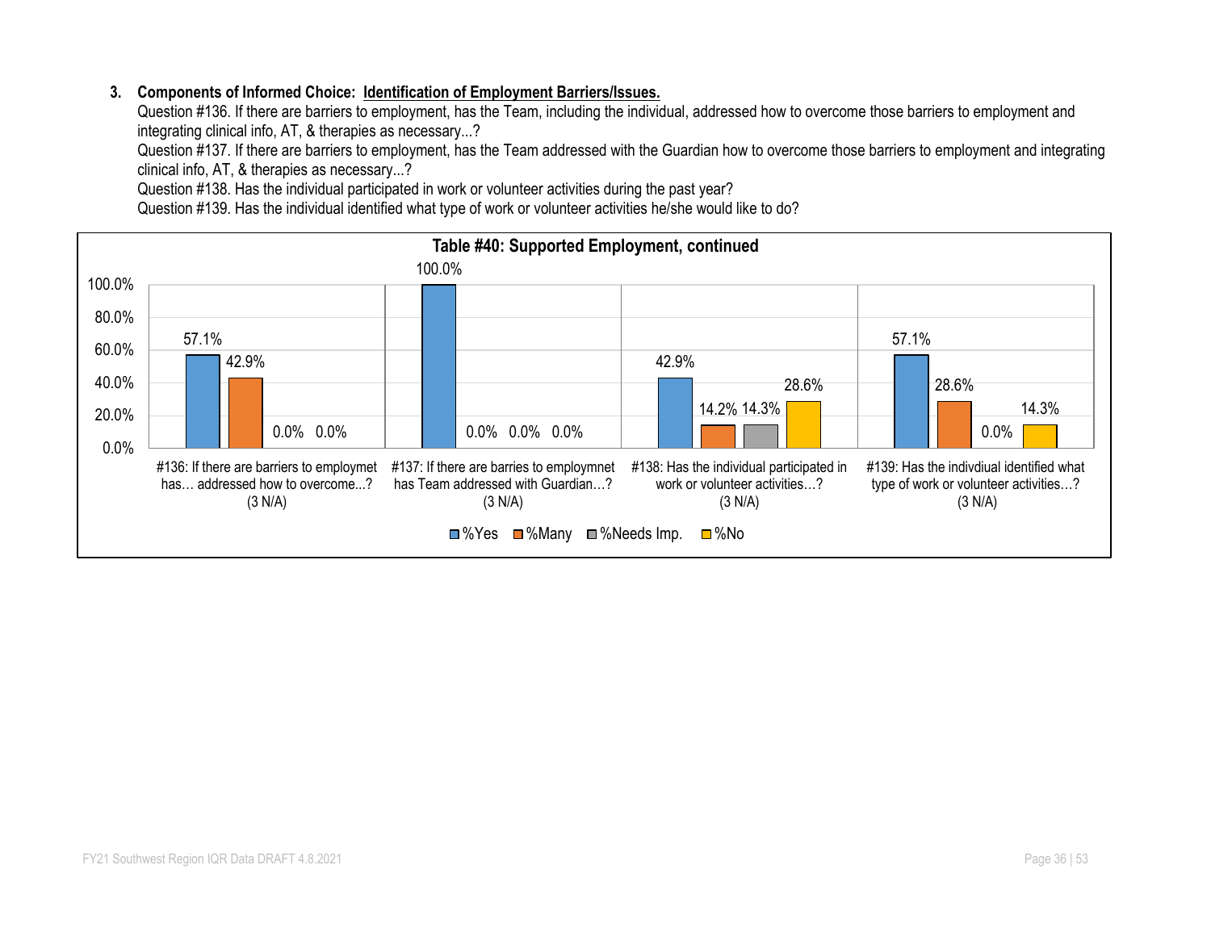**3. Components of Informed Choice: Identification of Employment Barriers/Issues.**

Question #136. If there are barriers to employment, has the Team, including the individual, addressed how to overcome those barriers to employment and integrating clinical info, AT, & therapies as necessary...?

Question #137. If there are barriers to employment, has the Team addressed with the Guardian how to overcome those barriers to employment and integrating clinical info, AT, & therapies as necessary...?

Question #138. Has the individual participated in work or volunteer activities during the past year?

Question #139. Has the individual identified what type of work or volunteer activities he/she would like to do?

**Table #40: Supported Employment, continued**

| | %Yes | %Many | %Needs Imp. | %No |
|---|---|---|---|---|
| #136: If there are barriers to employmet has… addressed how to overcome...? (3 N/A) | 57.1% | 42.9% | 0.0% | 0.0% |
| #137: If there are barries to employmnet has Team addressed with Guardian…? (3 N/A) | 100.0% | 0.0% | 0.0% | 0.0% |
| #138: Has the individual participated in work or volunteer activities…? (3 N/A) | 42.9% | 14.2% | 14.3% | 28.6% |
| #139: Has the indivdiual identified what type of work or volunteer activities…? (3 N/A) | 57.1% | 28.6% | 0.0% | 14.3% |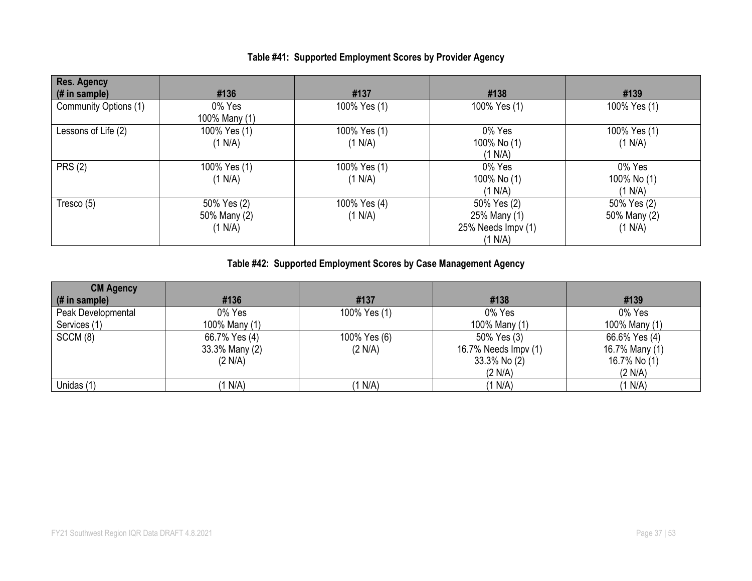**Table #41: Supported Employment Scores by Provider Agency**

| Res. Agency (# in sample) | #136 | #137 | #138 | #139 |
|---|---|---|---|---|
| Community Options (1) | 0% Yes<br>100% Many (1) | 100% Yes (1) | 100% Yes (1) | 100% Yes (1) |
| Lessons of Life (2) | 100% Yes (1)<br>(1 N/A) | 100% Yes (1)<br>(1 N/A) | 0% Yes<br>100% No (1)<br>(1 N/A) | 100% Yes (1)<br>(1 N/A) |
| PRS (2) | 100% Yes (1)<br>(1 N/A) | 100% Yes (1)<br>(1 N/A) | 0% Yes<br>100% No (1)<br>(1 N/A) | 0% Yes<br>100% No (1)<br>(1 N/A) |
| Tresco (5) | 50% Yes (2)<br>50% Many (2)<br>(1 N/A) | 100% Yes (4)<br>(1 N/A) | 50% Yes (2)<br>25% Many (1)<br>25% Needs Impv (1)<br>(1 N/A) | 50% Yes (2)<br>50% Many (2)<br>(1 N/A) |

**Table #42: Supported Employment Scores by Case Management Agency**

| CM Agency (# in sample) | #136 | #137 | #138 | #139 |
|---|---|---|---|---|
| Peak Developmental Services (1) | 0% Yes<br>100% Many (1) | 100% Yes (1) | 0% Yes<br>100% Many (1) | 0% Yes<br>100% Many (1) |
| SCCM (8) | 66.7% Yes (4)<br>33.3% Many (2)<br>(2 N/A) | 100% Yes (6)<br>(2 N/A) | 50% Yes (3)<br>16.7% Needs Impv (1)<br>33.3% No (2)<br>(2 N/A) | 66.6% Yes (4)<br>16.7% Many (1)<br>16.7% No (1)<br>(2 N/A) |
| Unidas (1) | (1 N/A) | (1 N/A) | (1 N/A) | (1 N/A) |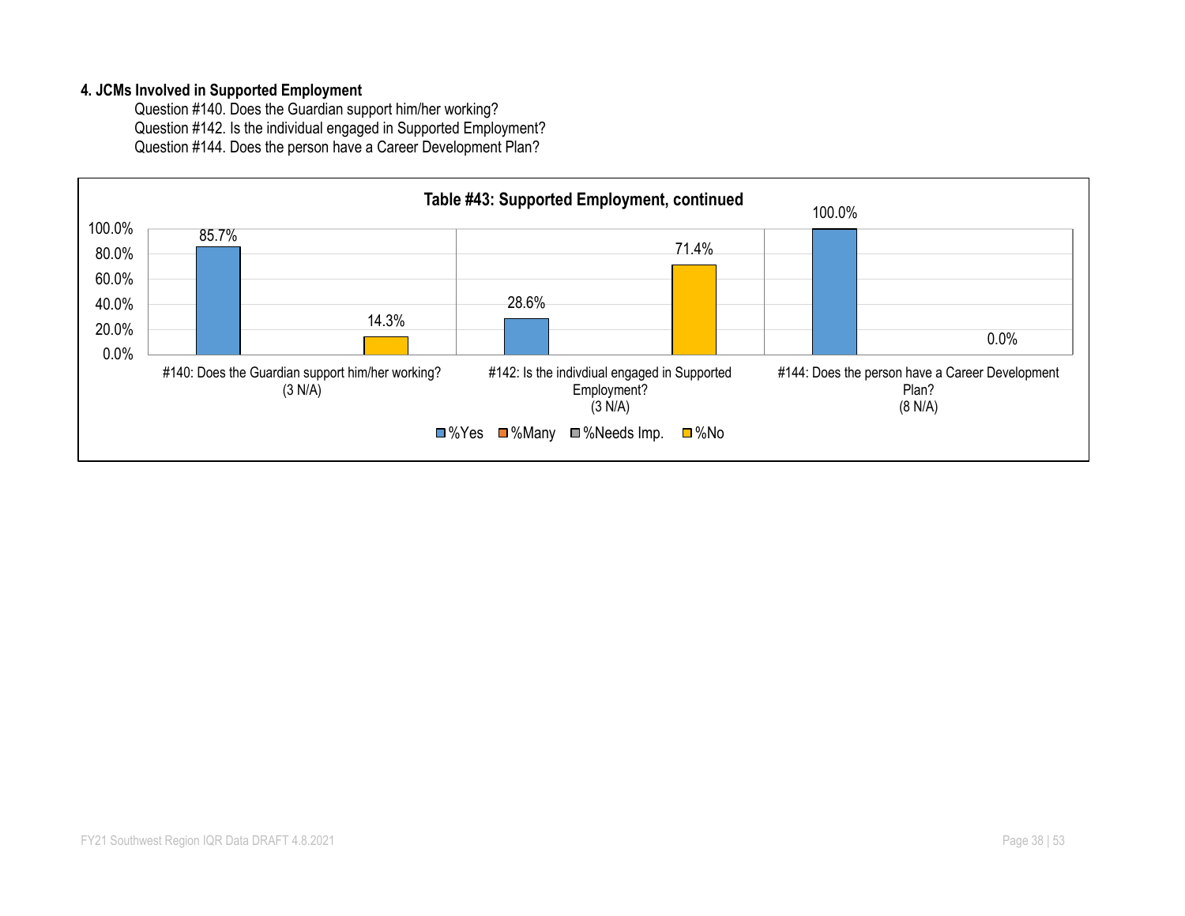**4. JCMs Involved in Supported Employment**

Question #140. Does the Guardian support him/her working?
Question #142. Is the individual engaged in Supported Employment?
Question #144. Does the person have a Career Development Plan?

**Table #43: Supported Employment, continued**

| Question | %Yes | %Many | %Needs Imp. | %No |
|---|---|---|---|---|
| #140: Does the Guardian support him/her working? (3 N/A) | 85.7% | | | 14.3% |
| #142: Is the indivdiual engaged in Supported Employment? (3 N/A) | 28.6% | | | 71.4% |
| #144: Does the person have a Career Development Plan? (8 N/A) | 100.0% | | | 0.0% |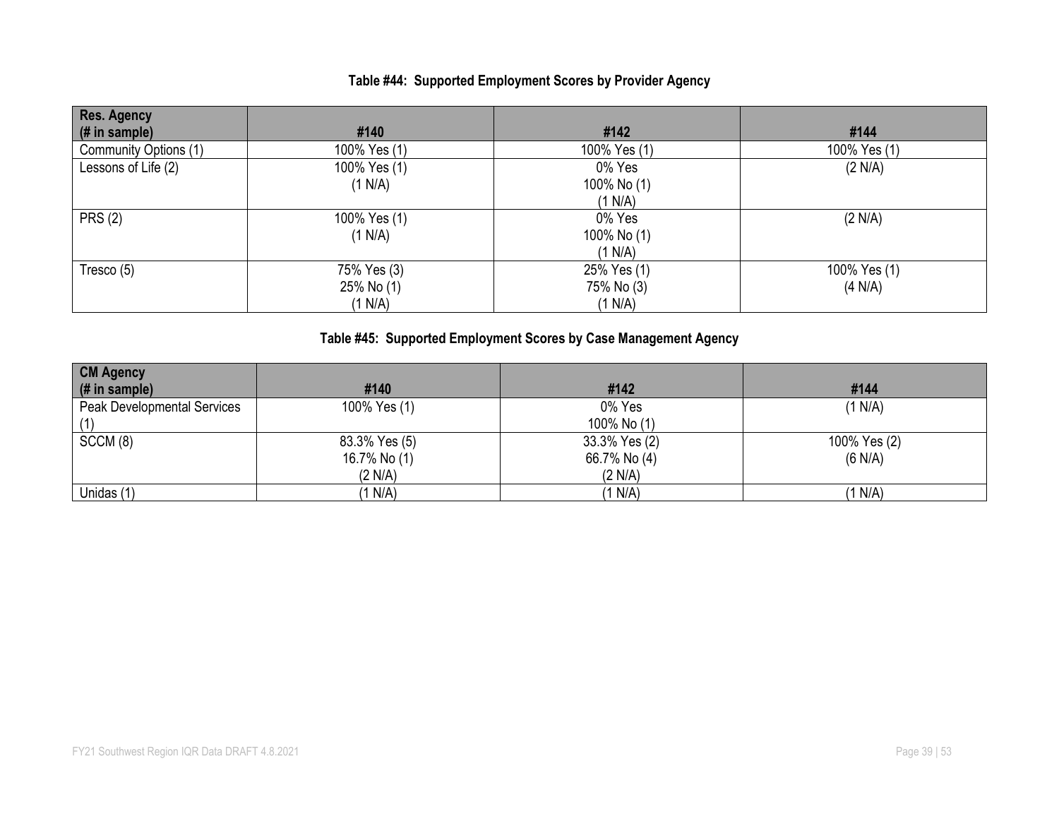**Table #44: Supported Employment Scores by Provider Agency**

| Res. Agency (# in sample) | #140 | #142 | #144 |
|---|---|---|---|
| Community Options (1) | 100% Yes (1) | 100% Yes (1) | 100% Yes (1) |
| Lessons of Life (2) | 100% Yes (1)<br>(1 N/A) | 0% Yes<br>100% No (1)<br>(1 N/A) | (2 N/A) |
| PRS (2) | 100% Yes (1)<br>(1 N/A) | 0% Yes<br>100% No (1)<br>(1 N/A) | (2 N/A) |
| Tresco (5) | 75% Yes (3)<br>25% No (1)<br>(1 N/A) | 25% Yes (1)<br>75% No (3)<br>(1 N/A) | 100% Yes (1)<br>(4 N/A) |

**Table #45: Supported Employment Scores by Case Management Agency**

| CM Agency (# in sample) | #140 | #142 | #144 |
|---|---|---|---|
| Peak Developmental Services (1) | 100% Yes (1) | 0% Yes<br>100% No (1) | (1 N/A) |
| SCCM (8) | 83.3% Yes (5)<br>16.7% No (1)<br>(2 N/A) | 33.3% Yes (2)<br>66.7% No (4)<br>(2 N/A) | 100% Yes (2)<br>(6 N/A) |
| Unidas (1) | (1 N/A) | (1 N/A) | (1 N/A) |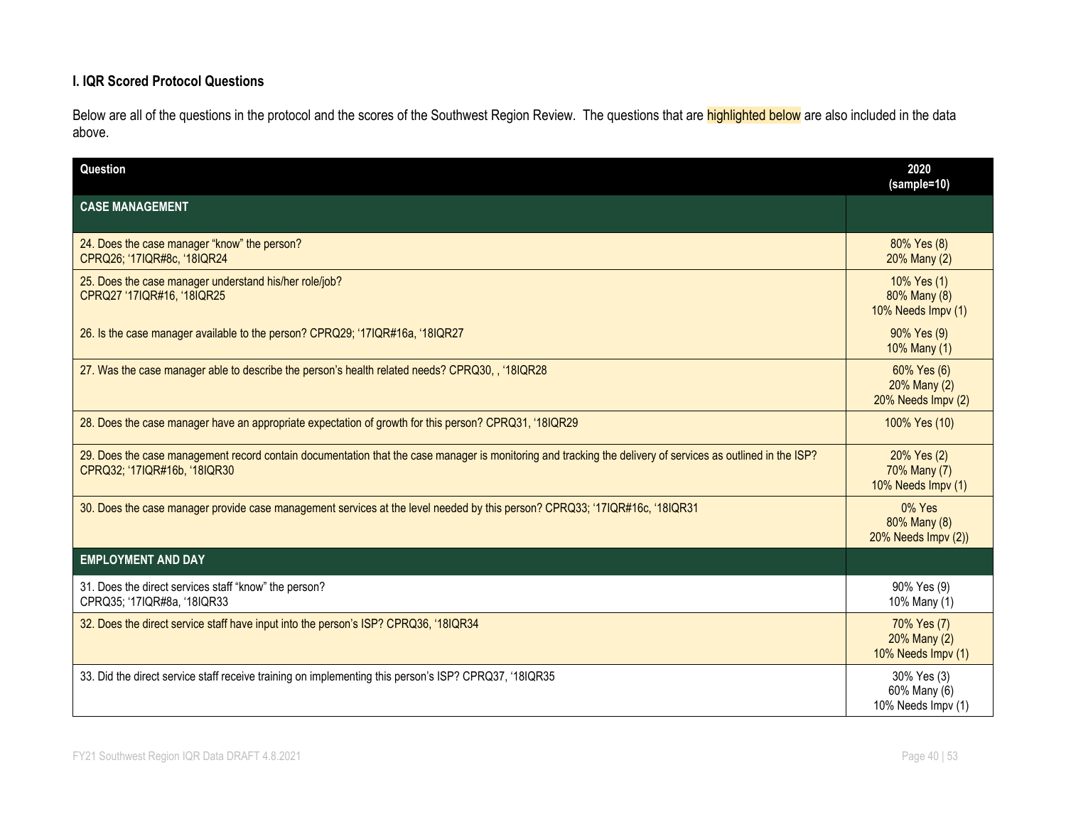### I. IQR Scored Protocol Questions

Below are all of the questions in the protocol and the scores of the Southwest Region Review. The questions that are highlighted below are also included in the data above.

| Question | 2020 (sample=10) |
|---|---|
| **CASE MANAGEMENT** | |
| 24. Does the case manager "know" the person? CPRQ26; '17IQR#8c, '18IQR24 | 80% Yes (8) 20% Many (2) |
| 25. Does the case manager understand his/her role/job? CPRQ27 '17IQR#16, '18IQR25 | 10% Yes (1) 80% Many (8) 10% Needs Impv (1) |
| 26. Is the case manager available to the person? CPRQ29; '17IQR#16a, '18IQR27 | 90% Yes (9) 10% Many (1) |
| 27. Was the case manager able to describe the person's health related needs? CPRQ30, , '18IQR28 | 60% Yes (6) 20% Many (2) 20% Needs Impv (2) |
| 28. Does the case manager have an appropriate expectation of growth for this person? CPRQ31, '18IQR29 | 100% Yes (10) |
| 29. Does the case management record contain documentation that the case manager is monitoring and tracking the delivery of services as outlined in the ISP? CPRQ32; '17IQR#16b, '18IQR30 | 20% Yes (2) 70% Many (7) 10% Needs Impv (1) |
| 30. Does the case manager provide case management services at the level needed by this person? CPRQ33; '17IQR#16c, '18IQR31 | 0% Yes 80% Many (8) 20% Needs Impv (2)) |
| **EMPLOYMENT AND DAY** | |
| 31. Does the direct services staff "know" the person? CPRQ35; '17IQR#8a, '18IQR33 | 90% Yes (9) 10% Many (1) |
| 32. Does the direct service staff have input into the person's ISP? CPRQ36, '18IQR34 | 70% Yes (7) 20% Many (2) 10% Needs Impv (1) |
| 33. Did the direct service staff receive training on implementing this person's ISP? CPRQ37, '18IQR35 | 30% Yes (3) 60% Many (6) 10% Needs Impv (1) |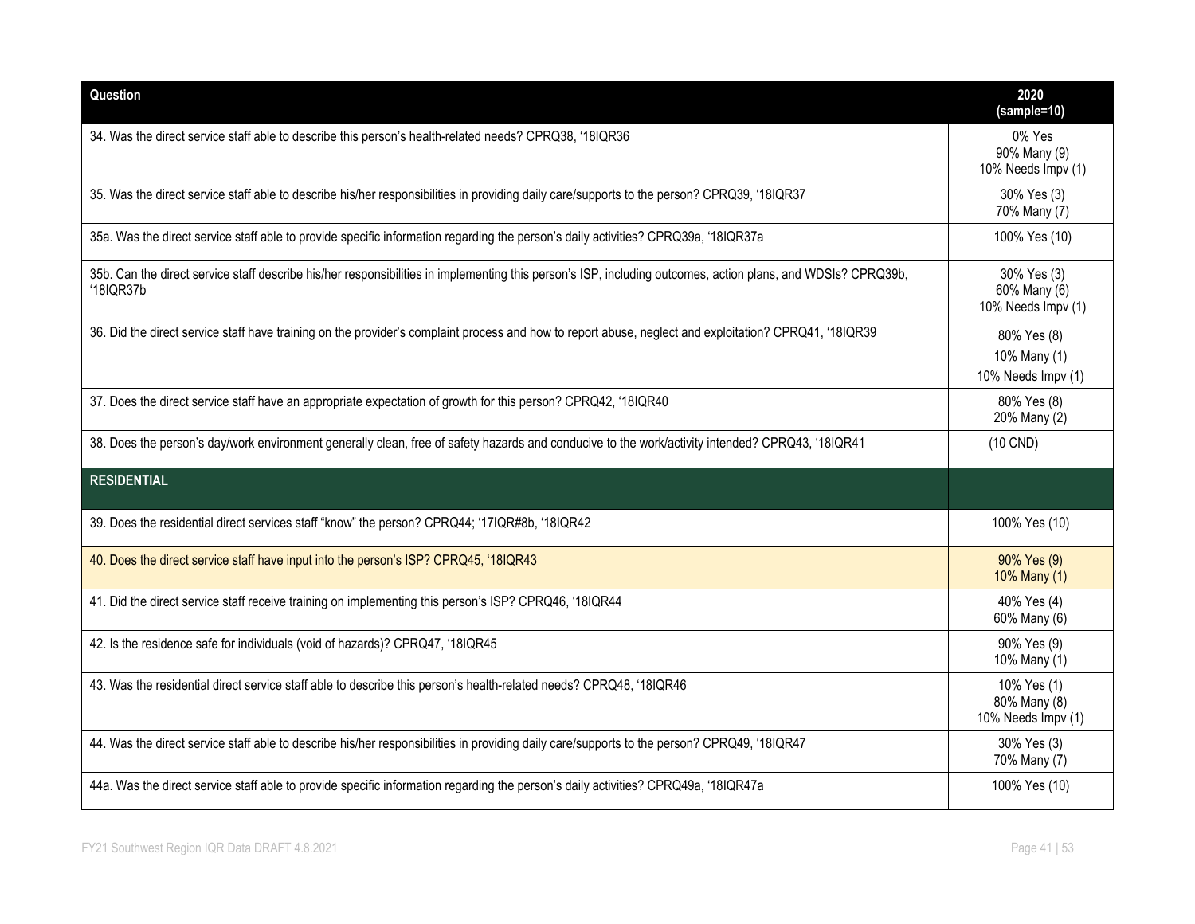| Question | 2020 (sample=10) |
|---|---|
| 34. Was the direct service staff able to describe this person's health-related needs? CPRQ38, '18IQR36 | 0% Yes<br>90% Many (9)<br>10% Needs Impv (1) |
| 35. Was the direct service staff able to describe his/her responsibilities in providing daily care/supports to the person? CPRQ39, '18IQR37 | 30% Yes (3)<br>70% Many (7) |
| 35a. Was the direct service staff able to provide specific information regarding the person's daily activities? CPRQ39a, '18IQR37a | 100% Yes (10) |
| 35b. Can the direct service staff describe his/her responsibilities in implementing this person's ISP, including outcomes, action plans, and WDSIs? CPRQ39b, '18IQR37b | 30% Yes (3)<br>60% Many (6)<br>10% Needs Impv (1) |
| 36. Did the direct service staff have training on the provider's complaint process and how to report abuse, neglect and exploitation? CPRQ41, '18IQR39 | 80% Yes (8)<br>10% Many (1)<br>10% Needs Impv (1) |
| 37. Does the direct service staff have an appropriate expectation of growth for this person? CPRQ42, '18IQR40 | 80% Yes (8)<br>20% Many (2) |
| 38. Does the person's day/work environment generally clean, free of safety hazards and conducive to the work/activity intended? CPRQ43, '18IQR41 | (10 CND) |
| **RESIDENTIAL** | |
| 39. Does the residential direct services staff "know" the person? CPRQ44; '17IQR#8b, '18IQR42 | 100% Yes (10) |
| 40. Does the direct service staff have input into the person's ISP? CPRQ45, '18IQR43 | 90% Yes (9)<br>10% Many (1) |
| 41. Did the direct service staff receive training on implementing this person's ISP? CPRQ46, '18IQR44 | 40% Yes (4)<br>60% Many (6) |
| 42. Is the residence safe for individuals (void of hazards)? CPRQ47, '18IQR45 | 90% Yes (9)<br>10% Many (1) |
| 43. Was the residential direct service staff able to describe this person's health-related needs? CPRQ48, '18IQR46 | 10% Yes (1)<br>80% Many (8)<br>10% Needs Impv (1) |
| 44. Was the direct service staff able to describe his/her responsibilities in providing daily care/supports to the person? CPRQ49, '18IQR47 | 30% Yes (3)<br>70% Many (7) |
| 44a. Was the direct service staff able to provide specific information regarding the person's daily activities? CPRQ49a, '18IQR47a | 100% Yes (10) |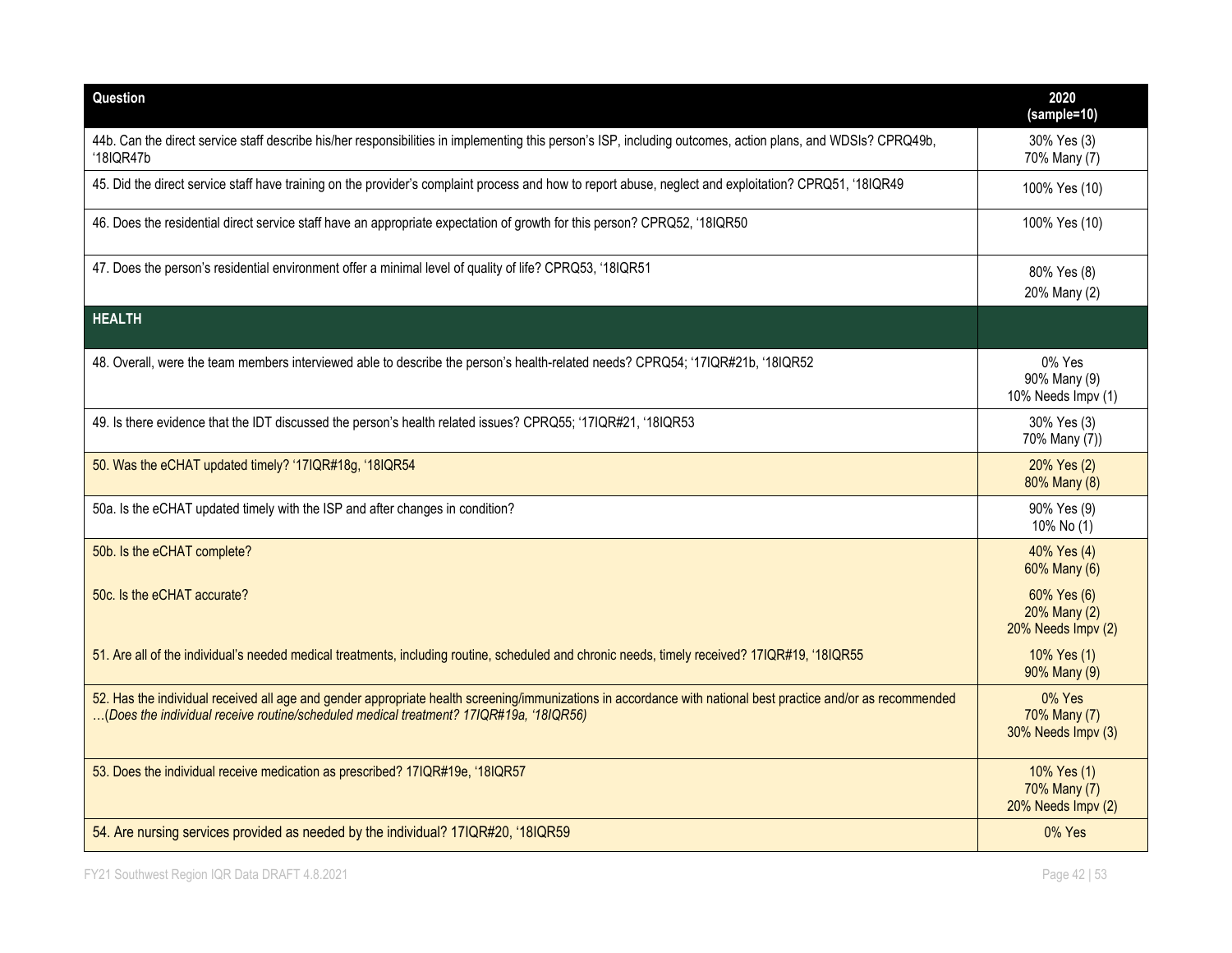| Question | 2020 (sample=10) |
| --- | --- |
| 44b. Can the direct service staff describe his/her responsibilities in implementing this person's ISP, including outcomes, action plans, and WDSIs? CPRQ49b, '18IQR47b | 30% Yes (3)<br>70% Many (7) |
| 45. Did the direct service staff have training on the provider's complaint process and how to report abuse, neglect and exploitation? CPRQ51, '18IQR49 | 100% Yes (10) |
| 46. Does the residential direct service staff have an appropriate expectation of growth for this person? CPRQ52, '18IQR50 | 100% Yes (10) |
| 47. Does the person's residential environment offer a minimal level of quality of life? CPRQ53, '18IQR51 | 80% Yes (8)<br>20% Many (2) |
| **HEALTH** | |
| 48. Overall, were the team members interviewed able to describe the person's health-related needs? CPRQ54; '17IQR#21b, '18IQR52 | 0% Yes<br>90% Many (9)<br>10% Needs Impv (1) |
| 49. Is there evidence that the IDT discussed the person's health related issues? CPRQ55; '17IQR#21, '18IQR53 | 30% Yes (3)<br>70% Many (7)) |
| 50. Was the eCHAT updated timely? '17IQR#18g, '18IQR54 | 20% Yes (2)<br>80% Many (8) |
| 50a. Is the eCHAT updated timely with the ISP and after changes in condition? | 90% Yes (9)<br>10% No (1) |
| 50b. Is the eCHAT complete? | 40% Yes (4)<br>60% Many (6) |
| 50c. Is the eCHAT accurate? | 60% Yes (6)<br>20% Many (2)<br>20% Needs Impv (2) |
| 51. Are all of the individual's needed medical treatments, including routine, scheduled and chronic needs, timely received? 17IQR#19, '18IQR55 | 10% Yes (1)<br>90% Many (9) |
| 52. Has the individual received all age and gender appropriate health screening/immunizations in accordance with national best practice and/or as recommended …*(Does the individual receive routine/scheduled medical treatment? 17IQR#19a, '18IQR56)* | 0% Yes<br>70% Many (7)<br>30% Needs Impv (3) |
| 53. Does the individual receive medication as prescribed? 17IQR#19e, '18IQR57 | 10% Yes (1)<br>70% Many (7)<br>20% Needs Impv (2) |
| 54. Are nursing services provided as needed by the individual? 17IQR#20, '18IQR59 | 0% Yes |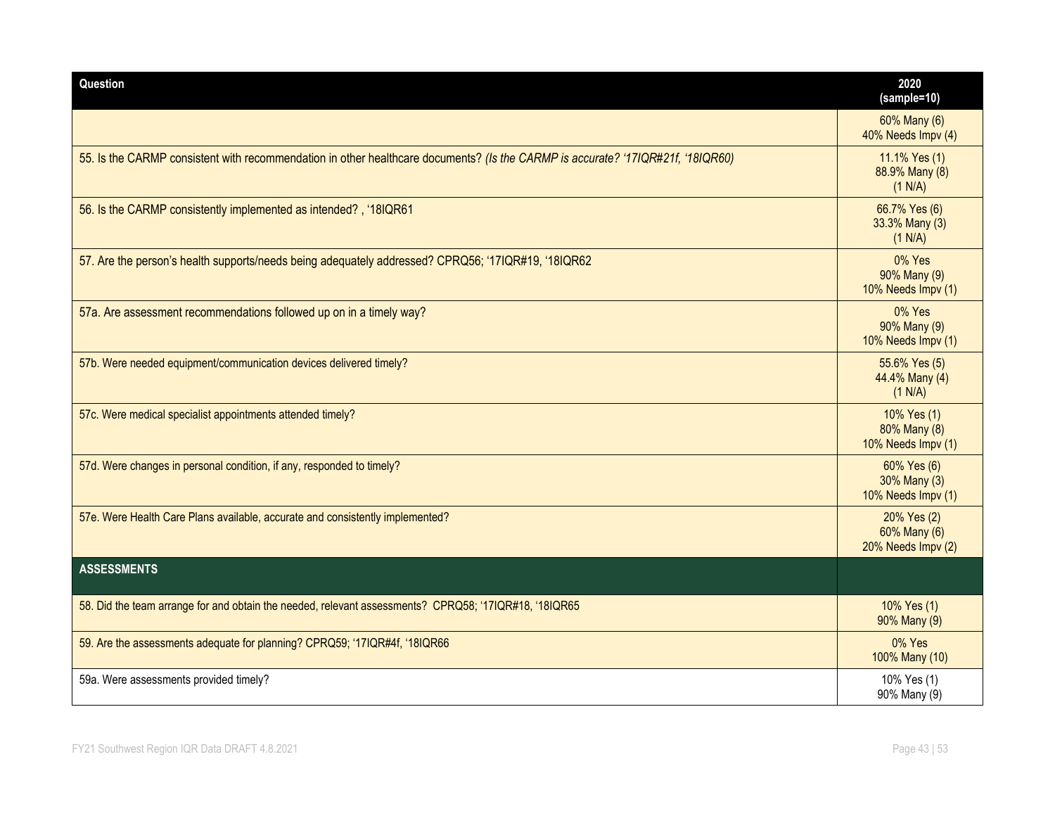| Question | 2020 (sample=10) |
| --- | --- |
| | 60% Many (6)<br>40% Needs Impv (4) |
| 55. Is the CARMP consistent with recommendation in other healthcare documents? *(Is the CARMP is accurate? '17IQR#21f, '18IQR60)* | 11.1% Yes (1)<br>88.9% Many (8)<br>(1 N/A) |
| 56. Is the CARMP consistently implemented as intended? , '18IQR61 | 66.7% Yes (6)<br>33.3% Many (3)<br>(1 N/A) |
| 57. Are the person's health supports/needs being adequately addressed? CPRQ56; '17IQR#19, '18IQR62 | 0% Yes<br>90% Many (9)<br>10% Needs Impv (1) |
| 57a. Are assessment recommendations followed up on in a timely way? | 0% Yes<br>90% Many (9)<br>10% Needs Impv (1) |
| 57b. Were needed equipment/communication devices delivered timely? | 55.6% Yes (5)<br>44.4% Many (4)<br>(1 N/A) |
| 57c. Were medical specialist appointments attended timely? | 10% Yes (1)<br>80% Many (8)<br>10% Needs Impv (1) |
| 57d. Were changes in personal condition, if any, responded to timely? | 60% Yes (6)<br>30% Many (3)<br>10% Needs Impv (1) |
| 57e. Were Health Care Plans available, accurate and consistently implemented? | 20% Yes (2)<br>60% Many (6)<br>20% Needs Impv (2) |
| **ASSESSMENTS** | |
| 58. Did the team arrange for and obtain the needed, relevant assessments? CPRQ58; '17IQR#18, '18IQR65 | 10% Yes (1)<br>90% Many (9) |
| 59. Are the assessments adequate for planning? CPRQ59; '17IQR#4f, '18IQR66 | 0% Yes<br>100% Many (10) |
| 59a. Were assessments provided timely? | 10% Yes (1)<br>90% Many (9) |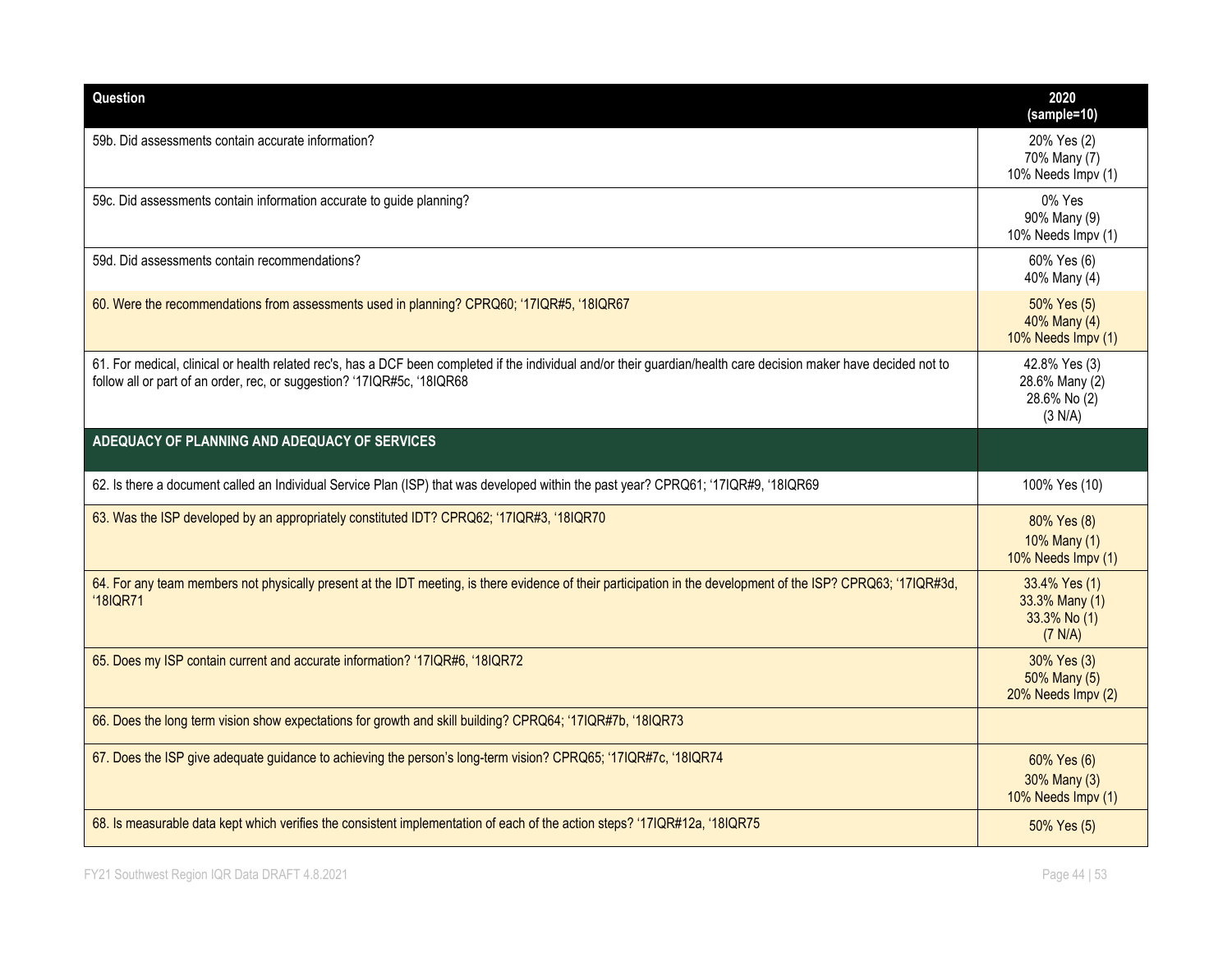| Question | 2020 (sample=10) |
| --- | --- |
| 59b. Did assessments contain accurate information? | 20% Yes (2)<br>70% Many (7)<br>10% Needs Impv (1) |
| 59c. Did assessments contain information accurate to guide planning? | 0% Yes<br>90% Many (9)<br>10% Needs Impv (1) |
| 59d. Did assessments contain recommendations? | 60% Yes (6)<br>40% Many (4) |
| 60. Were the recommendations from assessments used in planning? CPRQ60; '17IQR#5, '18IQR67 | 50% Yes (5)<br>40% Many (4)<br>10% Needs Impv (1) |
| 61. For medical, clinical or health related rec's, has a DCF been completed if the individual and/or their guardian/health care decision maker have decided not to follow all or part of an order, rec, or suggestion? '17IQR#5c, '18IQR68 | 42.8% Yes (3)<br>28.6% Many (2)<br>28.6% No (2)<br>(3 N/A) |
| **ADEQUACY OF PLANNING AND ADEQUACY OF SERVICES** | |
| 62. Is there a document called an Individual Service Plan (ISP) that was developed within the past year? CPRQ61; '17IQR#9, '18IQR69 | 100% Yes (10) |
| 63. Was the ISP developed by an appropriately constituted IDT? CPRQ62; '17IQR#3, '18IQR70 | 80% Yes (8)<br>10% Many (1)<br>10% Needs Impv (1) |
| 64. For any team members not physically present at the IDT meeting, is there evidence of their participation in the development of the ISP? CPRQ63; '17IQR#3d, '18IQR71 | 33.4% Yes (1)<br>33.3% Many (1)<br>33.3% No (1)<br>(7 N/A) |
| 65. Does my ISP contain current and accurate information? '17IQR#6, '18IQR72 | 30% Yes (3)<br>50% Many (5)<br>20% Needs Impv (2) |
| 66. Does the long term vision show expectations for growth and skill building? CPRQ64; '17IQR#7b, '18IQR73 | |
| 67. Does the ISP give adequate guidance to achieving the person's long-term vision? CPRQ65; '17IQR#7c, '18IQR74 | 60% Yes (6)<br>30% Many (3)<br>10% Needs Impv (1) |
| 68. Is measurable data kept which verifies the consistent implementation of each of the action steps? '17IQR#12a, '18IQR75 | 50% Yes (5) |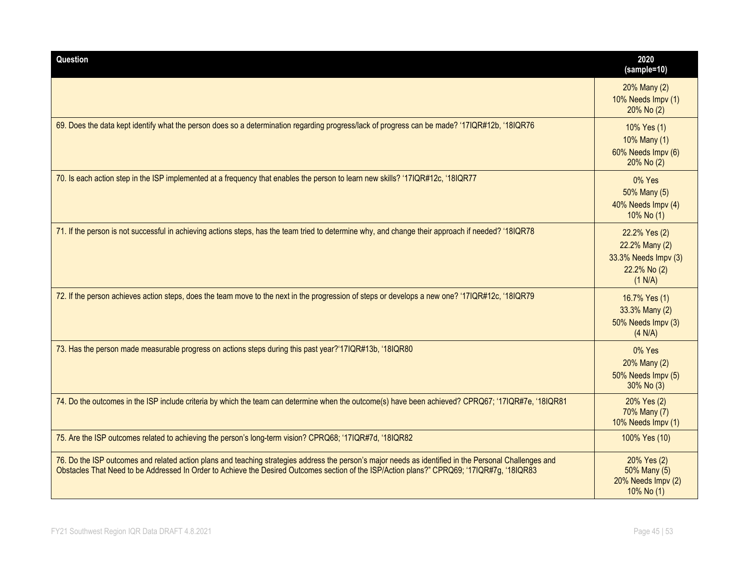| Question | 2020 (sample=10) |
|---|---|
| | 20% Many (2)<br>10% Needs Impv (1)<br>20% No (2) |
| 69. Does the data kept identify what the person does so a determination regarding progress/lack of progress can be made? '17IQR#12b, '18IQR76 | 10% Yes (1)<br>10% Many (1)<br>60% Needs Impv (6)<br>20% No (2) |
| 70. Is each action step in the ISP implemented at a frequency that enables the person to learn new skills? '17IQR#12c, '18IQR77 | 0% Yes<br>50% Many (5)<br>40% Needs Impv (4)<br>10% No (1) |
| 71. If the person is not successful in achieving actions steps, has the team tried to determine why, and change their approach if needed? '18IQR78 | 22.2% Yes (2)<br>22.2% Many (2)<br>33.3% Needs Impv (3)<br>22.2% No (2)<br>(1 N/A) |
| 72. If the person achieves action steps, does the team move to the next in the progression of steps or develops a new one? '17IQR#12c, '18IQR79 | 16.7% Yes (1)<br>33.3% Many (2)<br>50% Needs Impv (3)<br>(4 N/A) |
| 73. Has the person made measurable progress on actions steps during this past year?'17IQR#13b, '18IQR80 | 0% Yes<br>20% Many (2)<br>50% Needs Impv (5)<br>30% No (3) |
| 74. Do the outcomes in the ISP include criteria by which the team can determine when the outcome(s) have been achieved? CPRQ67; '17IQR#7e, '18IQR81 | 20% Yes (2)<br>70% Many (7)<br>10% Needs Impv (1) |
| 75. Are the ISP outcomes related to achieving the person's long-term vision? CPRQ68; '17IQR#7d, '18IQR82 | 100% Yes (10) |
| 76. Do the ISP outcomes and related action plans and teaching strategies address the person's major needs as identified in the Personal Challenges and Obstacles That Need to be Addressed In Order to Achieve the Desired Outcomes section of the ISP/Action plans?" CPRQ69; '17IQR#7g, '18IQR83 | 20% Yes (2)<br>50% Many (5)<br>20% Needs Impv (2)<br>10% No (1) |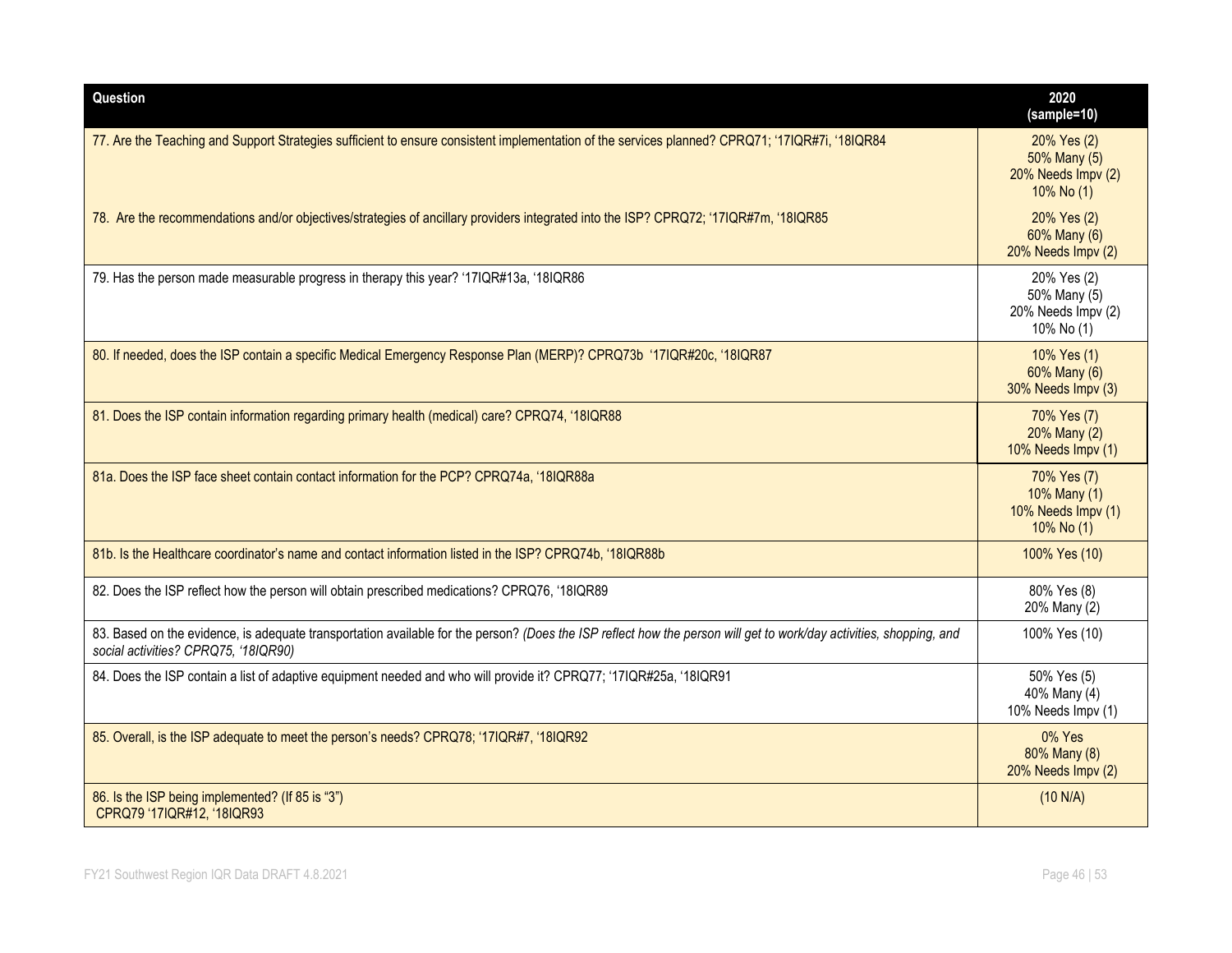| Question | 2020 (sample=10) |
|---|---|
| 77. Are the Teaching and Support Strategies sufficient to ensure consistent implementation of the services planned? CPRQ71; '17IQR#7i, '18IQR84 | 20% Yes (2)<br>50% Many (5)<br>20% Needs Impv (2)<br>10% No (1) |
| 78. Are the recommendations and/or objectives/strategies of ancillary providers integrated into the ISP? CPRQ72; '17IQR#7m, '18IQR85 | 20% Yes (2)<br>60% Many (6)<br>20% Needs Impv (2) |
| 79. Has the person made measurable progress in therapy this year? '17IQR#13a, '18IQR86 | 20% Yes (2)<br>50% Many (5)<br>20% Needs Impv (2)<br>10% No (1) |
| 80. If needed, does the ISP contain a specific Medical Emergency Response Plan (MERP)? CPRQ73b '17IQR#20c, '18IQR87 | 10% Yes (1)<br>60% Many (6)<br>30% Needs Impv (3) |
| 81. Does the ISP contain information regarding primary health (medical) care? CPRQ74, '18IQR88 | 70% Yes (7)<br>20% Many (2)<br>10% Needs Impv (1) |
| 81a. Does the ISP face sheet contain contact information for the PCP? CPRQ74a, '18IQR88a | 70% Yes (7)<br>10% Many (1)<br>10% Needs Impv (1)<br>10% No (1) |
| 81b. Is the Healthcare coordinator's name and contact information listed in the ISP? CPRQ74b, '18IQR88b | 100% Yes (10) |
| 82. Does the ISP reflect how the person will obtain prescribed medications? CPRQ76, '18IQR89 | 80% Yes (8)<br>20% Many (2) |
| 83. Based on the evidence, is adequate transportation available for the person? *(Does the ISP reflect how the person will get to work/day activities, shopping, and social activities? CPRQ75, '18IQR90)* | 100% Yes (10) |
| 84. Does the ISP contain a list of adaptive equipment needed and who will provide it? CPRQ77; '17IQR#25a, '18IQR91 | 50% Yes (5)<br>40% Many (4)<br>10% Needs Impv (1) |
| 85. Overall, is the ISP adequate to meet the person's needs? CPRQ78; '17IQR#7, '18IQR92 | 0% Yes<br>80% Many (8)<br>20% Needs Impv (2) |
| 86. Is the ISP being implemented? (If 85 is "3")<br>CPRQ79 '17IQR#12, '18IQR93 | (10 N/A) |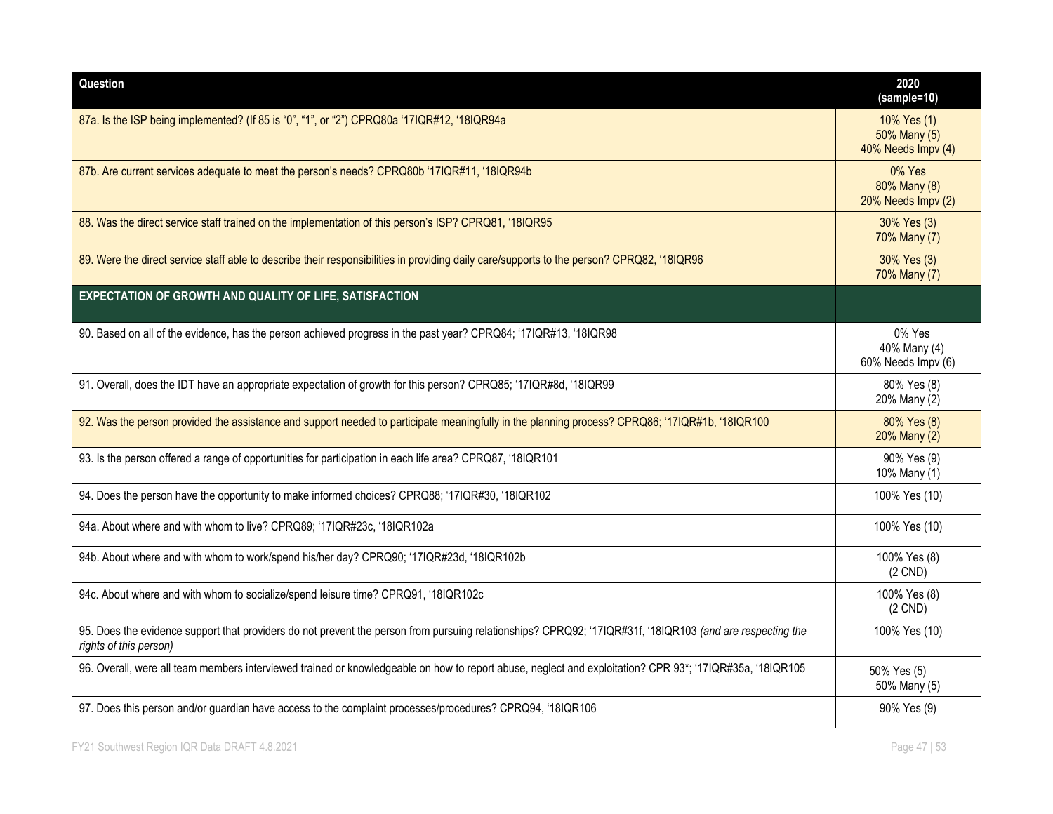| Question | 2020 (sample=10) |
|---|---|
| 87a. Is the ISP being implemented? (If 85 is "0", "1", or "2") CPRQ80a '17IQR#12, '18IQR94a | 10% Yes (1)<br>50% Many (5)<br>40% Needs Impv (4) |
| 87b. Are current services adequate to meet the person's needs? CPRQ80b '17IQR#11, '18IQR94b | 0% Yes<br>80% Many (8)<br>20% Needs Impv (2) |
| 88. Was the direct service staff trained on the implementation of this person's ISP? CPRQ81, '18IQR95 | 30% Yes (3)<br>70% Many (7) |
| 89. Were the direct service staff able to describe their responsibilities in providing daily care/supports to the person? CPRQ82, '18IQR96 | 30% Yes (3)<br>70% Many (7) |
| **EXPECTATION OF GROWTH AND QUALITY OF LIFE, SATISFACTION** | |
| 90. Based on all of the evidence, has the person achieved progress in the past year? CPRQ84; '17IQR#13, '18IQR98 | 0% Yes<br>40% Many (4)<br>60% Needs Impv (6) |
| 91. Overall, does the IDT have an appropriate expectation of growth for this person? CPRQ85; '17IQR#8d, '18IQR99 | 80% Yes (8)<br>20% Many (2) |
| 92. Was the person provided the assistance and support needed to participate meaningfully in the planning process? CPRQ86; '17IQR#1b, '18IQR100 | 80% Yes (8)<br>20% Many (2) |
| 93. Is the person offered a range of opportunities for participation in each life area? CPRQ87, '18IQR101 | 90% Yes (9)<br>10% Many (1) |
| 94. Does the person have the opportunity to make informed choices? CPRQ88; '17IQR#30, '18IQR102 | 100% Yes (10) |
| 94a. About where and with whom to live? CPRQ89; '17IQR#23c, '18IQR102a | 100% Yes (10) |
| 94b. About where and with whom to work/spend his/her day? CPRQ90; '17IQR#23d, '18IQR102b | 100% Yes (8)<br>(2 CND) |
| 94c. About where and with whom to socialize/spend leisure time? CPRQ91, '18IQR102c | 100% Yes (8)<br>(2 CND) |
| 95. Does the evidence support that providers do not prevent the person from pursuing relationships? CPRQ92; '17IQR#31f, '18IQR103 *(and are respecting the rights of this person)* | 100% Yes (10) |
| 96. Overall, were all team members interviewed trained or knowledgeable on how to report abuse, neglect and exploitation? CPR 93*; '17IQR#35a, '18IQR105 | 50% Yes (5)<br>50% Many (5) |
| 97. Does this person and/or guardian have access to the complaint processes/procedures? CPRQ94, '18IQR106 | 90% Yes (9) |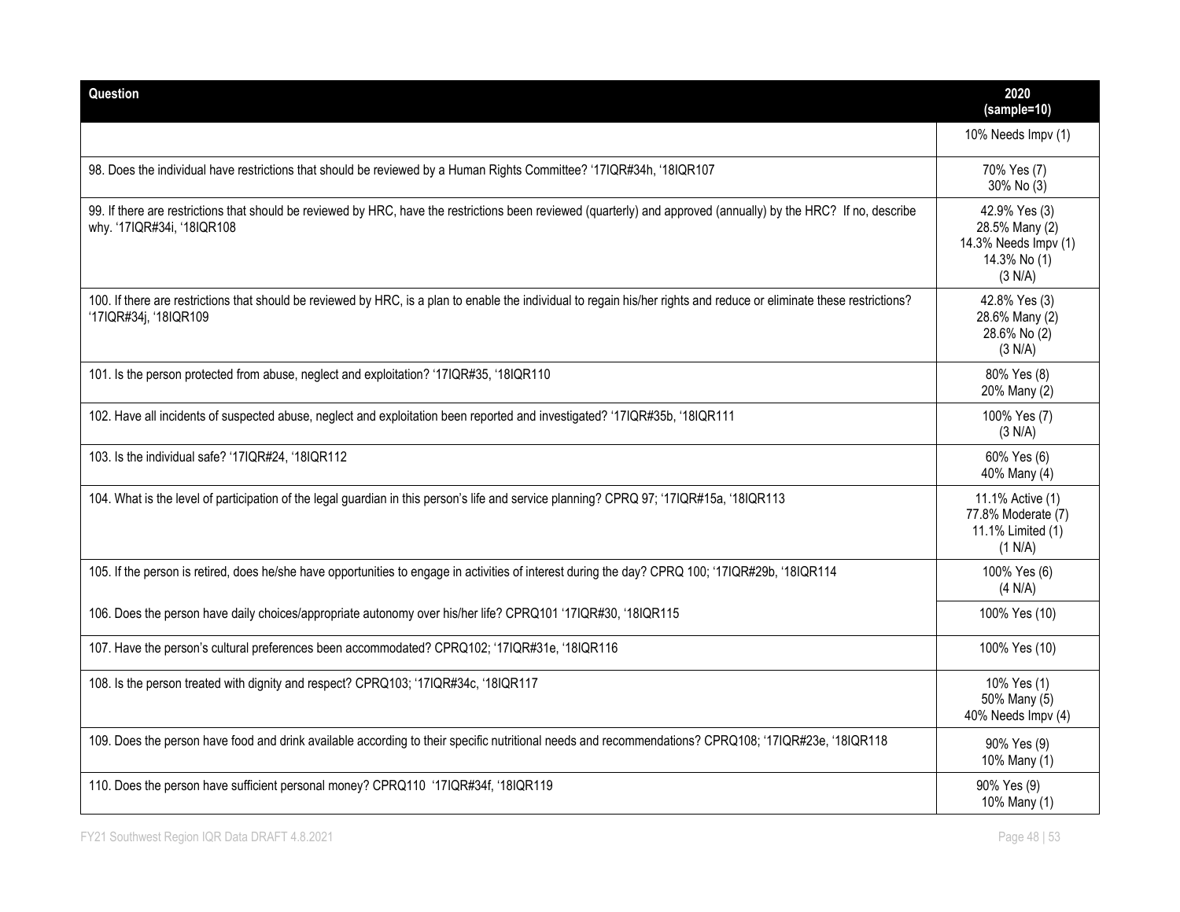| Question | 2020 (sample=10) |
|---|---|
| | 10% Needs Impv (1) |
| 98. Does the individual have restrictions that should be reviewed by a Human Rights Committee? '17IQR#34h, '18IQR107 | 70% Yes (7)<br>30% No (3) |
| 99. If there are restrictions that should be reviewed by HRC, have the restrictions been reviewed (quarterly) and approved (annually) by the HRC? If no, describe why. '17IQR#34i, '18IQR108 | 42.9% Yes (3)<br>28.5% Many (2)<br>14.3% Needs Impv (1)<br>14.3% No (1)<br>(3 N/A) |
| 100. If there are restrictions that should be reviewed by HRC, is a plan to enable the individual to regain his/her rights and reduce or eliminate these restrictions? '17IQR#34j, '18IQR109 | 42.8% Yes (3)<br>28.6% Many (2)<br>28.6% No (2)<br>(3 N/A) |
| 101. Is the person protected from abuse, neglect and exploitation? '17IQR#35, '18IQR110 | 80% Yes (8)<br>20% Many (2) |
| 102. Have all incidents of suspected abuse, neglect and exploitation been reported and investigated? '17IQR#35b, '18IQR111 | 100% Yes (7)<br>(3 N/A) |
| 103. Is the individual safe? '17IQR#24, '18IQR112 | 60% Yes (6)<br>40% Many (4) |
| 104. What is the level of participation of the legal guardian in this person's life and service planning? CPRQ 97; '17IQR#15a, '18IQR113 | 11.1% Active (1)<br>77.8% Moderate (7)<br>11.1% Limited (1)<br>(1 N/A) |
| 105. If the person is retired, does he/she have opportunities to engage in activities of interest during the day? CPRQ 100; '17IQR#29b, '18IQR114 | 100% Yes (6)<br>(4 N/A) |
| 106. Does the person have daily choices/appropriate autonomy over his/her life? CPRQ101 '17IQR#30, '18IQR115 | 100% Yes (10) |
| 107. Have the person's cultural preferences been accommodated? CPRQ102; '17IQR#31e, '18IQR116 | 100% Yes (10) |
| 108. Is the person treated with dignity and respect? CPRQ103; '17IQR#34c, '18IQR117 | 10% Yes (1)<br>50% Many (5)<br>40% Needs Impv (4) |
| 109. Does the person have food and drink available according to their specific nutritional needs and recommendations? CPRQ108; '17IQR#23e, '18IQR118 | 90% Yes (9)<br>10% Many (1) |
| 110. Does the person have sufficient personal money? CPRQ110 '17IQR#34f, '18IQR119 | 90% Yes (9)<br>10% Many (1) |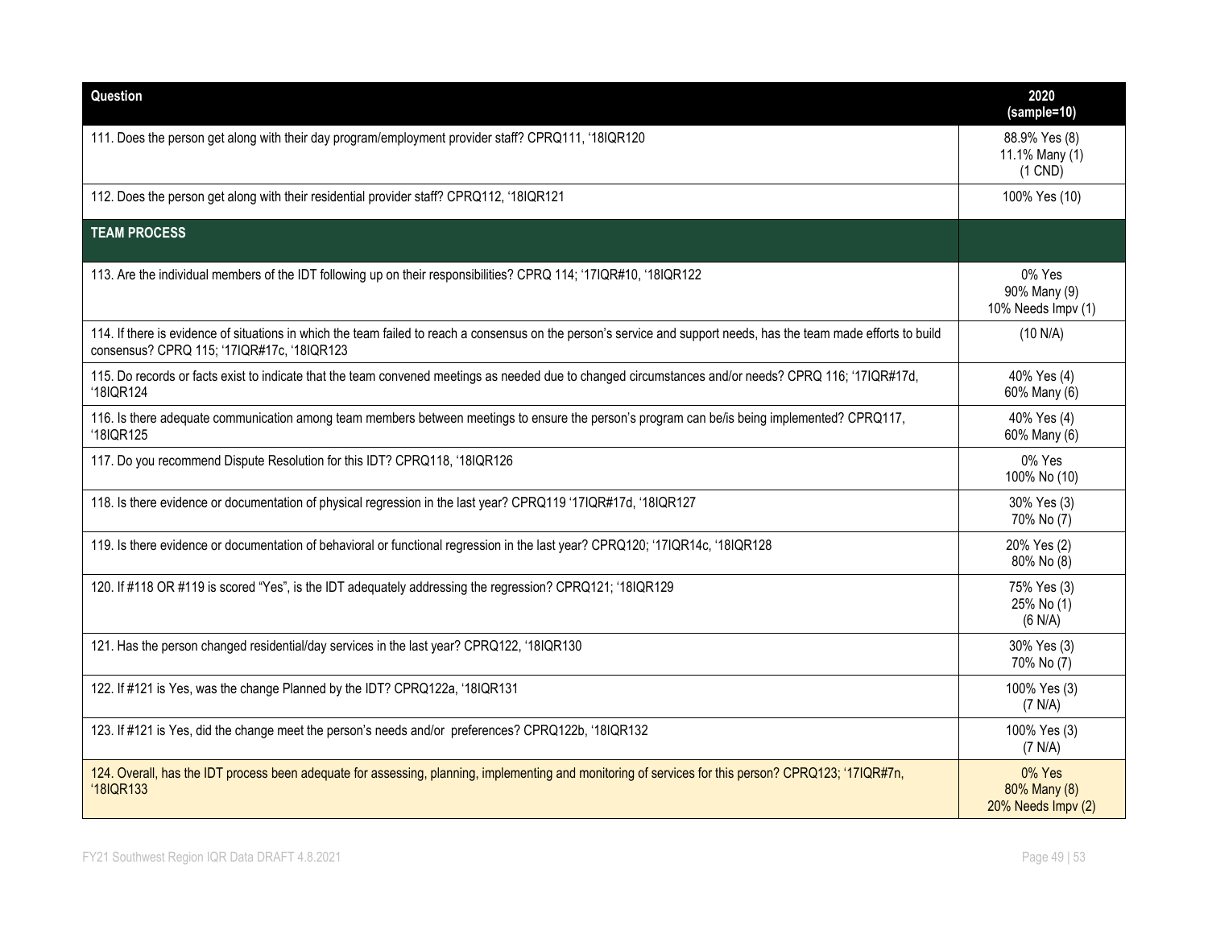| Question | 2020 (sample=10) |
|---|---|
| 111. Does the person get along with their day program/employment provider staff? CPRQ111, '18IQR120 | 88.9% Yes (8)<br>11.1% Many (1)<br>(1 CND) |
| 112. Does the person get along with their residential provider staff? CPRQ112, '18IQR121 | 100% Yes (10) |
| **TEAM PROCESS** | |
| 113. Are the individual members of the IDT following up on their responsibilities? CPRQ 114; '17IQR#10, '18IQR122 | 0% Yes<br>90% Many (9)<br>10% Needs Impv (1) |
| 114. If there is evidence of situations in which the team failed to reach a consensus on the person's service and support needs, has the team made efforts to build consensus? CPRQ 115; '17IQR#17c, '18IQR123 | (10 N/A) |
| 115. Do records or facts exist to indicate that the team convened meetings as needed due to changed circumstances and/or needs? CPRQ 116; '17IQR#17d, '18IQR124 | 40% Yes (4)<br>60% Many (6) |
| 116. Is there adequate communication among team members between meetings to ensure the person's program can be/is being implemented? CPRQ117, '18IQR125 | 40% Yes (4)<br>60% Many (6) |
| 117. Do you recommend Dispute Resolution for this IDT? CPRQ118, '18IQR126 | 0% Yes<br>100% No (10) |
| 118. Is there evidence or documentation of physical regression in the last year? CPRQ119 '17IQR#17d, '18IQR127 | 30% Yes (3)<br>70% No (7) |
| 119. Is there evidence or documentation of behavioral or functional regression in the last year? CPRQ120; '17IQR14c, '18IQR128 | 20% Yes (2)<br>80% No (8) |
| 120. If #118 OR #119 is scored "Yes", is the IDT adequately addressing the regression? CPRQ121; '18IQR129 | 75% Yes (3)<br>25% No (1)<br>(6 N/A) |
| 121. Has the person changed residential/day services in the last year? CPRQ122, '18IQR130 | 30% Yes (3)<br>70% No (7) |
| 122. If #121 is Yes, was the change Planned by the IDT? CPRQ122a, '18IQR131 | 100% Yes (3)<br>(7 N/A) |
| 123. If #121 is Yes, did the change meet the person's needs and/or preferences? CPRQ122b, '18IQR132 | 100% Yes (3)<br>(7 N/A) |
| 124. Overall, has the IDT process been adequate for assessing, planning, implementing and monitoring of services for this person? CPRQ123; '17IQR#7n, '18IQR133 | 0% Yes<br>80% Many (8)<br>20% Needs Impv (2) |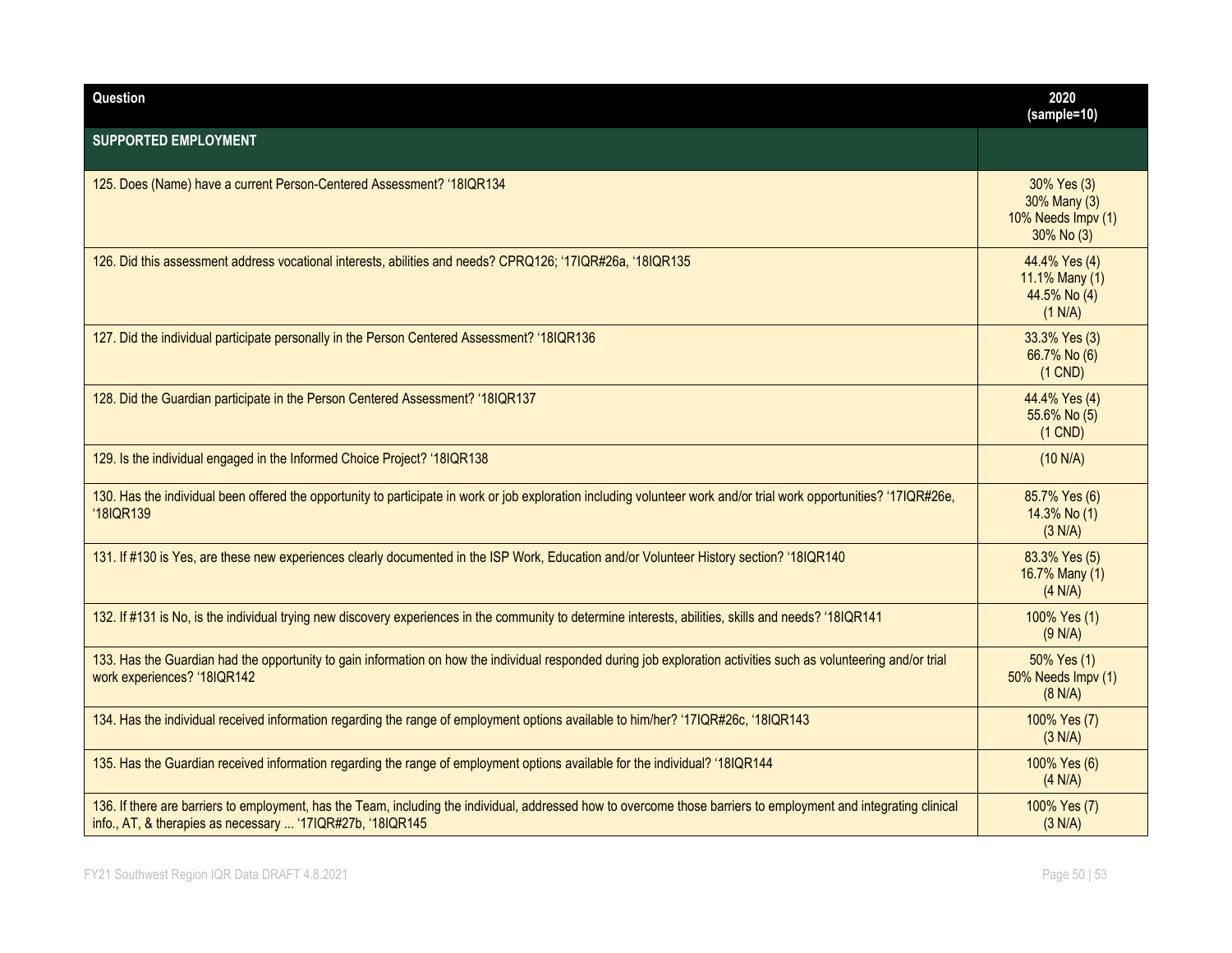| Question | 2020 (sample=10) |
| --- | --- |
| **SUPPORTED EMPLOYMENT** | |
| 125. Does (Name) have a current Person-Centered Assessment? '18IQR134 | 30% Yes (3)<br>30% Many (3)<br>10% Needs Impv (1)<br>30% No (3) |
| 126. Did this assessment address vocational interests, abilities and needs? CPRQ126; '17IQR#26a, '18IQR135 | 44.4% Yes (4)<br>11.1% Many (1)<br>44.5% No (4)<br>(1 N/A) |
| 127. Did the individual participate personally in the Person Centered Assessment? '18IQR136 | 33.3% Yes (3)<br>66.7% No (6)<br>(1 CND) |
| 128. Did the Guardian participate in the Person Centered Assessment? '18IQR137 | 44.4% Yes (4)<br>55.6% No (5)<br>(1 CND) |
| 129. Is the individual engaged in the Informed Choice Project? '18IQR138 | (10 N/A) |
| 130. Has the individual been offered the opportunity to participate in work or job exploration including volunteer work and/or trial work opportunities? '17IQR#26e, '18IQR139 | 85.7% Yes (6)<br>14.3% No (1)<br>(3 N/A) |
| 131. If #130 is Yes, are these new experiences clearly documented in the ISP Work, Education and/or Volunteer History section? '18IQR140 | 83.3% Yes (5)<br>16.7% Many (1)<br>(4 N/A) |
| 132. If #131 is No, is the individual trying new discovery experiences in the community to determine interests, abilities, skills and needs? '18IQR141 | 100% Yes (1)<br>(9 N/A) |
| 133. Has the Guardian had the opportunity to gain information on how the individual responded during job exploration activities such as volunteering and/or trial work experiences? '18IQR142 | 50% Yes (1)<br>50% Needs Impv (1)<br>(8 N/A) |
| 134. Has the individual received information regarding the range of employment options available to him/her? '17IQR#26c, '18IQR143 | 100% Yes (7)<br>(3 N/A) |
| 135. Has the Guardian received information regarding the range of employment options available for the individual? '18IQR144 | 100% Yes (6)<br>(4 N/A) |
| 136. If there are barriers to employment, has the Team, including the individual, addressed how to overcome those barriers to employment and integrating clinical info., AT, & therapies as necessary ... '17IQR#27b, '18IQR145 | 100% Yes (7)<br>(3 N/A) |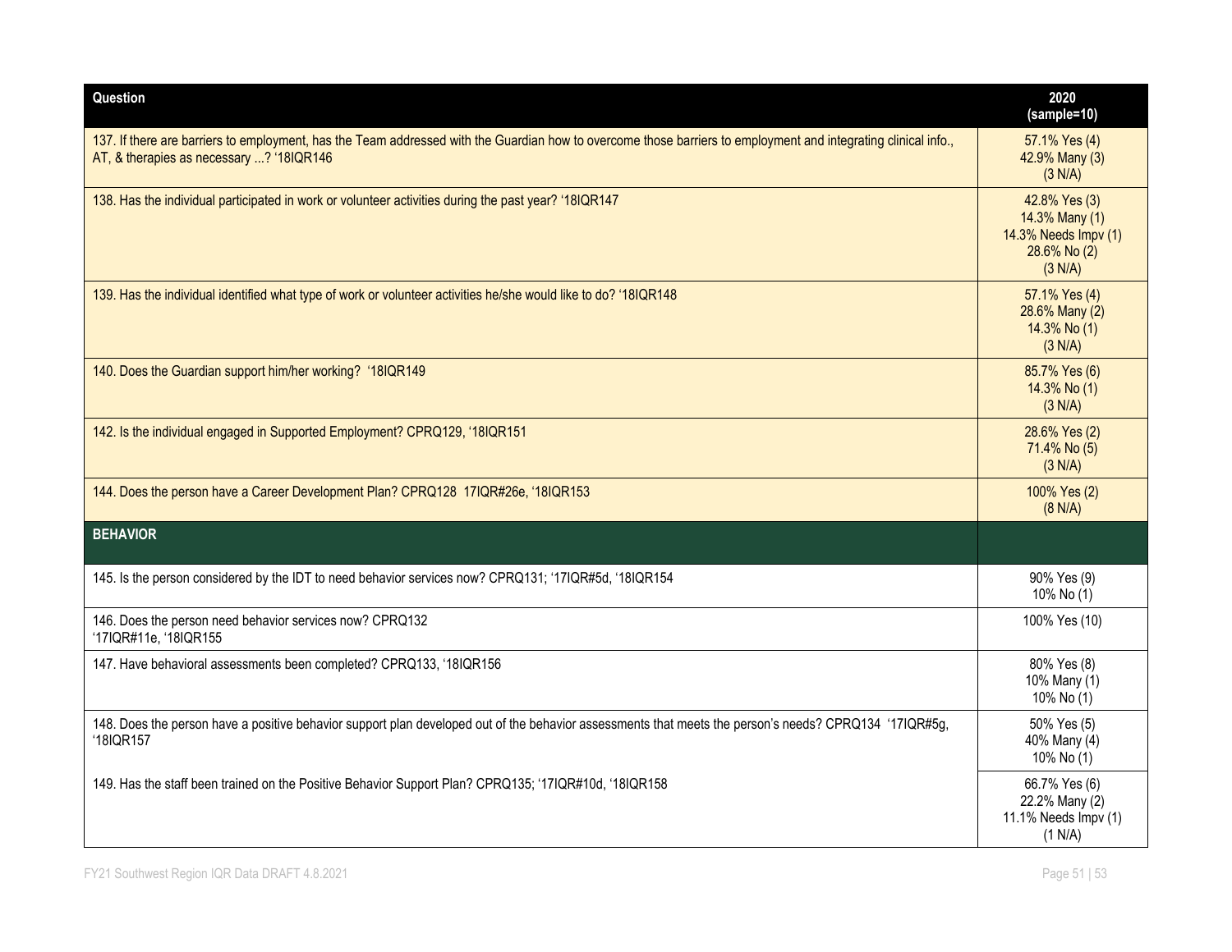| Question | 2020 (sample=10) |
|---|---|
| 137. If there are barriers to employment, has the Team addressed with the Guardian how to overcome those barriers to employment and integrating clinical info., AT, & therapies as necessary ...? '18IQR146 | 57.1% Yes (4)<br>42.9% Many (3)<br>(3 N/A) |
| 138. Has the individual participated in work or volunteer activities during the past year? '18IQR147 | 42.8% Yes (3)<br>14.3% Many (1)<br>14.3% Needs Impv (1)<br>28.6% No (2)<br>(3 N/A) |
| 139. Has the individual identified what type of work or volunteer activities he/she would like to do? '18IQR148 | 57.1% Yes (4)<br>28.6% Many (2)<br>14.3% No (1)<br>(3 N/A) |
| 140. Does the Guardian support him/her working? '18IQR149 | 85.7% Yes (6)<br>14.3% No (1)<br>(3 N/A) |
| 142. Is the individual engaged in Supported Employment? CPRQ129, '18IQR151 | 28.6% Yes (2)<br>71.4% No (5)<br>(3 N/A) |
| 144. Does the person have a Career Development Plan? CPRQ128 17IQR#26e, '18IQR153 | 100% Yes (2)<br>(8 N/A) |
| **BEHAVIOR** | |
| 145. Is the person considered by the IDT to need behavior services now? CPRQ131; '17IQR#5d, '18IQR154 | 90% Yes (9)<br>10% No (1) |
| 146. Does the person need behavior services now? CPRQ132 '17IQR#11e, '18IQR155 | 100% Yes (10) |
| 147. Have behavioral assessments been completed? CPRQ133, '18IQR156 | 80% Yes (8)<br>10% Many (1)<br>10% No (1) |
| 148. Does the person have a positive behavior support plan developed out of the behavior assessments that meets the person's needs? CPRQ134 '17IQR#5g, '18IQR157 | 50% Yes (5)<br>40% Many (4)<br>10% No (1) |
| 149. Has the staff been trained on the Positive Behavior Support Plan? CPRQ135; '17IQR#10d, '18IQR158 | 66.7% Yes (6)<br>22.2% Many (2)<br>11.1% Needs Impv (1)<br>(1 N/A) |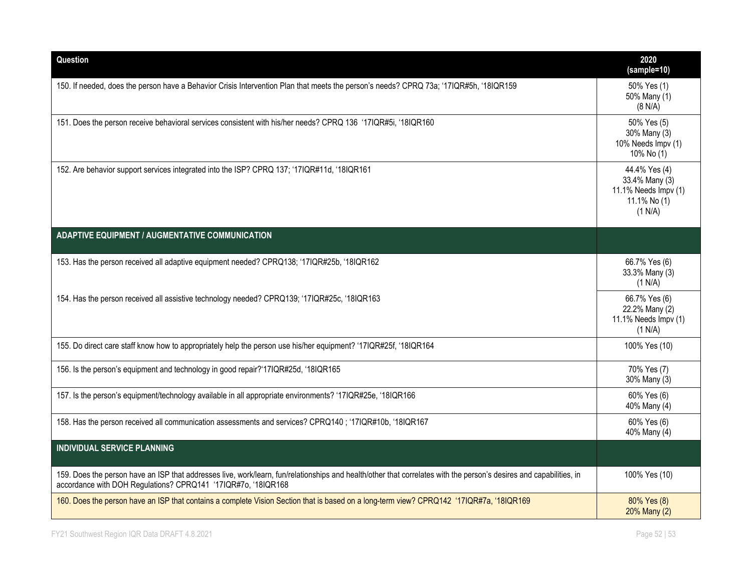| Question | 2020 (sample=10) |
| --- | --- |
| 150. If needed, does the person have a Behavior Crisis Intervention Plan that meets the person's needs? CPRQ 73a; '17IQR#5h, '18IQR159 | 50% Yes (1)<br>50% Many (1)<br>(8 N/A) |
| 151. Does the person receive behavioral services consistent with his/her needs? CPRQ 136 '17IQR#5i, '18IQR160 | 50% Yes (5)<br>30% Many (3)<br>10% Needs Impv (1)<br>10% No (1) |
| 152. Are behavior support services integrated into the ISP? CPRQ 137; '17IQR#11d, '18IQR161 | 44.4% Yes (4)<br>33.4% Many (3)<br>11.1% Needs Impv (1)<br>11.1% No (1)<br>(1 N/A) |
| **ADAPTIVE EQUIPMENT / AUGMENTATIVE COMMUNICATION** | |
| 153. Has the person received all adaptive equipment needed? CPRQ138; '17IQR#25b, '18IQR162 | 66.7% Yes (6)<br>33.3% Many (3)<br>(1 N/A) |
| 154. Has the person received all assistive technology needed? CPRQ139; '17IQR#25c, '18IQR163 | 66.7% Yes (6)<br>22.2% Many (2)<br>11.1% Needs Impv (1)<br>(1 N/A) |
| 155. Do direct care staff know how to appropriately help the person use his/her equipment? '17IQR#25f, '18IQR164 | 100% Yes (10) |
| 156. Is the person's equipment and technology in good repair?'17IQR#25d, '18IQR165 | 70% Yes (7)<br>30% Many (3) |
| 157. Is the person's equipment/technology available in all appropriate environments? '17IQR#25e, '18IQR166 | 60% Yes (6)<br>40% Many (4) |
| 158. Has the person received all communication assessments and services? CPRQ140 ; '17IQR#10b, '18IQR167 | 60% Yes (6)<br>40% Many (4) |
| **INDIVIDUAL SERVICE PLANNING** | |
| 159. Does the person have an ISP that addresses live, work/learn, fun/relationships and health/other that correlates with the person's desires and capabilities, in accordance with DOH Regulations? CPRQ141 '17IQR#7o, '18IQR168 | 100% Yes (10) |
| 160. Does the person have an ISP that contains a complete Vision Section that is based on a long-term view? CPRQ142 '17IQR#7a, '18IQR169 | 80% Yes (8)<br>20% Many (2) |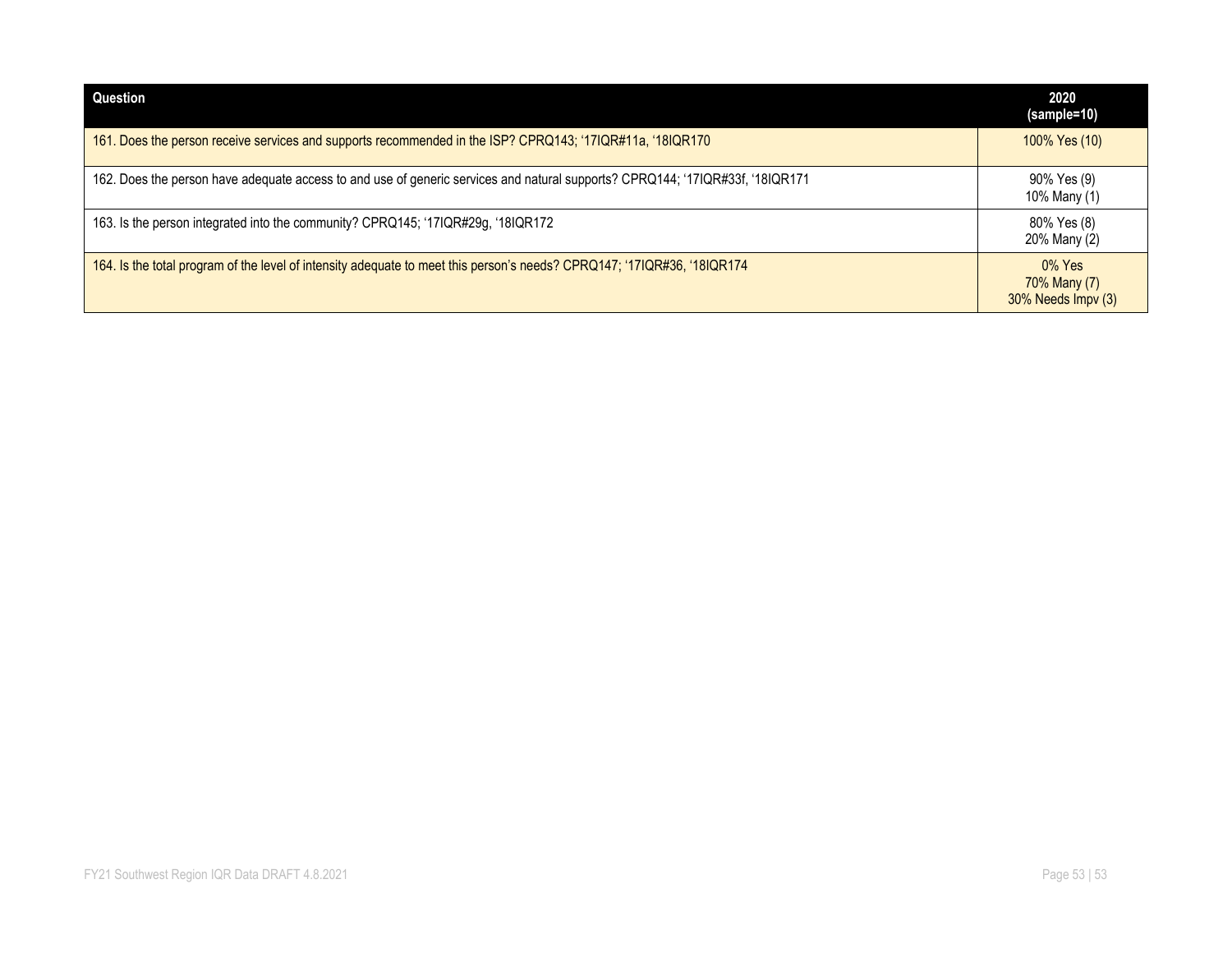| Question | 2020 (sample=10) |
| --- | --- |
| 161. Does the person receive services and supports recommended in the ISP? CPRQ143; '17IQR#11a, '18IQR170 | 100% Yes (10) |
| 162. Does the person have adequate access to and use of generic services and natural supports? CPRQ144; '17IQR#33f, '18IQR171 | 90% Yes (9)<br>10% Many (1) |
| 163. Is the person integrated into the community? CPRQ145; '17IQR#29g, '18IQR172 | 80% Yes (8)<br>20% Many (2) |
| 164. Is the total program of the level of intensity adequate to meet this person's needs? CPRQ147; '17IQR#36, '18IQR174 | 0% Yes<br>70% Many (7)<br>30% Needs Impv (3) |